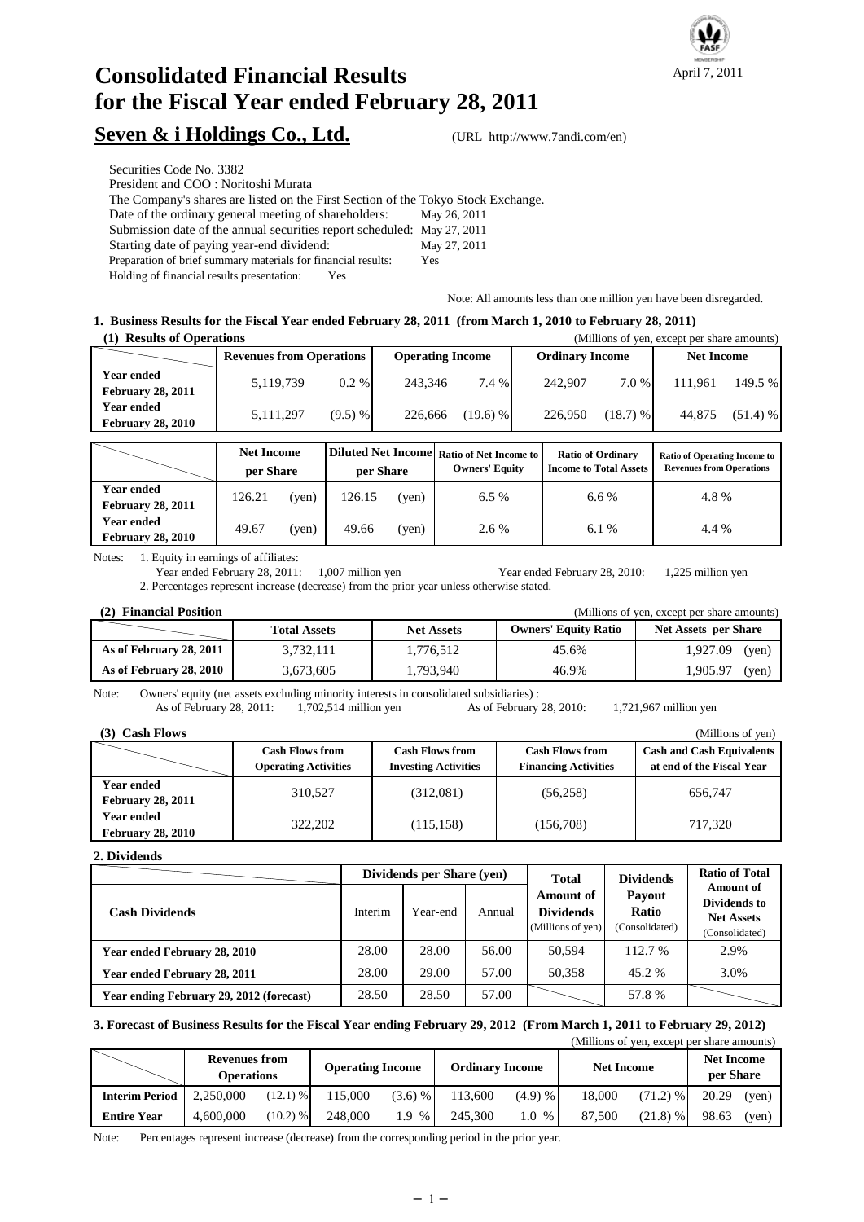April 7, 2011

# Consolidated Financial Results for the Fiscal Year ended February 28, 2011

## Seven & i Holdings Co., Ltd.

(URL http://www.7andi.com/en)

Securities Code No. 3382
President and COO : Noritoshi Murata
The Company's shares are listed on the First Section of the Tokyo Stock Exchange.
Date of the ordinary general meeting of shareholders: May 26, 2011
Submission date of the annual securities report scheduled: May 27, 2011
Starting date of paying year-end dividend: May 27, 2011
Preparation of brief summary materials for financial results: Yes
Holding of financial results presentation: Yes

Note: All amounts less than one million yen have been disregarded.

### 1. Business Results for the Fiscal Year ended February 28, 2011 (from March 1, 2010 to February 28, 2011)

**(1) Results of Operations**

(Millions of yen, except per share amounts)

| | Revenues from Operations | | Operating Income | | Ordinary Income | | Net Income | |
|---|---|---|---|---|---|---|---|---|
| Year ended February 28, 2011 | 5,119,739 | 0.2 % | 243,346 | 7.4 % | 242,907 | 7.0 % | 111,961 | 149.5 % |
| Year ended February 28, 2010 | 5,111,297 | (9.5) % | 226,666 | (19.6) % | 226,950 | (18.7) % | 44,875 | (51.4) % |

| | Net Income per Share | Diluted Net Income per Share | Ratio of Net Income to Owners' Equity | Ratio of Ordinary Income to Total Assets | Ratio of Operating Income to Revenues from Operations |
|---|---|---|---|---|---|
| Year ended February 28, 2011 | 126.21 (yen) | 126.15 (yen) | 6.5 % | 6.6 % | 4.8 % |
| Year ended February 28, 2010 | 49.67 (yen) | 49.66 (yen) | 2.6 % | 6.1 % | 4.4 % |

Notes: 1. Equity in earnings of affiliates:
Year ended February 28, 2011: 1,007 million yen Year ended February 28, 2010: 1,225 million yen
2. Percentages represent increase (decrease) from the prior year unless otherwise stated.

**(2) Financial Position**

(Millions of yen, except per share amounts)

| | Total Assets | Net Assets | Owners' Equity Ratio | Net Assets per Share |
|---|---|---|---|---|
| As of February 28, 2011 | 3,732,111 | 1,776,512 | 45.6% | 1,927.09 (yen) |
| As of February 28, 2010 | 3,673,605 | 1,793,940 | 46.9% | 1,905.97 (yen) |

Note: Owners' equity (net assets excluding minority interests in consolidated subsidiaries) :
As of February 28, 2011: 1,702,514 million yen As of February 28, 2010: 1,721,967 million yen

**(3) Cash Flows**

(Millions of yen)

| | Cash Flows from Operating Activities | Cash Flows from Investing Activities | Cash Flows from Financing Activities | Cash and Cash Equivalents at end of the Fiscal Year |
|---|---|---|---|---|
| Year ended February 28, 2011 | 310,527 | (312,081) | (56,258) | 656,747 |
| Year ended February 28, 2010 | 322,202 | (115,158) | (156,708) | 717,320 |

### 2. Dividends

| Cash Dividends | Dividends per Share (yen) | | | Total Amount of Dividends (Millions of yen) | Dividends Payout Ratio (Consolidated) | Ratio of Total Amount of Dividends to Net Assets (Consolidated) |
|---|---|---|---|---|---|---|
| | Interim | Year-end | Annual | | | |
| Year ended February 28, 2010 | 28.00 | 28.00 | 56.00 | 50,594 | 112.7 % | 2.9% |
| Year ended February 28, 2011 | 28.00 | 29.00 | 57.00 | 50,358 | 45.2 % | 3.0% |
| Year ending February 29, 2012 (forecast) | 28.50 | 28.50 | 57.00 | | 57.8 % | |

### 3. Forecast of Business Results for the Fiscal Year ending February 29, 2012 (From March 1, 2011 to February 29, 2012)

(Millions of yen, except per share amounts)

| | Revenues from Operations | | Operating Income | | Ordinary Income | | Net Income | | Net Income per Share |
|---|---|---|---|---|---|---|---|---|---|
| Interim Period | 2,250,000 | (12.1) % | 115,000 | (3.6) % | 113,600 | (4.9) % | 18,000 | (71.2) % | 20.29 (yen) |
| Entire Year | 4,600,000 | (10.2) % | 248,000 | 1.9 % | 245,300 | 1.0 % | 87,500 | (21.8) % | 98.63 (yen) |

Note: Percentages represent increase (decrease) from the corresponding period in the prior year.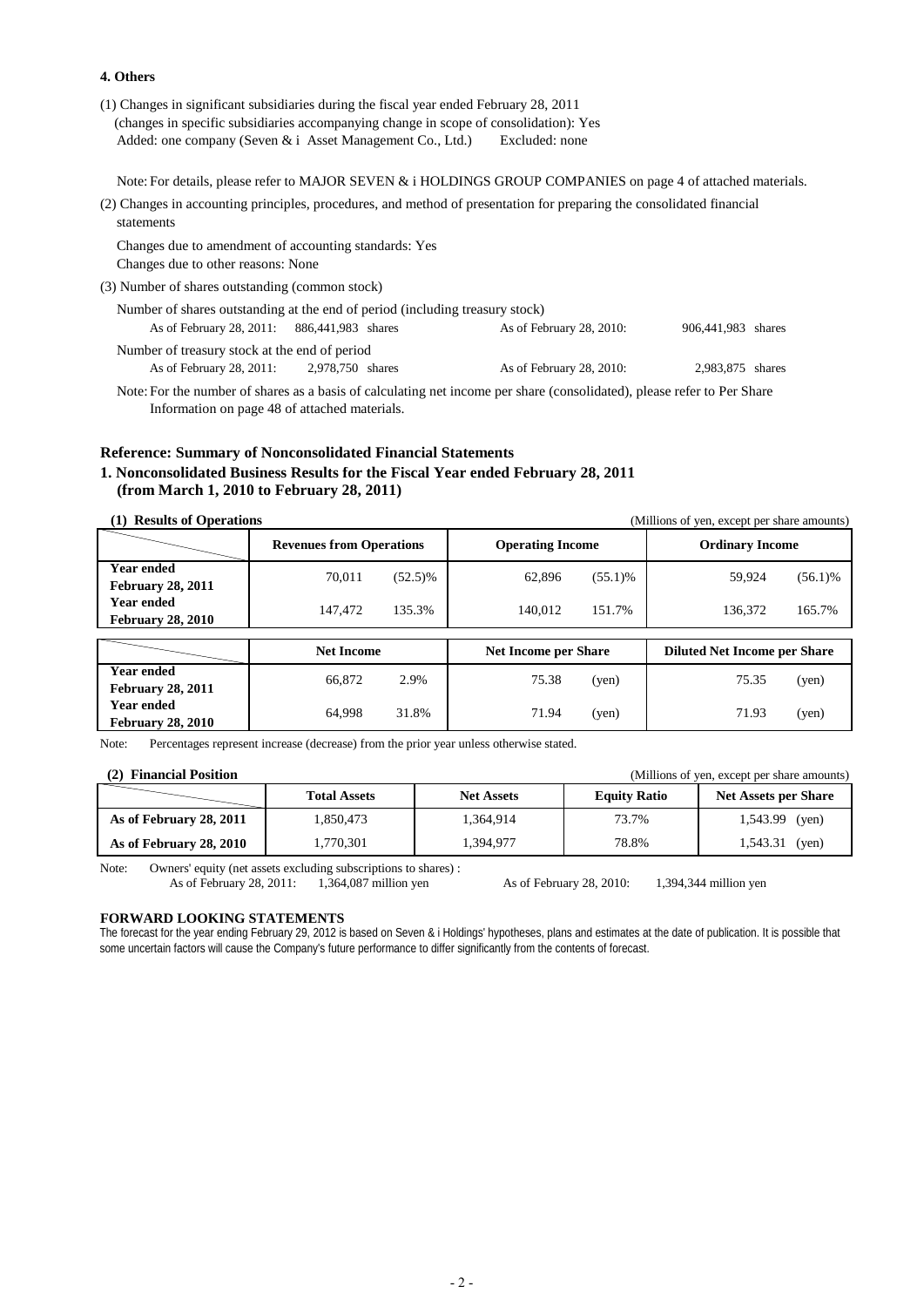## 4. Others

(1) Changes in significant subsidiaries during the fiscal year ended February 28, 2011
(changes in specific subsidiaries accompanying change in scope of consolidation): Yes
Added: one company (Seven & i Asset Management Co., Ltd.) Excluded: none

Note: For details, please refer to MAJOR SEVEN & i HOLDINGS GROUP COMPANIES on page 4 of attached materials.

(2) Changes in accounting principles, procedures, and method of presentation for preparing the consolidated financial statements

Changes due to amendment of accounting standards: Yes
Changes due to other reasons: None

(3) Number of shares outstanding (common stock)

Number of shares outstanding at the end of period (including treasury stock)
As of February 28, 2011: 886,441,983 shares As of February 28, 2010: 906,441,983 shares

Number of treasury stock at the end of period
As of February 28, 2011: 2,978,750 shares As of February 28, 2010: 2,983,875 shares

Note: For the number of shares as a basis of calculating net income per share (consolidated), please refer to Per Share Information on page 48 of attached materials.

## Reference: Summary of Nonconsolidated Financial Statements

### 1. Nonconsolidated Business Results for the Fiscal Year ended February 28, 2011 (from March 1, 2010 to February 28, 2011)

**(1) Results of Operations** (Millions of yen, except per share amounts)

| | Revenues from Operations | | Operating Income | | Ordinary Income | |
|---|---|---|---|---|---|---|
| Year ended February 28, 2011 | 70,011 | (52.5)% | 62,896 | (55.1)% | 59,924 | (56.1)% |
| Year ended February 28, 2010 | 147,472 | 135.3% | 140,012 | 151.7% | 136,372 | 165.7% |

| | Net Income | | Net Income per Share | | Diluted Net Income per Share | |
|---|---|---|---|---|---|---|
| Year ended February 28, 2011 | 66,872 | 2.9% | 75.38 | (yen) | 75.35 | (yen) |
| Year ended February 28, 2010 | 64,998 | 31.8% | 71.94 | (yen) | 71.93 | (yen) |

Note: Percentages represent increase (decrease) from the prior year unless otherwise stated.

**(2) Financial Position** (Millions of yen, except per share amounts)

| | Total Assets | Net Assets | Equity Ratio | Net Assets per Share |
|---|---|---|---|---|
| As of February 28, 2011 | 1,850,473 | 1,364,914 | 73.7% | 1,543.99 (yen) |
| As of February 28, 2010 | 1,770,301 | 1,394,977 | 78.8% | 1,543.31 (yen) |

Note: Owners' equity (net assets excluding subscriptions to shares) :
As of February 28, 2011: 1,364,087 million yen As of February 28, 2010: 1,394,344 million yen

**FORWARD LOOKING STATEMENTS**

The forecast for the year ending February 29, 2012 is based on Seven & i Holdings' hypotheses, plans and estimates at the date of publication. It is possible that some uncertain factors will cause the Company's future performance to differ significantly from the contents of forecast.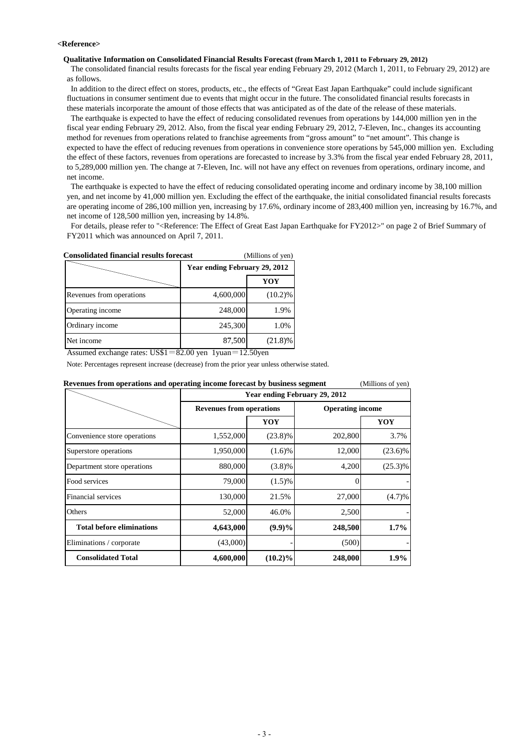**<Reference>**

**Qualitative Information on Consolidated Financial Results Forecast (from March 1, 2011 to February 29, 2012)**

The consolidated financial results forecasts for the fiscal year ending February 29, 2012 (March 1, 2011, to February 29, 2012) are as follows.

In addition to the direct effect on stores, products, etc., the effects of "Great East Japan Earthquake" could include significant fluctuations in consumer sentiment due to events that might occur in the future. The consolidated financial results forecasts in these materials incorporate the amount of those effects that was anticipated as of the date of the release of these materials.

The earthquake is expected to have the effect of reducing consolidated revenues from operations by 144,000 million yen in the fiscal year ending February 29, 2012. Also, from the fiscal year ending February 29, 2012, 7-Eleven, Inc., changes its accounting method for revenues from operations related to franchise agreements from "gross amount" to "net amount". This change is expected to have the effect of reducing revenues from operations in convenience store operations by 545,000 million yen. Excluding the effect of these factors, revenues from operations are forecasted to increase by 3.3% from the fiscal year ended February 28, 2011, to 5,289,000 million yen. The change at 7-Eleven, Inc. will not have any effect on revenues from operations, ordinary income, and net income.

The earthquake is expected to have the effect of reducing consolidated operating income and ordinary income by 38,100 million yen, and net income by 41,000 million yen. Excluding the effect of the earthquake, the initial consolidated financial results forecasts are operating income of 286,100 million yen, increasing by 17.6%, ordinary income of 283,400 million yen, increasing by 16.7%, and net income of 128,500 million yen, increasing by 14.8%.

For details, please refer to "<Reference: The Effect of Great East Japan Earthquake for FY2012>" on page 2 of Brief Summary of FY2011 which was announced on April 7, 2011.

**Consolidated financial results forecast** (Millions of yen)

| | Year ending February 29, 2012 | |
|---|---|---|
| | | YOY |
| Revenues from operations | 4,600,000 | (10.2)% |
| Operating income | 248,000 | 1.9% |
| Ordinary income | 245,300 | 1.0% |
| Net income | 87,500 | (21.8)% |

Assumed exchange rates: US$1＝82.00 yen 1yuan＝12.50yen

Note: Percentages represent increase (decrease) from the prior year unless otherwise stated.

**Revenues from operations and operating income forecast by business segment** (Millions of yen)

| | Year ending February 29, 2012 | | | |
|---|---|---|---|---|
| | Revenues from operations | | Operating income | |
| | | YOY | | YOY |
| Convenience store operations | 1,552,000 | (23.8)% | 202,800 | 3.7% |
| Superstore operations | 1,950,000 | (1.6)% | 12,000 | (23.6)% |
| Department store operations | 880,000 | (3.8)% | 4,200 | (25.3)% |
| Food services | 79,000 | (1.5)% | 0 | - |
| Financial services | 130,000 | 21.5% | 27,000 | (4.7)% |
| Others | 52,000 | 46.0% | 2,500 | - |
| **Total before eliminations** | **4,643,000** | **(9.9)%** | **248,500** | **1.7%** |
| Eliminations / corporate | (43,000) | - | (500) | - |
| **Consolidated Total** | **4,600,000** | **(10.2)%** | **248,000** | **1.9%** |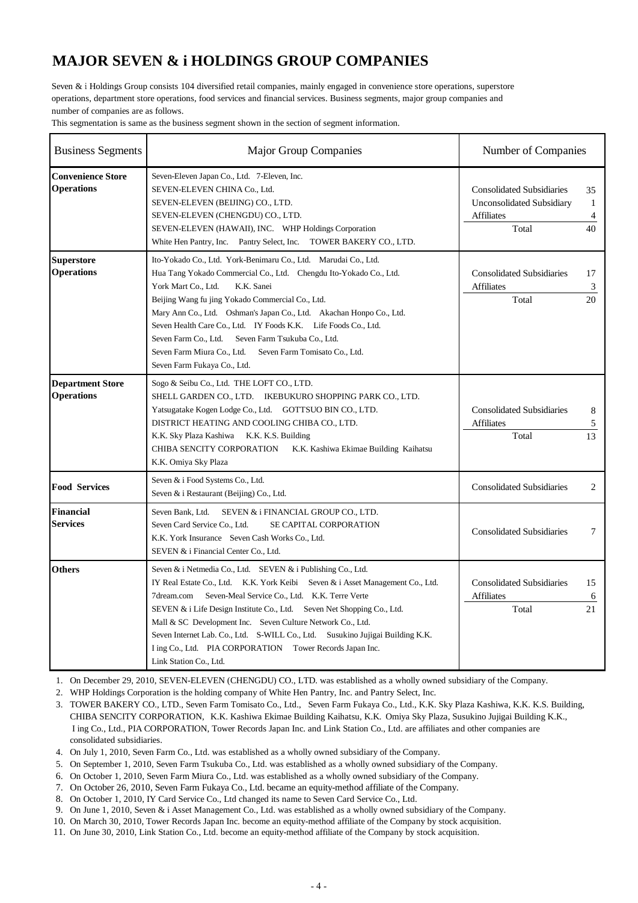# MAJOR SEVEN & i HOLDINGS GROUP COMPANIES

Seven & i Holdings Group consists 104 diversified retail companies, mainly engaged in convenience store operations, superstore operations, department store operations, food services and financial services. Business segments, major group companies and number of companies are as follows.

This segmentation is same as the business segment shown in the section of segment information.

| Business Segments | Major Group Companies | Number of Companies |
|---|---|---|
| **Convenience Store Operations** | Seven-Eleven Japan Co., Ltd. 7-Eleven, Inc.<br>SEVEN-ELEVEN CHINA Co., Ltd.<br>SEVEN-ELEVEN (BEIJING) CO., LTD.<br>SEVEN-ELEVEN (CHENGDU) CO., LTD.<br>SEVEN-ELEVEN (HAWAII), INC. WHP Holdings Corporation<br>White Hen Pantry, Inc. Pantry Select, Inc. TOWER BAKERY CO., LTD. | Consolidated Subsidiaries 35<br>Unconsolidated Subsidiary 1<br>Affiliates 4<br>Total 40 |
| **Superstore Operations** | Ito-Yokado Co., Ltd. York-Benimaru Co., Ltd. Marudai Co., Ltd.<br>Hua Tang Yokado Commercial Co., Ltd. Chengdu Ito-Yokado Co., Ltd.<br>York Mart Co., Ltd. K.K. Sanei<br>Beijing Wang fu jing Yokado Commercial Co., Ltd.<br>Mary Ann Co., Ltd. Oshman's Japan Co., Ltd. Akachan Honpo Co., Ltd.<br>Seven Health Care Co., Ltd. IY Foods K.K. Life Foods Co., Ltd.<br>Seven Farm Co., Ltd. Seven Farm Tsukuba Co., Ltd.<br>Seven Farm Miura Co., Ltd. Seven Farm Tomisato Co., Ltd.<br>Seven Farm Fukaya Co., Ltd. | Consolidated Subsidiaries 17<br>Affiliates 3<br>Total 20 |
| **Department Store Operations** | Sogo & Seibu Co., Ltd. THE LOFT CO., LTD.<br>SHELL GARDEN CO., LTD. IKEBUKURO SHOPPING PARK CO., LTD.<br>Yatsugatake Kogen Lodge Co., Ltd. GOTTSUO BIN CO., LTD.<br>DISTRICT HEATING AND COOLING CHIBA CO., LTD.<br>K.K. Sky Plaza Kashiwa K.K. K.S. Building<br>CHIBA SENCITY CORPORATION K.K. Kashiwa Ekimae Building Kaihatsu<br>K.K. Omiya Sky Plaza | Consolidated Subsidiaries 8<br>Affiliates 5<br>Total 13 |
| **Food Services** | Seven & i Food Systems Co., Ltd.<br>Seven & i Restaurant (Beijing) Co., Ltd. | Consolidated Subsidiaries 2 |
| **Financial Services** | Seven Bank, Ltd. SEVEN & i FINANCIAL GROUP CO., LTD.<br>Seven Card Service Co., Ltd. SE CAPITAL CORPORATION<br>K.K. York Insurance Seven Cash Works Co., Ltd.<br>SEVEN & i Financial Center Co., Ltd. | Consolidated Subsidiaries 7 |
| **Others** | Seven & i Netmedia Co., Ltd. SEVEN & i Publishing Co., Ltd.<br>IY Real Estate Co., Ltd. K.K. York Keibi Seven & i Asset Management Co., Ltd.<br>7dream.com Seven-Meal Service Co., Ltd. K.K. Terre Verte<br>SEVEN & i Life Design Institute Co., Ltd. Seven Net Shopping Co., Ltd.<br>Mall & SC Development Inc. Seven Culture Network Co., Ltd.<br>Seven Internet Lab. Co., Ltd. S-WILL Co., Ltd. Susukino Jujigai Building K.K.<br>I ing Co., Ltd. PIA CORPORATION Tower Records Japan Inc.<br>Link Station Co., Ltd. | Consolidated Subsidiaries 15<br>Affiliates 6<br>Total 21 |

1. On December 29, 2010, SEVEN-ELEVEN (CHENGDU) CO., LTD. was established as a wholly owned subsidiary of the Company.
2. WHP Holdings Corporation is the holding company of White Hen Pantry, Inc. and Pantry Select, Inc.
3. TOWER BAKERY CO., LTD., Seven Farm Tomisato Co., Ltd., Seven Farm Fukaya Co., Ltd., K.K. Sky Plaza Kashiwa, K.K. K.S. Building, CHIBA SENCITY CORPORATION, K.K. Kashiwa Ekimae Building Kaihatsu, K.K. Omiya Sky Plaza, Susukino Jujigai Building K.K., I ing Co., Ltd., PIA CORPORATION, Tower Records Japan Inc. and Link Station Co., Ltd. are affiliates and other companies are consolidated subsidiaries.
4. On July 1, 2010, Seven Farm Co., Ltd. was established as a wholly owned subsidiary of the Company.
5. On September 1, 2010, Seven Farm Tsukuba Co., Ltd. was established as a wholly owned subsidiary of the Company.
6. On October 1, 2010, Seven Farm Miura Co., Ltd. was established as a wholly owned subsidiary of the Company.
7. On October 26, 2010, Seven Farm Fukaya Co., Ltd. became an equity-method affiliate of the Company.
8. On October 1, 2010, IY Card Service Co., Ltd changed its name to Seven Card Service Co., Ltd.
9. On June 1, 2010, Seven & i Asset Management Co., Ltd. was established as a wholly owned subsidiary of the Company.
10. On March 30, 2010, Tower Records Japan Inc. become an equity-method affiliate of the Company by stock acquisition.
11. On June 30, 2010, Link Station Co., Ltd. become an equity-method affiliate of the Company by stock acquisition.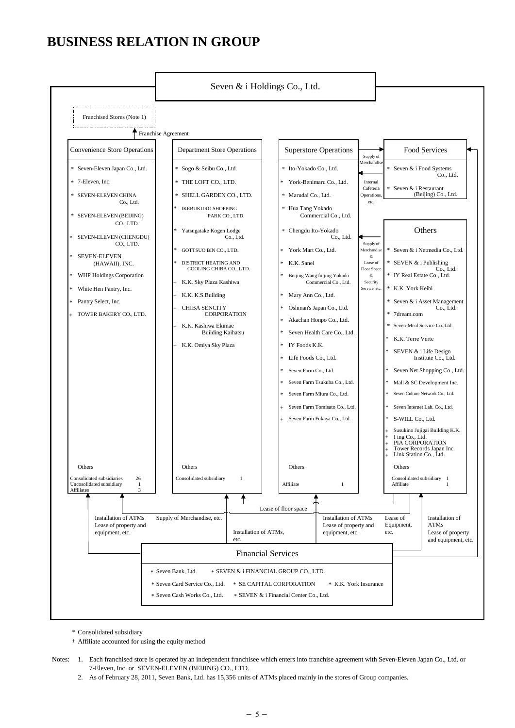# BUSINESS RELATION IN GROUP

Seven & i Holdings Co., Ltd.

Franchised Stores (Note 1)

Franchise Agreement

### Convenience Store Operations

- \* Seven-Eleven Japan Co., Ltd.
- \* 7-Eleven, Inc.
- \* SEVEN-ELEVEN CHINA Co., Ltd.
- \* SEVEN-ELEVEN (BEIJING) CO., LTD.
- \* SEVEN-ELEVEN (CHENGDU) CO., LTD.
- \* SEVEN-ELEVEN (HAWAII), INC.
- \* WHP Holdings Corporation
- \* White Hen Pantry, Inc.
- \* Pantry Select, Inc.
- \+ TOWER BAKERY CO., LTD.

Others

| | |
|---|---|
| Consolidated subsidiaries | 26 |
| Unconsolidated subsidiary | 1 |
| Affiliates | 3 |

### Department Store Operations

- \* Sogo & Seibu Co., Ltd.
- \* THE LOFT CO., LTD.
- \* SHELL GARDEN CO., LTD.
- \* IKEBUKURO SHOPPING PARK CO., LTD.
- \* Yatsugatake Kogen Lodge Co., Ltd.
- \* GOTTSUO BIN CO., LTD.
- \* DISTRICT HEATING AND COOLING CHIBA CO., LTD.
- \+ K.K. Sky Plaza Kashiwa
- \+ K.K. K.S.Building
- \+ CHIBA SENCITY CORPORATION
- \+ K.K. Kashiwa Ekimae Building Kaihatsu
- \+ K.K. Omiya Sky Plaza

Others

| | |
|---|---|
| Consolidated subsidiary | 1 |

### Superstore Operations

- \* Ito-Yokado Co., Ltd.
- \* York-Benimaru Co., Ltd.
- \* Marudai Co., Ltd.
- \* Hua Tang Yokado Commercial Co., Ltd.
- \* Chengdu Ito-Yokado Co., Ltd.
- \* York Mart Co., Ltd.
- \* K.K. Sanei
- \* Beijing Wang fu jing Yokado Commercial Co., Ltd.
- \* Mary Ann Co., Ltd.
- \* Oshman's Japan Co., Ltd.
- \* Akachan Honpo Co., Ltd.
- \* Seven Health Care Co., Ltd.
- \* IY Foods K.K.
- \* Life Foods Co., Ltd.
- \* Seven Farm Co., Ltd.
- \* Seven Farm Tsukuba Co., Ltd.
- \* Seven Farm Miura Co., Ltd.
- \+ Seven Farm Tomisato Co., Ltd.
- \+ Seven Farm Fukaya Co., Ltd.

Others

| | |
|---|---|
| Affiliate | 1 |

Supply of Merchandise / Internal Cafeteria Operations, etc. (between Superstore Operations and Food Services)

Supply of Merchandise & Lease of Floor Space & Security Service, etc. (from Others to Superstore Operations)

### Food Services

- \* Seven & i Food Systems Co., Ltd.
- \* Seven & i Restaurant (Beijing) Co., Ltd.

### Others

- \* Seven & i Netmedia Co., Ltd.
- \* SEVEN & i Publishing Co., Ltd.
- \* IY Real Estate Co., Ltd.
- \* K.K. York Keibi
- \* Seven & i Asset Management Co., Ltd.
- \* 7dream.com
- \* Seven-Meal Service Co.,Ltd.
- \* K.K. Terre Verte
- \* SEVEN & i Life Design Institute Co., Ltd.
- \* Seven Net Shopping Co., Ltd.
- \* Mall & SC Development Inc.
- \* Seven Culture Network Co., Ltd.
- \* Seven Internet Lab. Co., Ltd.
- \* S-WILL Co., Ltd.
- \+ Susukino Jujigai Building K.K.
- \+ I ing Co., Ltd.
- \+ PIA CORPORATION
- \+ Tower Records Japan Inc.
- \+ Link Station Co., Ltd.

Others

| | |
|---|---|
| Consolidated subsidiary | 1 |
| Affiliate | 1 |

Installation of ATMs / Lease of property and equipment, etc. — Supply of Merchandise, etc. — Installation of ATMs, etc. — Lease of floor space — Installation of ATMs / Lease of property and equipment, etc. — Lease of Equipment, etc. — Installation of ATMs / Lease of property and equipment, etc.

### Financial Services

- \* Seven Bank, Ltd.
- \* SEVEN & i FINANCIAL GROUP CO., LTD.
- \* Seven Card Service Co., Ltd.
- \* SE CAPITAL CORPORATION
- \* K.K. York Insurance
- \* Seven Cash Works Co., Ltd.
- \* SEVEN & i Financial Center Co., Ltd.

\* Consolidated subsidiary

\+ Affiliate accounted for using the equity method

Notes:
1. Each franchised store is operated by an independent franchisee which enters into franchise agreement with Seven-Eleven Japan Co., Ltd. or 7-Eleven, Inc. or SEVEN-ELEVEN (BEIJING) CO., LTD.
2. As of February 28, 2011, Seven Bank, Ltd. has 15,356 units of ATMs placed mainly in the stores of Group companies.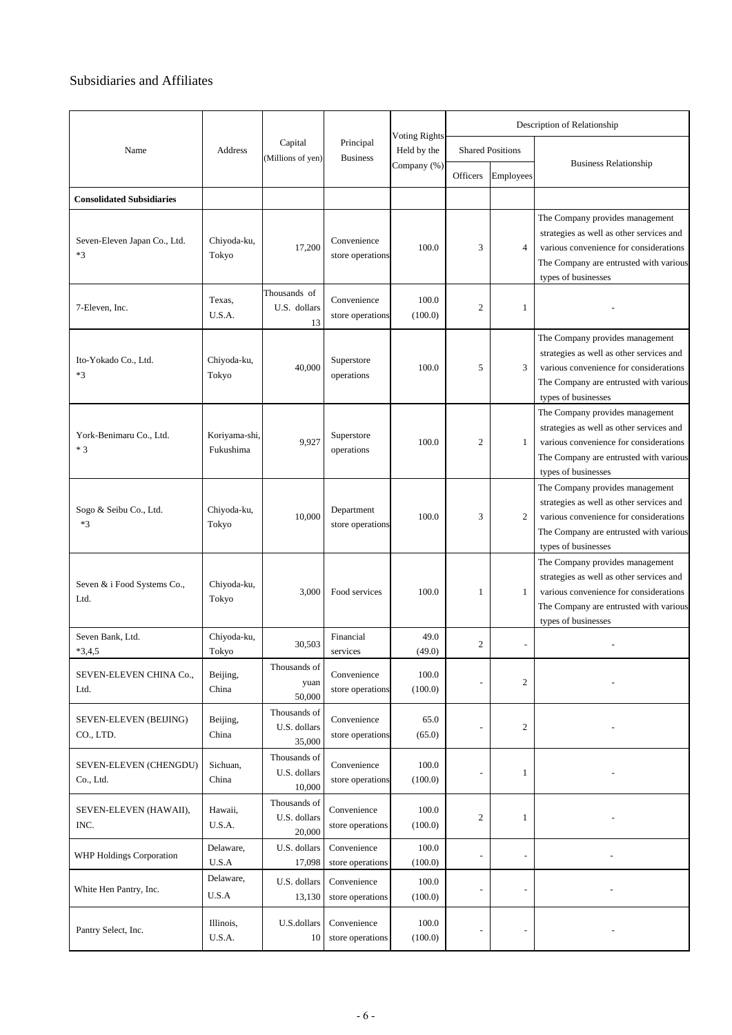## Subsidiaries and Affiliates

| Name | Address | Capital (Millions of yen) | Principal Business | Voting Rights Held by the Company (%) | Description of Relationship | | |
|---|---|---|---|---|---|---|---|
| | | | | | Shared Positions | | Business Relationship |
| | | | | | Officers | Employees | |
| **Consolidated Subsidiaries** | | | | | | | |
| Seven-Eleven Japan Co., Ltd. *3 | Chiyoda-ku, Tokyo | 17,200 | Convenience store operations | 100.0 | 3 | 4 | The Company provides management strategies as well as other services and various convenience for considerations The Company are entrusted with various types of businesses |
| 7-Eleven, Inc. | Texas, U.S.A. | Thousands of U.S. dollars 13 | Convenience store operations | 100.0 (100.0) | 2 | 1 | - |
| Ito-Yokado Co., Ltd. *3 | Chiyoda-ku, Tokyo | 40,000 | Superstore operations | 100.0 | 5 | 3 | The Company provides management strategies as well as other services and various convenience for considerations The Company are entrusted with various types of businesses |
| York-Benimaru Co., Ltd. * 3 | Koriyama-shi, Fukushima | 9,927 | Superstore operations | 100.0 | 2 | 1 | The Company provides management strategies as well as other services and various convenience for considerations The Company are entrusted with various types of businesses |
| Sogo & Seibu Co., Ltd. *3 | Chiyoda-ku, Tokyo | 10,000 | Department store operations | 100.0 | 3 | 2 | The Company provides management strategies as well as other services and various convenience for considerations The Company are entrusted with various types of businesses |
| Seven & i Food Systems Co., Ltd. | Chiyoda-ku, Tokyo | 3,000 | Food services | 100.0 | 1 | 1 | The Company provides management strategies as well as other services and various convenience for considerations The Company are entrusted with various types of businesses |
| Seven Bank, Ltd. *3,4,5 | Chiyoda-ku, Tokyo | 30,503 | Financial services | 49.0 (49.0) | 2 | - | - |
| SEVEN-ELEVEN CHINA Co., Ltd. | Beijing, China | Thousands of yuan 50,000 | Convenience store operations | 100.0 (100.0) | - | 2 | - |
| SEVEN-ELEVEN (BEIJING) CO., LTD. | Beijing, China | Thousands of U.S. dollars 35,000 | Convenience store operations | 65.0 (65.0) | - | 2 | - |
| SEVEN-ELEVEN (CHENGDU) Co., Ltd. | Sichuan, China | Thousands of U.S. dollars 10,000 | Convenience store operations | 100.0 (100.0) | - | 1 | - |
| SEVEN-ELEVEN (HAWAII), INC. | Hawaii, U.S.A. | Thousands of U.S. dollars 20,000 | Convenience store operations | 100.0 (100.0) | 2 | 1 | - |
| WHP Holdings Corporation | Delaware, U.S.A | U.S. dollars 17,098 | Convenience store operations | 100.0 (100.0) | - | - | - |
| White Hen Pantry, Inc. | Delaware, U.S.A | U.S. dollars 13,130 | Convenience store operations | 100.0 (100.0) | - | - | - |
| Pantry Select, Inc. | Illinois, U.S.A. | U.S.dollars 10 | Convenience store operations | 100.0 (100.0) | - | - | - |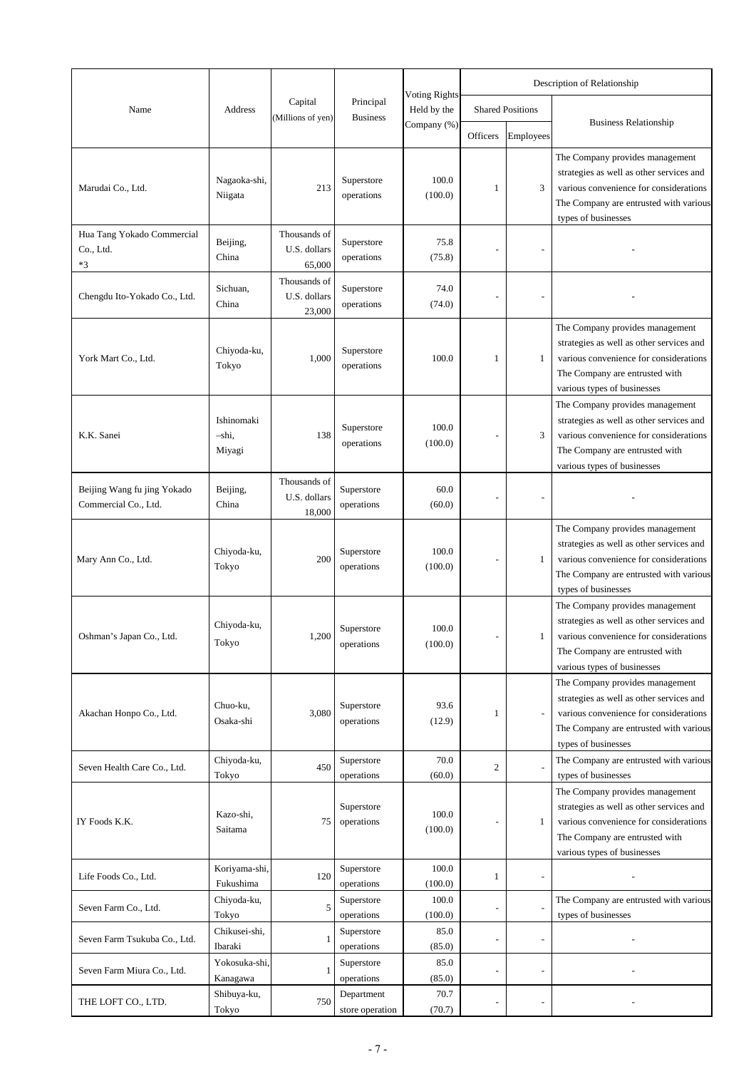| Name | Address | Capital (Millions of yen) | Principal Business | Voting Rights Held by the Company (%) | Description of Relationship | | |
|---|---|---|---|---|---|---|---|
| | | | | | Shared Positions | | Business Relationship |
| | | | | | Officers | Employees | |
| Marudai Co., Ltd. | Nagaoka-shi, Niigata | 213 | Superstore operations | 100.0 (100.0) | 1 | 3 | The Company provides management strategies as well as other services and various convenience for considerations The Company are entrusted with various types of businesses |
| Hua Tang Yokado Commercial Co., Ltd. *3 | Beijing, China | Thousands of U.S. dollars 65,000 | Superstore operations | 75.8 (75.8) | - | - | - |
| Chengdu Ito-Yokado Co., Ltd. | Sichuan, China | Thousands of U.S. dollars 23,000 | Superstore operations | 74.0 (74.0) | - | - | - |
| York Mart Co., Ltd. | Chiyoda-ku, Tokyo | 1,000 | Superstore operations | 100.0 | 1 | 1 | The Company provides management strategies as well as other services and various convenience for considerations The Company are entrusted with various types of businesses |
| K.K. Sanei | Ishinomaki –shi, Miyagi | 138 | Superstore operations | 100.0 (100.0) | - | 3 | The Company provides management strategies as well as other services and various convenience for considerations The Company are entrusted with various types of businesses |
| Beijing Wang fu jing Yokado Commercial Co., Ltd. | Beijing, China | Thousands of U.S. dollars 18,000 | Superstore operations | 60.0 (60.0) | - | - | - |
| Mary Ann Co., Ltd. | Chiyoda-ku, Tokyo | 200 | Superstore operations | 100.0 (100.0) | - | 1 | The Company provides management strategies as well as other services and various convenience for considerations The Company are entrusted with various types of businesses |
| Oshman's Japan Co., Ltd. | Chiyoda-ku, Tokyo | 1,200 | Superstore operations | 100.0 (100.0) | - | 1 | The Company provides management strategies as well as other services and various convenience for considerations The Company are entrusted with various types of businesses |
| Akachan Honpo Co., Ltd. | Chuo-ku, Osaka-shi | 3,080 | Superstore operations | 93.6 (12.9) | 1 | - | The Company provides management strategies as well as other services and various convenience for considerations The Company are entrusted with various types of businesses |
| Seven Health Care Co., Ltd. | Chiyoda-ku, Tokyo | 450 | Superstore operations | 70.0 (60.0) | 2 | - | The Company are entrusted with various types of businesses |
| IY Foods K.K. | Kazo-shi, Saitama | 75 | Superstore operations | 100.0 (100.0) | - | 1 | The Company provides management strategies as well as other services and various convenience for considerations The Company are entrusted with various types of businesses |
| Life Foods Co., Ltd. | Koriyama-shi, Fukushima | 120 | Superstore operations | 100.0 (100.0) | 1 | - | - |
| Seven Farm Co., Ltd. | Chiyoda-ku, Tokyo | 5 | Superstore operations | 100.0 (100.0) | - | - | The Company are entrusted with various types of businesses |
| Seven Farm Tsukuba Co., Ltd. | Chikusei-shi, Ibaraki | 1 | Superstore operations | 85.0 (85.0) | - | - | - |
| Seven Farm Miura Co., Ltd. | Yokosuka-shi, Kanagawa | 1 | Superstore operations | 85.0 (85.0) | - | - | - |
| THE LOFT CO., LTD. | Shibuya-ku, Tokyo | 750 | Department store operation | 70.7 (70.7) | - | - | - |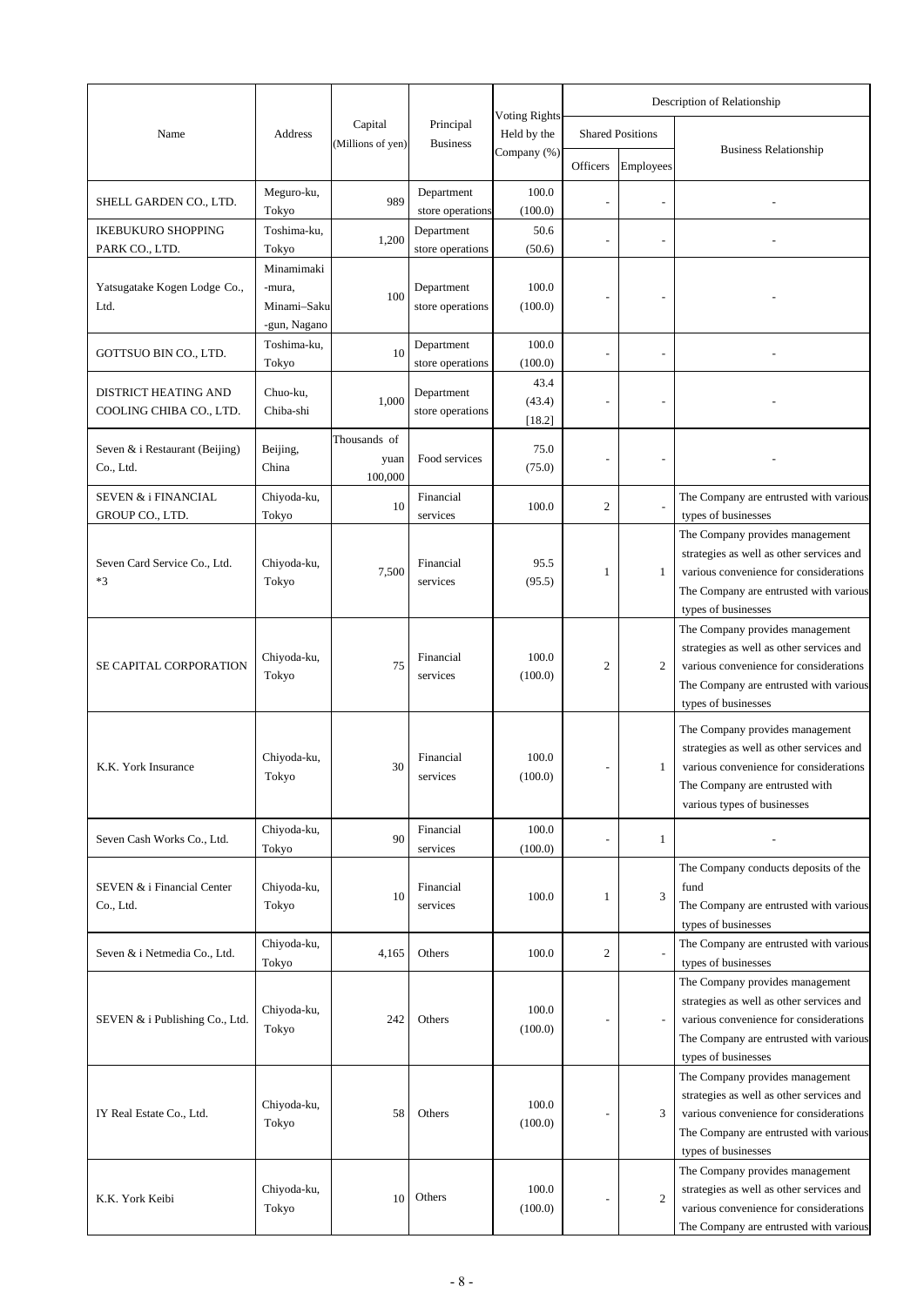| Name | Address | Capital (Millions of yen) | Principal Business | Voting Rights Held by the Company (%) | Description of Relationship | | |
|---|---|---|---|---|---|---|---|
| | | | | | Shared Positions | | Business Relationship |
| | | | | | Officers | Employees | |
| SHELL GARDEN CO., LTD. | Meguro-ku, Tokyo | 989 | Department store operations | 100.0 (100.0) | - | - | - |
| IKEBUKURO SHOPPING PARK CO., LTD. | Toshima-ku, Tokyo | 1,200 | Department store operations | 50.6 (50.6) | - | - | - |
| Yatsugatake Kogen Lodge Co., Ltd. | Minamimaki-mura, Minami–Saku-gun, Nagano | 100 | Department store operations | 100.0 (100.0) | - | - | - |
| GOTTSUO BIN CO., LTD. | Toshima-ku, Tokyo | 10 | Department store operations | 100.0 (100.0) | - | - | - |
| DISTRICT HEATING AND COOLING CHIBA CO., LTD. | Chuo-ku, Chiba-shi | 1,000 | Department store operations | 43.4 (43.4) [18.2] | - | - | - |
| Seven & i Restaurant (Beijing) Co., Ltd. | Beijing, China | Thousands of yuan 100,000 | Food services | 75.0 (75.0) | - | - | - |
| SEVEN & i FINANCIAL GROUP CO., LTD. | Chiyoda-ku, Tokyo | 10 | Financial services | 100.0 | 2 | - | The Company are entrusted with various types of businesses |
| Seven Card Service Co., Ltd. *3 | Chiyoda-ku, Tokyo | 7,500 | Financial services | 95.5 (95.5) | 1 | 1 | The Company provides management strategies as well as other services and various convenience for considerations The Company are entrusted with various types of businesses |
| SE CAPITAL CORPORATION | Chiyoda-ku, Tokyo | 75 | Financial services | 100.0 (100.0) | 2 | 2 | The Company provides management strategies as well as other services and various convenience for considerations The Company are entrusted with various types of businesses |
| K.K. York Insurance | Chiyoda-ku, Tokyo | 30 | Financial services | 100.0 (100.0) | - | 1 | The Company provides management strategies as well as other services and various convenience for considerations The Company are entrusted with various types of businesses |
| Seven Cash Works Co., Ltd. | Chiyoda-ku, Tokyo | 90 | Financial services | 100.0 (100.0) | - | 1 | - |
| SEVEN & i Financial Center Co., Ltd. | Chiyoda-ku, Tokyo | 10 | Financial services | 100.0 | 1 | 3 | The Company conducts deposits of the fund The Company are entrusted with various types of businesses |
| Seven & i Netmedia Co., Ltd. | Chiyoda-ku, Tokyo | 4,165 | Others | 100.0 | 2 | - | The Company are entrusted with various types of businesses |
| SEVEN & i Publishing Co., Ltd. | Chiyoda-ku, Tokyo | 242 | Others | 100.0 (100.0) | - | - | The Company provides management strategies as well as other services and various convenience for considerations The Company are entrusted with various types of businesses |
| IY Real Estate Co., Ltd. | Chiyoda-ku, Tokyo | 58 | Others | 100.0 (100.0) | - | 3 | The Company provides management strategies as well as other services and various convenience for considerations The Company are entrusted with various types of businesses |
| K.K. York Keibi | Chiyoda-ku, Tokyo | 10 | Others | 100.0 (100.0) | - | 2 | The Company provides management strategies as well as other services and various convenience for considerations The Company are entrusted with various |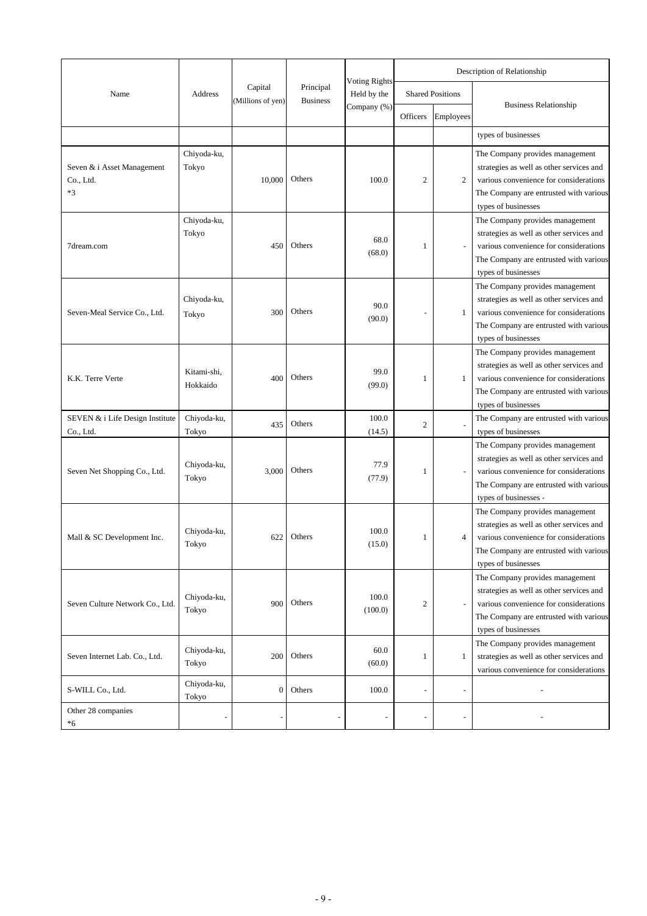| Name | Address | Capital (Millions of yen) | Principal Business | Voting Rights Held by the Company (%) | Description of Relationship | | |
|---|---|---|---|---|---|---|---|
| | | | | | Shared Positions | | Business Relationship |
| | | | | | Officers | Employees | |
| | | | | | | | types of businesses |
| Seven & i Asset Management Co., Ltd. *3 | Chiyoda-ku, Tokyo | 10,000 | Others | 100.0 | 2 | 2 | The Company provides management strategies as well as other services and various convenience for considerations The Company are entrusted with various types of businesses |
| 7dream.com | Chiyoda-ku, Tokyo | 450 | Others | 68.0 (68.0) | 1 | - | The Company provides management strategies as well as other services and various convenience for considerations The Company are entrusted with various types of businesses |
| Seven-Meal Service Co., Ltd. | Chiyoda-ku, Tokyo | 300 | Others | 90.0 (90.0) | - | 1 | The Company provides management strategies as well as other services and various convenience for considerations The Company are entrusted with various types of businesses |
| K.K. Terre Verte | Kitami-shi, Hokkaido | 400 | Others | 99.0 (99.0) | 1 | 1 | The Company provides management strategies as well as other services and various convenience for considerations The Company are entrusted with various types of businesses |
| SEVEN & i Life Design Institute Co., Ltd. | Chiyoda-ku, Tokyo | 435 | Others | 100.0 (14.5) | 2 | - | The Company are entrusted with various types of businesses |
| Seven Net Shopping Co., Ltd. | Chiyoda-ku, Tokyo | 3,000 | Others | 77.9 (77.9) | 1 | - | The Company provides management strategies as well as other services and various convenience for considerations The Company are entrusted with various types of businesses - |
| Mall & SC Development Inc. | Chiyoda-ku, Tokyo | 622 | Others | 100.0 (15.0) | 1 | 4 | The Company provides management strategies as well as other services and various convenience for considerations The Company are entrusted with various types of businesses |
| Seven Culture Network Co., Ltd. | Chiyoda-ku, Tokyo | 900 | Others | 100.0 (100.0) | 2 | - | The Company provides management strategies as well as other services and various convenience for considerations The Company are entrusted with various types of businesses |
| Seven Internet Lab. Co., Ltd. | Chiyoda-ku, Tokyo | 200 | Others | 60.0 (60.0) | 1 | 1 | The Company provides management strategies as well as other services and various convenience for considerations |
| S-WILL Co., Ltd. | Chiyoda-ku, Tokyo | 0 | Others | 100.0 | - | - | - |
| Other 28 companies *6 | - | - | - | - | - | - | - |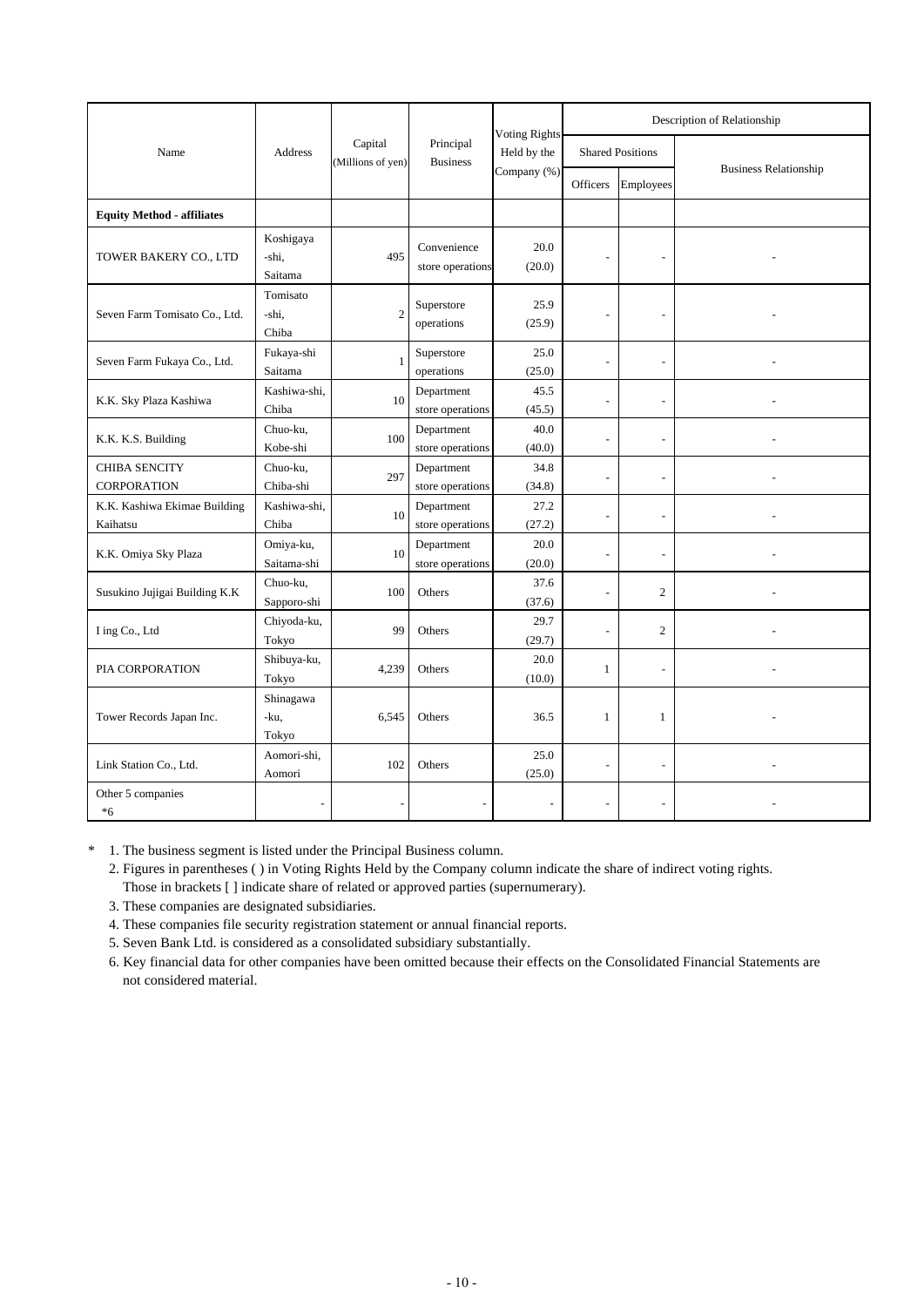| Name | Address | Capital (Millions of yen) | Principal Business | Voting Rights Held by the Company (%) | Description of Relationship | | |
|---|---|---|---|---|---|---|---|
| | | | | | Shared Positions | | Business Relationship |
| | | | | | Officers | Employees | |
| **Equity Method - affiliates** | | | | | | | |
| TOWER BAKERY CO., LTD | Koshigaya -shi, Saitama | 495 | Convenience store operations | 20.0 (20.0) | - | - | - |
| Seven Farm Tomisato Co., Ltd. | Tomisato -shi, Chiba | 2 | Superstore operations | 25.9 (25.9) | - | - | - |
| Seven Farm Fukaya Co., Ltd. | Fukaya-shi Saitama | 1 | Superstore operations | 25.0 (25.0) | - | - | - |
| K.K. Sky Plaza Kashiwa | Kashiwa-shi, Chiba | 10 | Department store operations | 45.5 (45.5) | - | - | - |
| K.K. K.S. Building | Chuo-ku, Kobe-shi | 100 | Department store operations | 40.0 (40.0) | - | - | - |
| CHIBA SENCITY CORPORATION | Chuo-ku, Chiba-shi | 297 | Department store operations | 34.8 (34.8) | - | - | - |
| K.K. Kashiwa Ekimae Building Kaihatsu | Kashiwa-shi, Chiba | 10 | Department store operations | 27.2 (27.2) | - | - | - |
| K.K. Omiya Sky Plaza | Omiya-ku, Saitama-shi | 10 | Department store operations | 20.0 (20.0) | - | - | - |
| Susukino Jujigai Building K.K | Chuo-ku, Sapporo-shi | 100 | Others | 37.6 (37.6) | - | 2 | - |
| I ing Co., Ltd | Chiyoda-ku, Tokyo | 99 | Others | 29.7 (29.7) | - | 2 | - |
| PIA CORPORATION | Shibuya-ku, Tokyo | 4,239 | Others | 20.0 (10.0) | 1 | - | - |
| Tower Records Japan Inc. | Shinagawa -ku, Tokyo | 6,545 | Others | 36.5 | 1 | 1 | - |
| Link Station Co., Ltd. | Aomori-shi, Aomori | 102 | Others | 25.0 (25.0) | - | - | - |
| Other 5 companies *6 | - | - | - | - | - | - | - |

\* 1. The business segment is listed under the Principal Business column.
2. Figures in parentheses ( ) in Voting Rights Held by the Company column indicate the share of indirect voting rights. Those in brackets [ ] indicate share of related or approved parties (supernumerary).
3. These companies are designated subsidiaries.
4. These companies file security registration statement or annual financial reports.
5. Seven Bank Ltd. is considered as a consolidated subsidiary substantially.
6. Key financial data for other companies have been omitted because their effects on the Consolidated Financial Statements are not considered material.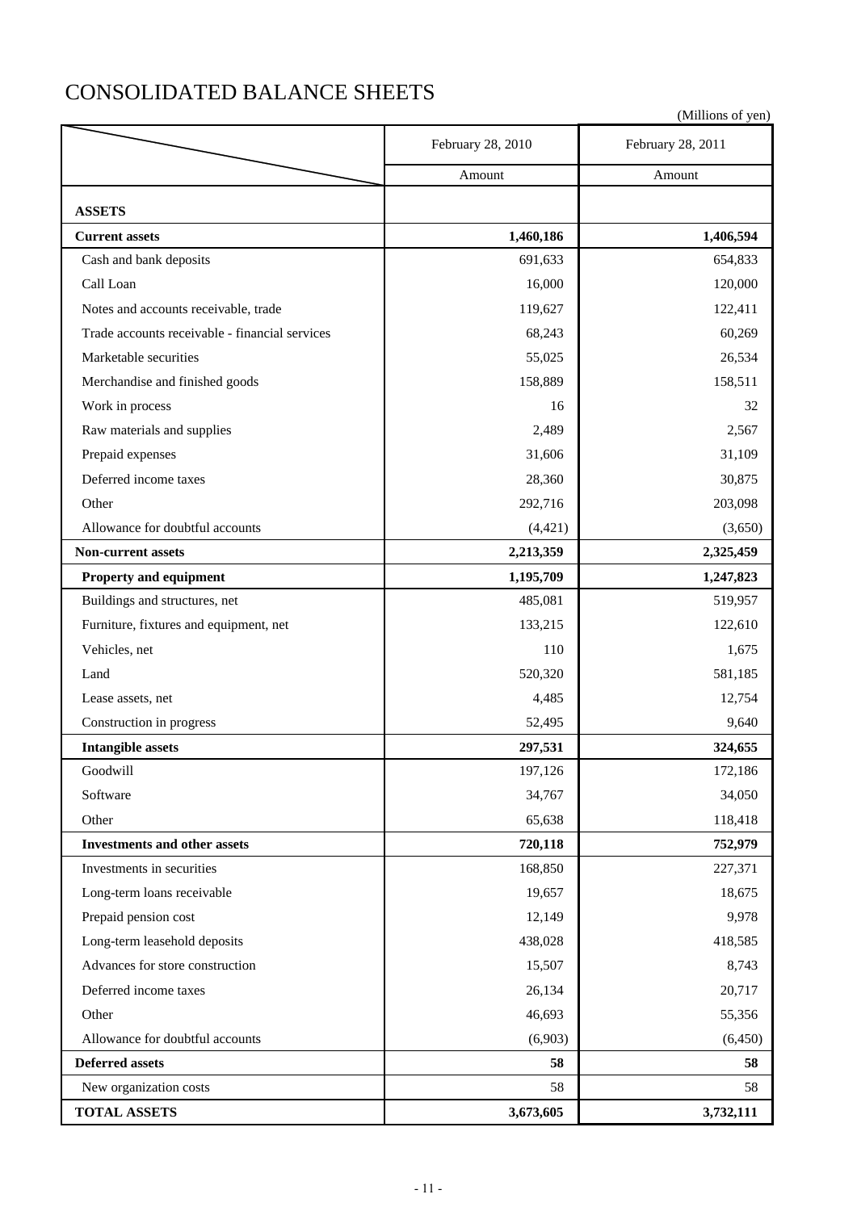# CONSOLIDATED BALANCE SHEETS

(Millions of yen)

| | February 28, 2010 | February 28, 2011 |
|---|---|---|
| | Amount | Amount |
| **ASSETS** | | |
| **Current assets** | **1,460,186** | **1,406,594** |
| Cash and bank deposits | 691,633 | 654,833 |
| Call Loan | 16,000 | 120,000 |
| Notes and accounts receivable, trade | 119,627 | 122,411 |
| Trade accounts receivable - financial services | 68,243 | 60,269 |
| Marketable securities | 55,025 | 26,534 |
| Merchandise and finished goods | 158,889 | 158,511 |
| Work in process | 16 | 32 |
| Raw materials and supplies | 2,489 | 2,567 |
| Prepaid expenses | 31,606 | 31,109 |
| Deferred income taxes | 28,360 | 30,875 |
| Other | 292,716 | 203,098 |
| Allowance for doubtful accounts | (4,421) | (3,650) |
| **Non-current assets** | **2,213,359** | **2,325,459** |
| **Property and equipment** | **1,195,709** | **1,247,823** |
| Buildings and structures, net | 485,081 | 519,957 |
| Furniture, fixtures and equipment, net | 133,215 | 122,610 |
| Vehicles, net | 110 | 1,675 |
| Land | 520,320 | 581,185 |
| Lease assets, net | 4,485 | 12,754 |
| Construction in progress | 52,495 | 9,640 |
| **Intangible assets** | **297,531** | **324,655** |
| Goodwill | 197,126 | 172,186 |
| Software | 34,767 | 34,050 |
| Other | 65,638 | 118,418 |
| **Investments and other assets** | **720,118** | **752,979** |
| Investments in securities | 168,850 | 227,371 |
| Long-term loans receivable | 19,657 | 18,675 |
| Prepaid pension cost | 12,149 | 9,978 |
| Long-term leasehold deposits | 438,028 | 418,585 |
| Advances for store construction | 15,507 | 8,743 |
| Deferred income taxes | 26,134 | 20,717 |
| Other | 46,693 | 55,356 |
| Allowance for doubtful accounts | (6,903) | (6,450) |
| **Deferred assets** | **58** | **58** |
| New organization costs | 58 | 58 |
| **TOTAL ASSETS** | **3,673,605** | **3,732,111** |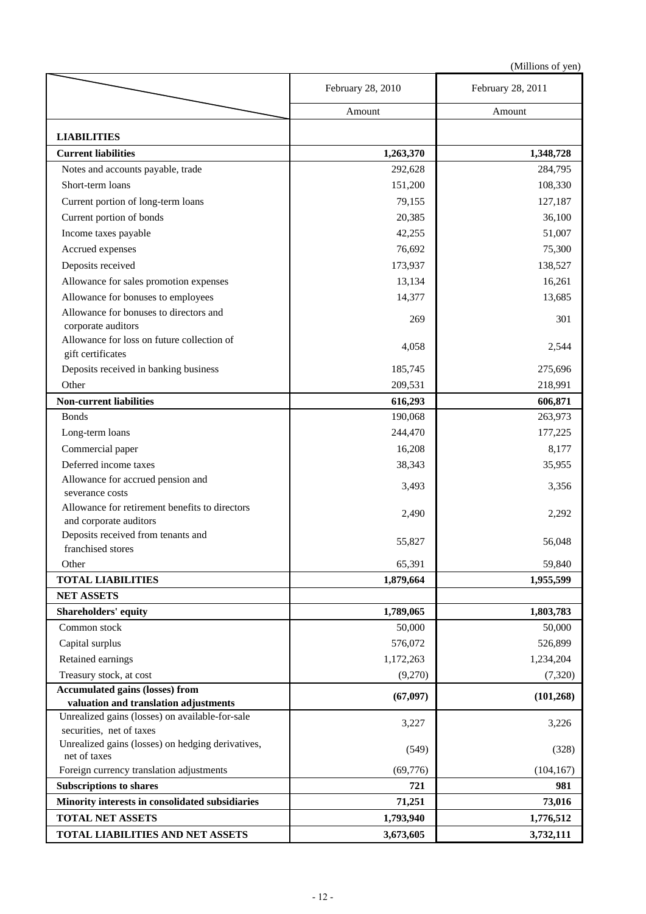(Millions of yen)

| | February 28, 2010 | February 28, 2011 |
|---|---|---|
| | Amount | Amount |
| **LIABILITIES** | | |
| **Current liabilities** | **1,263,370** | **1,348,728** |
| Notes and accounts payable, trade | 292,628 | 284,795 |
| Short-term loans | 151,200 | 108,330 |
| Current portion of long-term loans | 79,155 | 127,187 |
| Current portion of bonds | 20,385 | 36,100 |
| Income taxes payable | 42,255 | 51,007 |
| Accrued expenses | 76,692 | 75,300 |
| Deposits received | 173,937 | 138,527 |
| Allowance for sales promotion expenses | 13,134 | 16,261 |
| Allowance for bonuses to employees | 14,377 | 13,685 |
| Allowance for bonuses to directors and corporate auditors | 269 | 301 |
| Allowance for loss on future collection of gift certificates | 4,058 | 2,544 |
| Deposits received in banking business | 185,745 | 275,696 |
| Other | 209,531 | 218,991 |
| **Non-current liabilities** | **616,293** | **606,871** |
| Bonds | 190,068 | 263,973 |
| Long-term loans | 244,470 | 177,225 |
| Commercial paper | 16,208 | 8,177 |
| Deferred income taxes | 38,343 | 35,955 |
| Allowance for accrued pension and severance costs | 3,493 | 3,356 |
| Allowance for retirement benefits to directors and corporate auditors | 2,490 | 2,292 |
| Deposits received from tenants and franchised stores | 55,827 | 56,048 |
| Other | 65,391 | 59,840 |
| **TOTAL LIABILITIES** | **1,879,664** | **1,955,599** |
| **NET ASSETS** | | |
| **Shareholders' equity** | **1,789,065** | **1,803,783** |
| Common stock | 50,000 | 50,000 |
| Capital surplus | 576,072 | 526,899 |
| Retained earnings | 1,172,263 | 1,234,204 |
| Treasury stock, at cost | (9,270) | (7,320) |
| **Accumulated gains (losses) from valuation and translation adjustments** | **(67,097)** | **(101,268)** |
| Unrealized gains (losses) on available-for-sale securities, net of taxes | 3,227 | 3,226 |
| Unrealized gains (losses) on hedging derivatives, net of taxes | (549) | (328) |
| Foreign currency translation adjustments | (69,776) | (104,167) |
| **Subscriptions to shares** | **721** | **981** |
| **Minority interests in consolidated subsidiaries** | **71,251** | **73,016** |
| **TOTAL NET ASSETS** | **1,793,940** | **1,776,512** |
| **TOTAL LIABILITIES AND NET ASSETS** | **3,673,605** | **3,732,111** |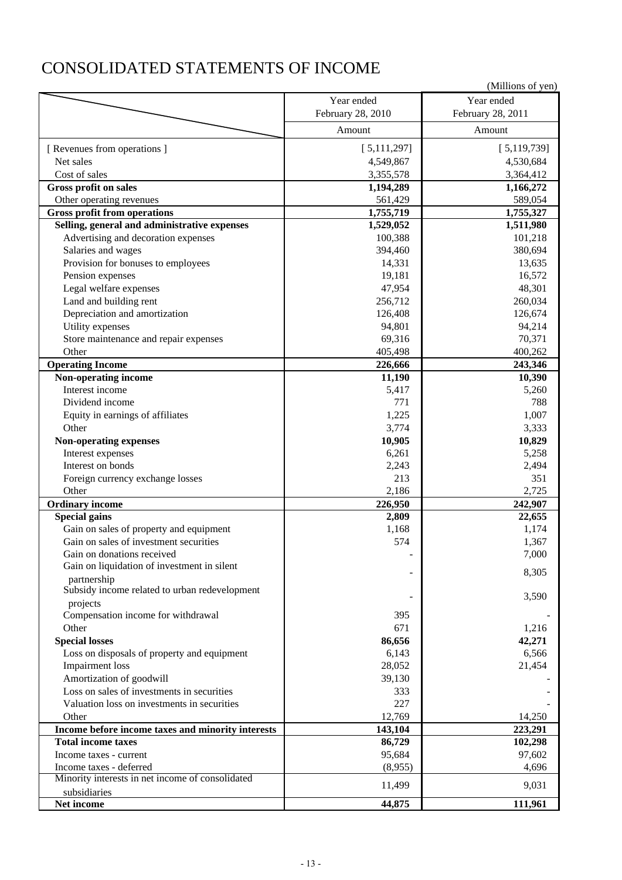# CONSOLIDATED STATEMENTS OF INCOME

(Millions of yen)

| | Year ended February 28, 2010 | Year ended February 28, 2011 |
|---|---|---|
| | Amount | Amount |
| [ Revenues from operations ] | [ 5,111,297] | [ 5,119,739] |
| Net sales | 4,549,867 | 4,530,684 |
| Cost of sales | 3,355,578 | 3,364,412 |
| **Gross profit on sales** | **1,194,289** | **1,166,272** |
| Other operating revenues | 561,429 | 589,054 |
| **Gross profit from operations** | **1,755,719** | **1,755,327** |
| **Selling, general and administrative expenses** | **1,529,052** | **1,511,980** |
| Advertising and decoration expenses | 100,388 | 101,218 |
| Salaries and wages | 394,460 | 380,694 |
| Provision for bonuses to employees | 14,331 | 13,635 |
| Pension expenses | 19,181 | 16,572 |
| Legal welfare expenses | 47,954 | 48,301 |
| Land and building rent | 256,712 | 260,034 |
| Depreciation and amortization | 126,408 | 126,674 |
| Utility expenses | 94,801 | 94,214 |
| Store maintenance and repair expenses | 69,316 | 70,371 |
| Other | 405,498 | 400,262 |
| **Operating Income** | **226,666** | **243,346** |
| **Non-operating income** | **11,190** | **10,390** |
| Interest income | 5,417 | 5,260 |
| Dividend income | 771 | 788 |
| Equity in earnings of affiliates | 1,225 | 1,007 |
| Other | 3,774 | 3,333 |
| **Non-operating expenses** | **10,905** | **10,829** |
| Interest expenses | 6,261 | 5,258 |
| Interest on bonds | 2,243 | 2,494 |
| Foreign currency exchange losses | 213 | 351 |
| Other | 2,186 | 2,725 |
| **Ordinary income** | **226,950** | **242,907** |
| **Special gains** | **2,809** | **22,655** |
| Gain on sales of property and equipment | 1,168 | 1,174 |
| Gain on sales of investment securities | 574 | 1,367 |
| Gain on donations received | - | 7,000 |
| Gain on liquidation of investment in silent partnership | - | 8,305 |
| Subsidy income related to urban redevelopment projects | - | 3,590 |
| Compensation income for withdrawal | 395 | - |
| Other | 671 | 1,216 |
| **Special losses** | **86,656** | **42,271** |
| Loss on disposals of property and equipment | 6,143 | 6,566 |
| Impairment loss | 28,052 | 21,454 |
| Amortization of goodwill | 39,130 | - |
| Loss on sales of investments in securities | 333 | - |
| Valuation loss on investments in securities | 227 | - |
| Other | 12,769 | 14,250 |
| **Income before income taxes and minority interests** | **143,104** | **223,291** |
| **Total income taxes** | **86,729** | **102,298** |
| Income taxes - current | 95,684 | 97,602 |
| Income taxes - deferred | (8,955) | 4,696 |
| Minority interests in net income of consolidated subsidiaries | 11,499 | 9,031 |
| **Net income** | **44,875** | **111,961** |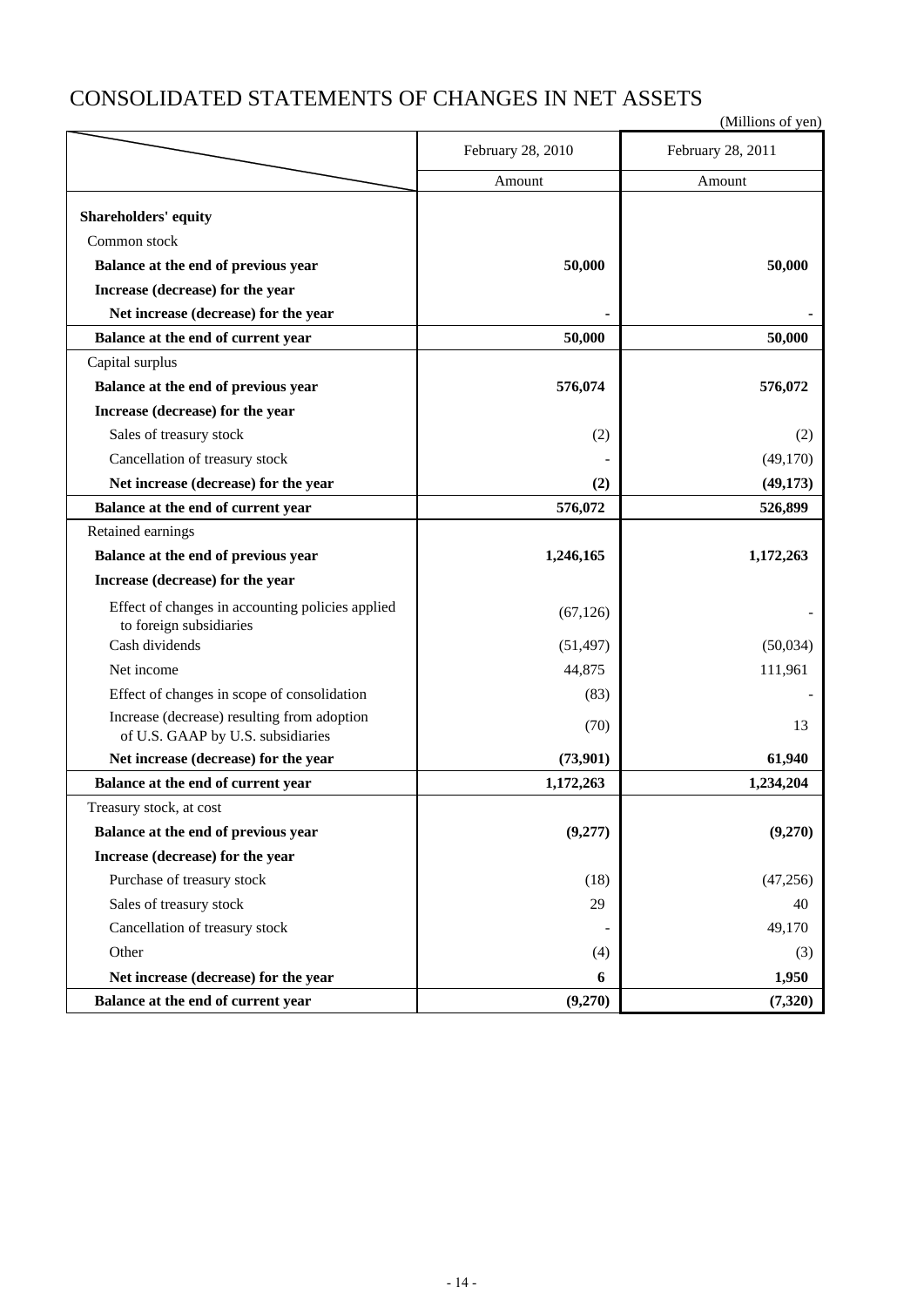# CONSOLIDATED STATEMENTS OF CHANGES IN NET ASSETS

(Millions of yen)

| | February 28, 2010 | February 28, 2011 |
|---|---|---|
| | Amount | Amount |
| **Shareholders' equity** | | |
| Common stock | | |
| **Balance at the end of previous year** | **50,000** | **50,000** |
| **Increase (decrease) for the year** | | |
| **Net increase (decrease) for the year** | **-** | **-** |
| **Balance at the end of current year** | **50,000** | **50,000** |
| Capital surplus | | |
| **Balance at the end of previous year** | **576,074** | **576,072** |
| **Increase (decrease) for the year** | | |
| Sales of treasury stock | (2) | (2) |
| Cancellation of treasury stock | - | (49,170) |
| **Net increase (decrease) for the year** | **(2)** | **(49,173)** |
| **Balance at the end of current year** | **576,072** | **526,899** |
| Retained earnings | | |
| **Balance at the end of previous year** | **1,246,165** | **1,172,263** |
| **Increase (decrease) for the year** | | |
| Effect of changes in accounting policies applied to foreign subsidiaries | (67,126) | - |
| Cash dividends | (51,497) | (50,034) |
| Net income | 44,875 | 111,961 |
| Effect of changes in scope of consolidation | (83) | - |
| Increase (decrease) resulting from adoption of U.S. GAAP by U.S. subsidiaries | (70) | 13 |
| **Net increase (decrease) for the year** | **(73,901)** | **61,940** |
| **Balance at the end of current year** | **1,172,263** | **1,234,204** |
| Treasury stock, at cost | | |
| **Balance at the end of previous year** | **(9,277)** | **(9,270)** |
| **Increase (decrease) for the year** | | |
| Purchase of treasury stock | (18) | (47,256) |
| Sales of treasury stock | 29 | 40 |
| Cancellation of treasury stock | - | 49,170 |
| Other | (4) | (3) |
| **Net increase (decrease) for the year** | **6** | **1,950** |
| **Balance at the end of current year** | **(9,270)** | **(7,320)** |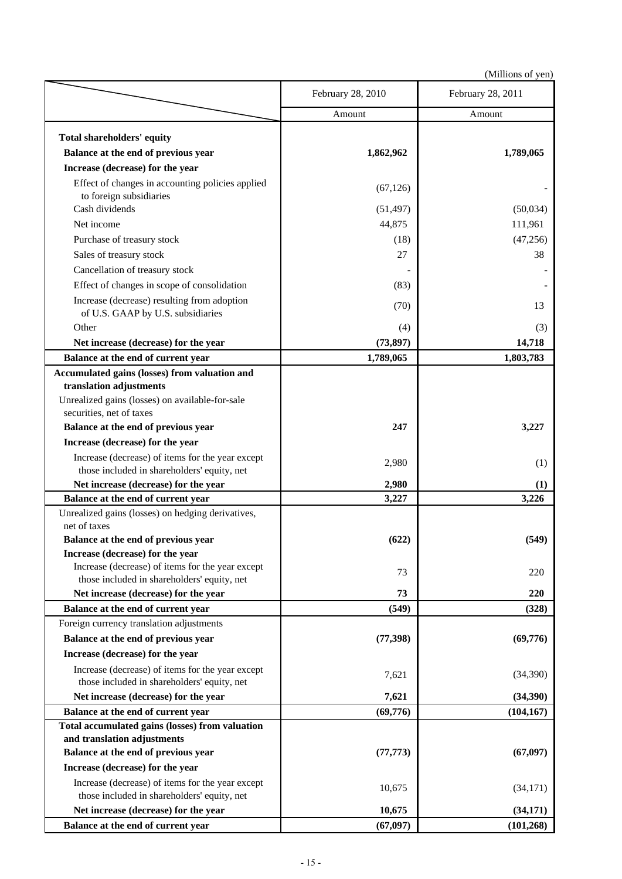(Millions of yen)

| | February 28, 2010 | February 28, 2011 |
|---|---|---|
| | Amount | Amount |
| **Total shareholders' equity** | | |
| **Balance at the end of previous year** | **1,862,962** | **1,789,065** |
| **Increase (decrease) for the year** | | |
| Effect of changes in accounting policies applied to foreign subsidiaries | (67,126) | - |
| Cash dividends | (51,497) | (50,034) |
| Net income | 44,875 | 111,961 |
| Purchase of treasury stock | (18) | (47,256) |
| Sales of treasury stock | 27 | 38 |
| Cancellation of treasury stock | - | - |
| Effect of changes in scope of consolidation | (83) | - |
| Increase (decrease) resulting from adoption of U.S. GAAP by U.S. subsidiaries | (70) | 13 |
| Other | (4) | (3) |
| **Net increase (decrease) for the year** | **(73,897)** | **14,718** |
| **Balance at the end of current year** | **1,789,065** | **1,803,783** |
| **Accumulated gains (losses) from valuation and translation adjustments** | | |
| Unrealized gains (losses) on available-for-sale securities, net of taxes | | |
| **Balance at the end of previous year** | **247** | **3,227** |
| **Increase (decrease) for the year** | | |
| Increase (decrease) of items for the year except those included in shareholders' equity, net | 2,980 | (1) |
| **Net increase (decrease) for the year** | **2,980** | **(1)** |
| **Balance at the end of current year** | **3,227** | **3,226** |
| Unrealized gains (losses) on hedging derivatives, net of taxes | | |
| **Balance at the end of previous year** | **(622)** | **(549)** |
| **Increase (decrease) for the year** | | |
| Increase (decrease) of items for the year except those included in shareholders' equity, net | 73 | 220 |
| **Net increase (decrease) for the year** | **73** | **220** |
| **Balance at the end of current year** | **(549)** | **(328)** |
| Foreign currency translation adjustments | | |
| **Balance at the end of previous year** | **(77,398)** | **(69,776)** |
| **Increase (decrease) for the year** | | |
| Increase (decrease) of items for the year except those included in shareholders' equity, net | 7,621 | (34,390) |
| **Net increase (decrease) for the year** | **7,621** | **(34,390)** |
| **Balance at the end of current year** | **(69,776)** | **(104,167)** |
| **Total accumulated gains (losses) from valuation and translation adjustments** | | |
| **Balance at the end of previous year** | **(77,773)** | **(67,097)** |
| **Increase (decrease) for the year** | | |
| Increase (decrease) of items for the year except those included in shareholders' equity, net | 10,675 | (34,171) |
| **Net increase (decrease) for the year** | **10,675** | **(34,171)** |
| **Balance at the end of current year** | **(67,097)** | **(101,268)** |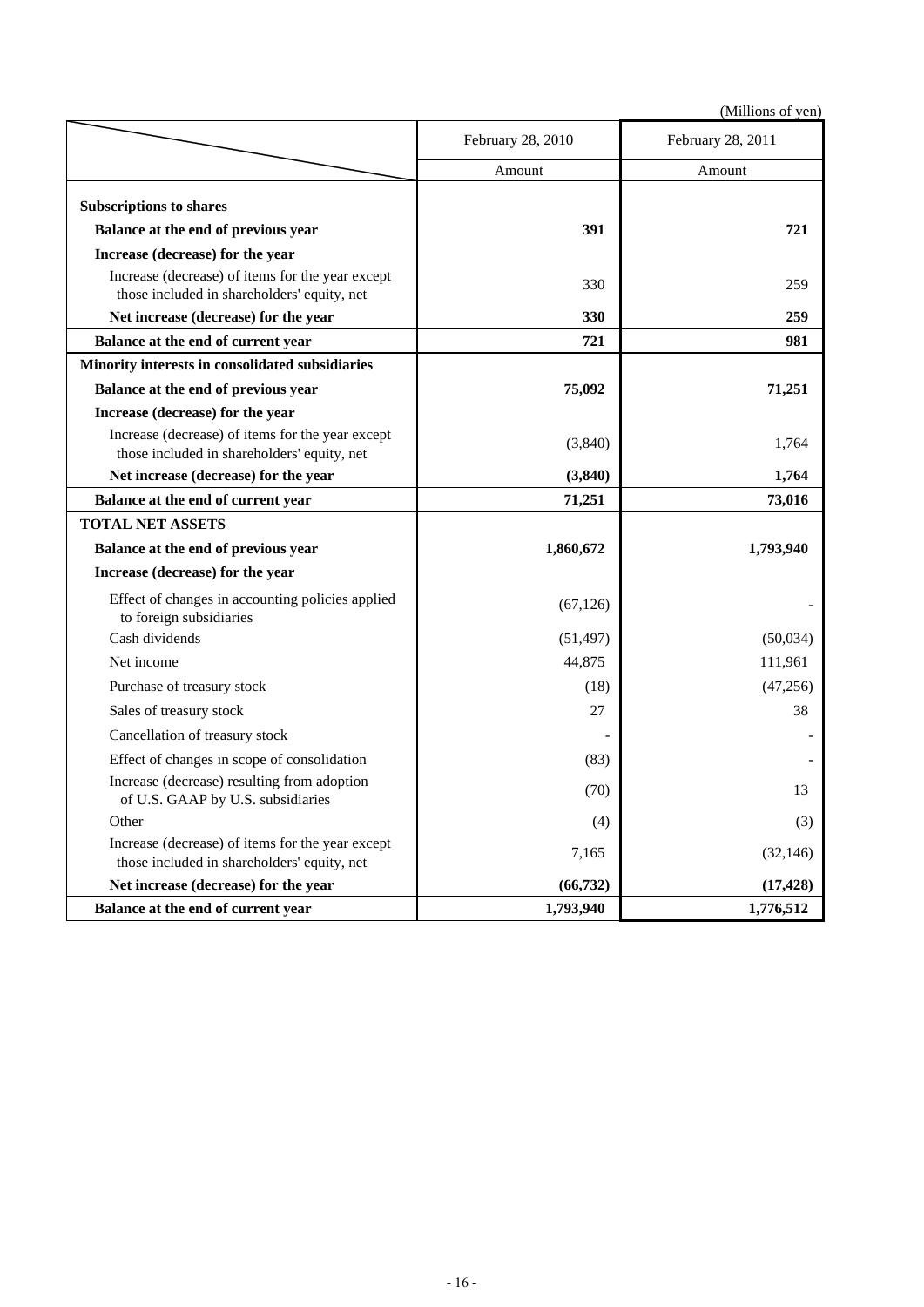(Millions of yen)

| | February 28, 2010 | February 28, 2011 |
|---|---|---|
| | Amount | Amount |
| **Subscriptions to shares** | | |
| **Balance at the end of previous year** | **391** | **721** |
| **Increase (decrease) for the year** | | |
| Increase (decrease) of items for the year except those included in shareholders' equity, net | 330 | 259 |
| **Net increase (decrease) for the year** | **330** | **259** |
| **Balance at the end of current year** | **721** | **981** |
| **Minority interests in consolidated subsidiaries** | | |
| **Balance at the end of previous year** | **75,092** | **71,251** |
| **Increase (decrease) for the year** | | |
| Increase (decrease) of items for the year except those included in shareholders' equity, net | (3,840) | 1,764 |
| **Net increase (decrease) for the year** | **(3,840)** | **1,764** |
| **Balance at the end of current year** | **71,251** | **73,016** |
| **TOTAL NET ASSETS** | | |
| **Balance at the end of previous year** | **1,860,672** | **1,793,940** |
| **Increase (decrease) for the year** | | |
| Effect of changes in accounting policies applied to foreign subsidiaries | (67,126) | - |
| Cash dividends | (51,497) | (50,034) |
| Net income | 44,875 | 111,961 |
| Purchase of treasury stock | (18) | (47,256) |
| Sales of treasury stock | 27 | 38 |
| Cancellation of treasury stock | - | - |
| Effect of changes in scope of consolidation | (83) | - |
| Increase (decrease) resulting from adoption of U.S. GAAP by U.S. subsidiaries | (70) | 13 |
| Other | (4) | (3) |
| Increase (decrease) of items for the year except those included in shareholders' equity, net | 7,165 | (32,146) |
| **Net increase (decrease) for the year** | **(66,732)** | **(17,428)** |
| **Balance at the end of current year** | **1,793,940** | **1,776,512** |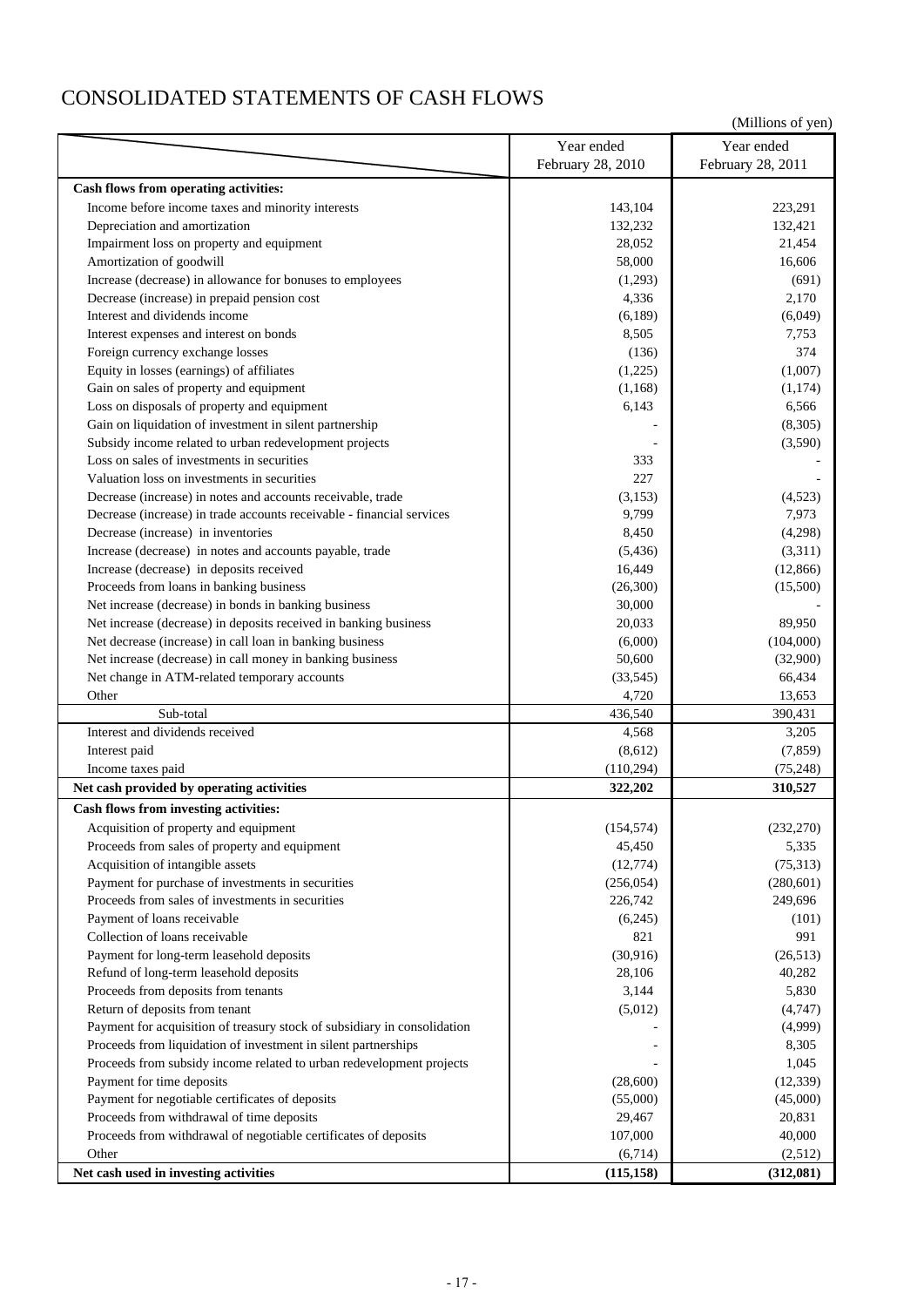# CONSOLIDATED STATEMENTS OF CASH FLOWS

(Millions of yen)

| | Year ended February 28, 2010 | Year ended February 28, 2011 |
|---|---|---|
| **Cash flows from operating activities:** | | |
| Income before income taxes and minority interests | 143,104 | 223,291 |
| Depreciation and amortization | 132,232 | 132,421 |
| Impairment loss on property and equipment | 28,052 | 21,454 |
| Amortization of goodwill | 58,000 | 16,606 |
| Increase (decrease) in allowance for bonuses to employees | (1,293) | (691) |
| Decrease (increase) in prepaid pension cost | 4,336 | 2,170 |
| Interest and dividends income | (6,189) | (6,049) |
| Interest expenses and interest on bonds | 8,505 | 7,753 |
| Foreign currency exchange losses | (136) | 374 |
| Equity in losses (earnings) of affiliates | (1,225) | (1,007) |
| Gain on sales of property and equipment | (1,168) | (1,174) |
| Loss on disposals of property and equipment | 6,143 | 6,566 |
| Gain on liquidation of investment in silent partnership | - | (8,305) |
| Subsidy income related to urban redevelopment projects | - | (3,590) |
| Loss on sales of investments in securities | 333 | - |
| Valuation loss on investments in securities | 227 | - |
| Decrease (increase) in notes and accounts receivable, trade | (3,153) | (4,523) |
| Decrease (increase) in trade accounts receivable - financial services | 9,799 | 7,973 |
| Decrease (increase) in inventories | 8,450 | (4,298) |
| Increase (decrease) in notes and accounts payable, trade | (5,436) | (3,311) |
| Increase (decrease) in deposits received | 16,449 | (12,866) |
| Proceeds from loans in banking business | (26,300) | (15,500) |
| Net increase (decrease) in bonds in banking business | 30,000 | - |
| Net increase (decrease) in deposits received in banking business | 20,033 | 89,950 |
| Net decrease (increase) in call loan in banking business | (6,000) | (104,000) |
| Net increase (decrease) in call money in banking business | 50,600 | (32,900) |
| Net change in ATM-related temporary accounts | (33,545) | 66,434 |
| Other | 4,720 | 13,653 |
| Sub-total | 436,540 | 390,431 |
| Interest and dividends received | 4,568 | 3,205 |
| Interest paid | (8,612) | (7,859) |
| Income taxes paid | (110,294) | (75,248) |
| **Net cash provided by operating activities** | **322,202** | **310,527** |
| **Cash flows from investing activities:** | | |
| Acquisition of property and equipment | (154,574) | (232,270) |
| Proceeds from sales of property and equipment | 45,450 | 5,335 |
| Acquisition of intangible assets | (12,774) | (75,313) |
| Payment for purchase of investments in securities | (256,054) | (280,601) |
| Proceeds from sales of investments in securities | 226,742 | 249,696 |
| Payment of loans receivable | (6,245) | (101) |
| Collection of loans receivable | 821 | 991 |
| Payment for long-term leasehold deposits | (30,916) | (26,513) |
| Refund of long-term leasehold deposits | 28,106 | 40,282 |
| Proceeds from deposits from tenants | 3,144 | 5,830 |
| Return of deposits from tenant | (5,012) | (4,747) |
| Payment for acquisition of treasury stock of subsidiary in consolidation | - | (4,999) |
| Proceeds from liquidation of investment in silent partnerships | - | 8,305 |
| Proceeds from subsidy income related to urban redevelopment projects | - | 1,045 |
| Payment for time deposits | (28,600) | (12,339) |
| Payment for negotiable certificates of deposits | (55,000) | (45,000) |
| Proceeds from withdrawal of time deposits | 29,467 | 20,831 |
| Proceeds from withdrawal of negotiable certificates of deposits | 107,000 | 40,000 |
| Other | (6,714) | (2,512) |
| **Net cash used in investing activities** | **(115,158)** | **(312,081)** |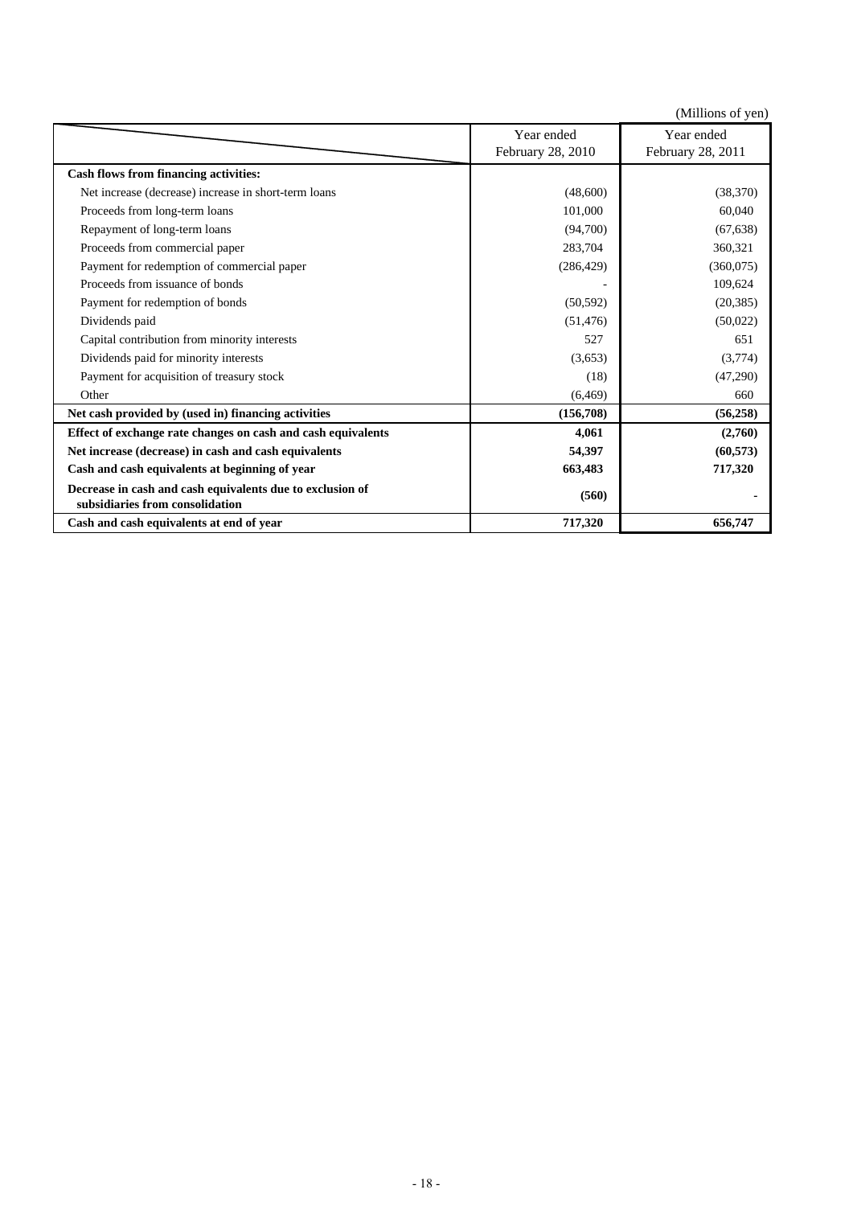(Millions of yen)

| | Year ended February 28, 2010 | Year ended February 28, 2011 |
|---|---|---|
| **Cash flows from financing activities:** | | |
| Net increase (decrease) increase in short-term loans | (48,600) | (38,370) |
| Proceeds from long-term loans | 101,000 | 60,040 |
| Repayment of long-term loans | (94,700) | (67,638) |
| Proceeds from commercial paper | 283,704 | 360,321 |
| Payment for redemption of commercial paper | (286,429) | (360,075) |
| Proceeds from issuance of bonds | - | 109,624 |
| Payment for redemption of bonds | (50,592) | (20,385) |
| Dividends paid | (51,476) | (50,022) |
| Capital contribution from minority interests | 527 | 651 |
| Dividends paid for minority interests | (3,653) | (3,774) |
| Payment for acquisition of treasury stock | (18) | (47,290) |
| Other | (6,469) | 660 |
| **Net cash provided by (used in) financing activities** | **(156,708)** | **(56,258)** |
| **Effect of exchange rate changes on cash and cash equivalents** | **4,061** | **(2,760)** |
| **Net increase (decrease) in cash and cash equivalents** | **54,397** | **(60,573)** |
| **Cash and cash equivalents at beginning of year** | **663,483** | **717,320** |
| **Decrease in cash and cash equivalents due to exclusion of subsidiaries from consolidation** | **(560)** | **-** |
| **Cash and cash equivalents at end of year** | **717,320** | **656,747** |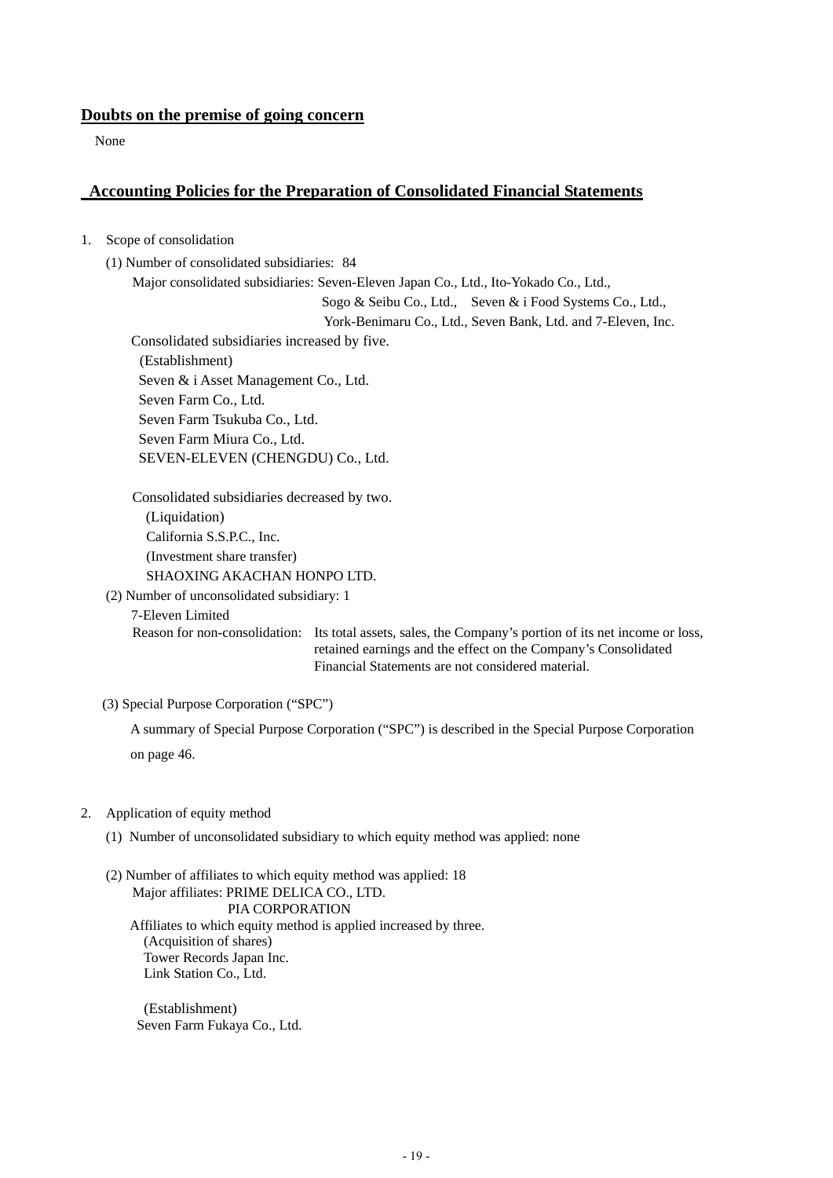## Doubts on the premise of going concern

None

## Accounting Policies for the Preparation of Consolidated Financial Statements

1. Scope of consolidation

   (1) Number of consolidated subsidiaries: 84

   Major consolidated subsidiaries: Seven-Eleven Japan Co., Ltd., Ito-Yokado Co., Ltd., Sogo & Seibu Co., Ltd., Seven & i Food Systems Co., Ltd., York-Benimaru Co., Ltd., Seven Bank, Ltd. and 7-Eleven, Inc.

   Consolidated subsidiaries increased by five.

   (Establishment)
   Seven & i Asset Management Co., Ltd.
   Seven Farm Co., Ltd.
   Seven Farm Tsukuba Co., Ltd.
   Seven Farm Miura Co., Ltd.
   SEVEN-ELEVEN (CHENGDU) Co., Ltd.

   Consolidated subsidiaries decreased by two.

   (Liquidation)
   California S.S.P.C., Inc.
   (Investment share transfer)
   SHAOXING AKACHAN HONPO LTD.

   (2) Number of unconsolidated subsidiary: 1

   7-Eleven Limited

   Reason for non-consolidation: Its total assets, sales, the Company's portion of its net income or loss, retained earnings and the effect on the Company's Consolidated Financial Statements are not considered material.

   (3) Special Purpose Corporation ("SPC")

   A summary of Special Purpose Corporation ("SPC") is described in the Special Purpose Corporation on page 46.

2. Application of equity method

   (1) Number of unconsolidated subsidiary to which equity method was applied: none

   (2) Number of affiliates to which equity method was applied: 18

   Major affiliates: PRIME DELICA CO., LTD.
   PIA CORPORATION

   Affiliates to which equity method is applied increased by three.

   (Acquisition of shares)
   Tower Records Japan Inc.
   Link Station Co., Ltd.

   (Establishment)
   Seven Farm Fukaya Co., Ltd.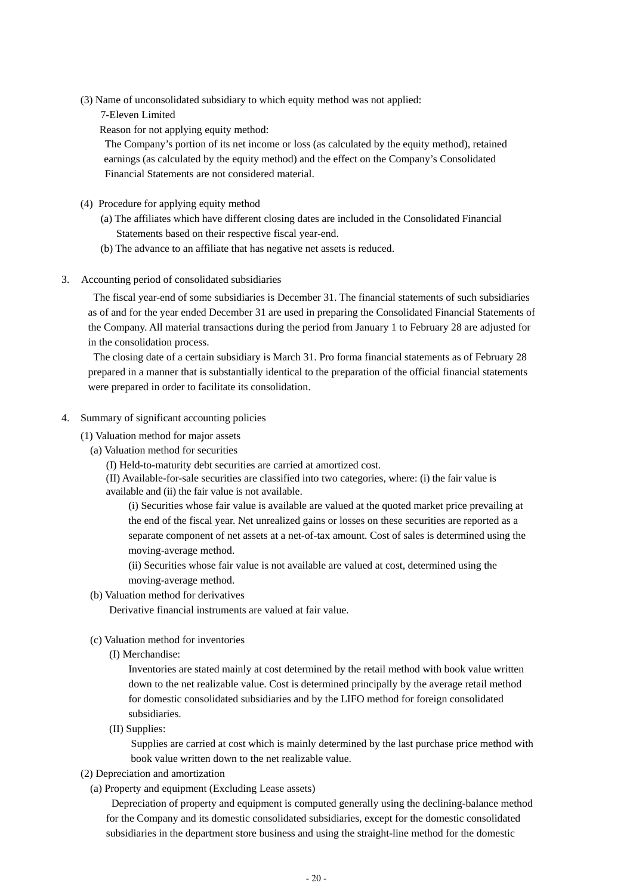(3) Name of unconsolidated subsidiary to which equity method was not applied:

7-Eleven Limited

Reason for not applying equity method:

The Company's portion of its net income or loss (as calculated by the equity method), retained earnings (as calculated by the equity method) and the effect on the Company's Consolidated Financial Statements are not considered material.

(4) Procedure for applying equity method

(a) The affiliates which have different closing dates are included in the Consolidated Financial Statements based on their respective fiscal year-end.

(b) The advance to an affiliate that has negative net assets is reduced.

3. Accounting period of consolidated subsidiaries

The fiscal year-end of some subsidiaries is December 31. The financial statements of such subsidiaries as of and for the year ended December 31 are used in preparing the Consolidated Financial Statements of the Company. All material transactions during the period from January 1 to February 28 are adjusted for in the consolidation process.

The closing date of a certain subsidiary is March 31. Pro forma financial statements as of February 28 prepared in a manner that is substantially identical to the preparation of the official financial statements were prepared in order to facilitate its consolidation.

4. Summary of significant accounting policies

(1) Valuation method for major assets

(a) Valuation method for securities

(I) Held-to-maturity debt securities are carried at amortized cost.

(II) Available-for-sale securities are classified into two categories, where: (i) the fair value is available and (ii) the fair value is not available.

(i) Securities whose fair value is available are valued at the quoted market price prevailing at the end of the fiscal year. Net unrealized gains or losses on these securities are reported as a separate component of net assets at a net-of-tax amount. Cost of sales is determined using the moving-average method.

(ii) Securities whose fair value is not available are valued at cost, determined using the moving-average method.

(b) Valuation method for derivatives

Derivative financial instruments are valued at fair value.

(c) Valuation method for inventories

(I) Merchandise:

Inventories are stated mainly at cost determined by the retail method with book value written down to the net realizable value. Cost is determined principally by the average retail method for domestic consolidated subsidiaries and by the LIFO method for foreign consolidated subsidiaries.

(II) Supplies:

Supplies are carried at cost which is mainly determined by the last purchase price method with book value written down to the net realizable value.

(2) Depreciation and amortization

(a) Property and equipment (Excluding Lease assets)

Depreciation of property and equipment is computed generally using the declining-balance method for the Company and its domestic consolidated subsidiaries, except for the domestic consolidated subsidiaries in the department store business and using the straight-line method for the domestic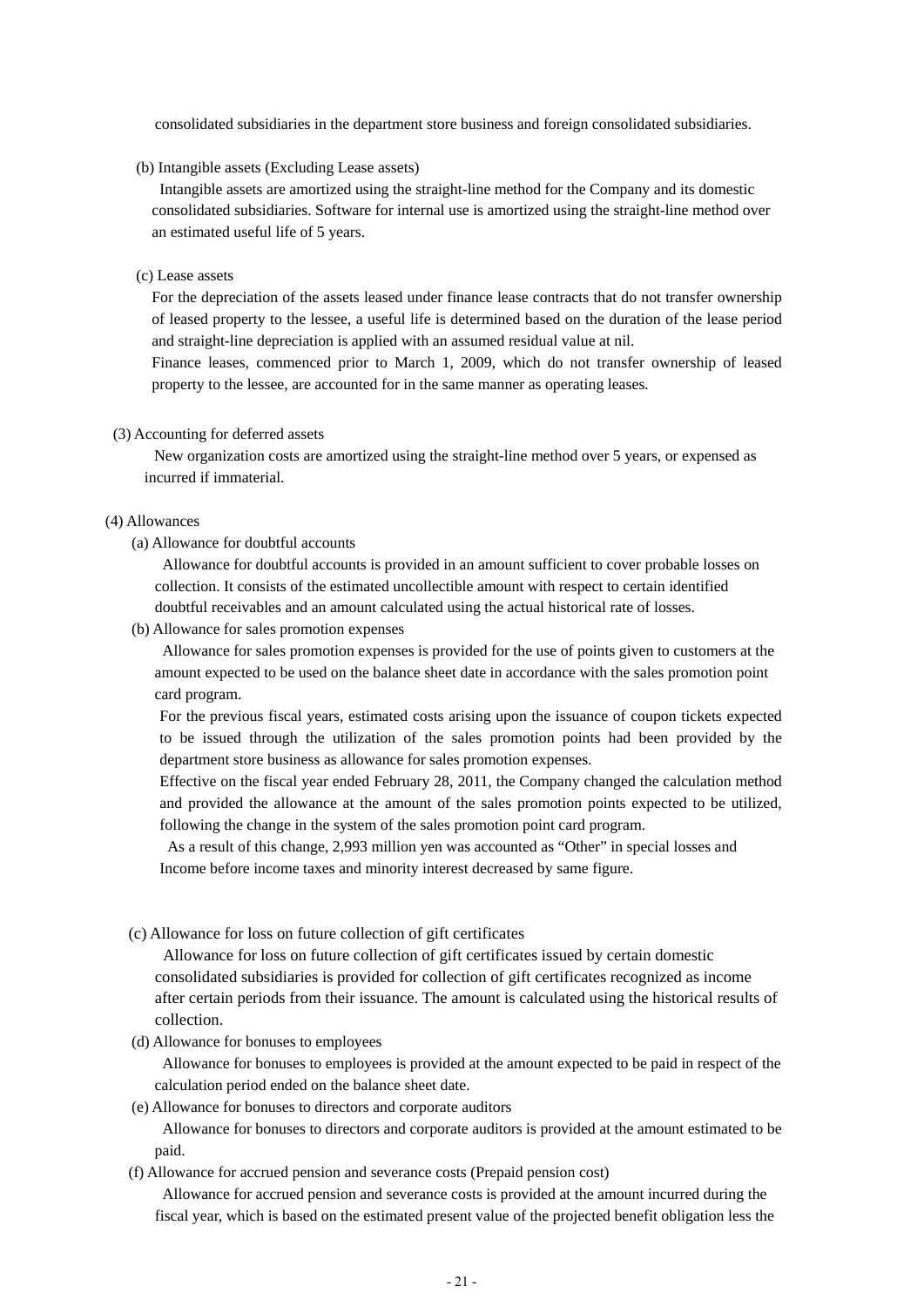consolidated subsidiaries in the department store business and foreign consolidated subsidiaries.

(b) Intangible assets (Excluding Lease assets)

Intangible assets are amortized using the straight-line method for the Company and its domestic consolidated subsidiaries. Software for internal use is amortized using the straight-line method over an estimated useful life of 5 years.

(c) Lease assets

For the depreciation of the assets leased under finance lease contracts that do not transfer ownership of leased property to the lessee, a useful life is determined based on the duration of the lease period and straight-line depreciation is applied with an assumed residual value at nil.

Finance leases, commenced prior to March 1, 2009, which do not transfer ownership of leased property to the lessee, are accounted for in the same manner as operating leases.

(3) Accounting for deferred assets

New organization costs are amortized using the straight-line method over 5 years, or expensed as incurred if immaterial.

(4) Allowances

(a) Allowance for doubtful accounts

Allowance for doubtful accounts is provided in an amount sufficient to cover probable losses on collection. It consists of the estimated uncollectible amount with respect to certain identified doubtful receivables and an amount calculated using the actual historical rate of losses.

(b) Allowance for sales promotion expenses

Allowance for sales promotion expenses is provided for the use of points given to customers at the amount expected to be used on the balance sheet date in accordance with the sales promotion point card program.

For the previous fiscal years, estimated costs arising upon the issuance of coupon tickets expected to be issued through the utilization of the sales promotion points had been provided by the department store business as allowance for sales promotion expenses.

Effective on the fiscal year ended February 28, 2011, the Company changed the calculation method and provided the allowance at the amount of the sales promotion points expected to be utilized, following the change in the system of the sales promotion point card program.

As a result of this change, 2,993 million yen was accounted as “Other” in special losses and Income before income taxes and minority interest decreased by same figure.

(c) Allowance for loss on future collection of gift certificates

Allowance for loss on future collection of gift certificates issued by certain domestic consolidated subsidiaries is provided for collection of gift certificates recognized as income after certain periods from their issuance. The amount is calculated using the historical results of collection.

(d) Allowance for bonuses to employees

Allowance for bonuses to employees is provided at the amount expected to be paid in respect of the calculation period ended on the balance sheet date.

(e) Allowance for bonuses to directors and corporate auditors

Allowance for bonuses to directors and corporate auditors is provided at the amount estimated to be paid.

(f) Allowance for accrued pension and severance costs (Prepaid pension cost)

Allowance for accrued pension and severance costs is provided at the amount incurred during the fiscal year, which is based on the estimated present value of the projected benefit obligation less the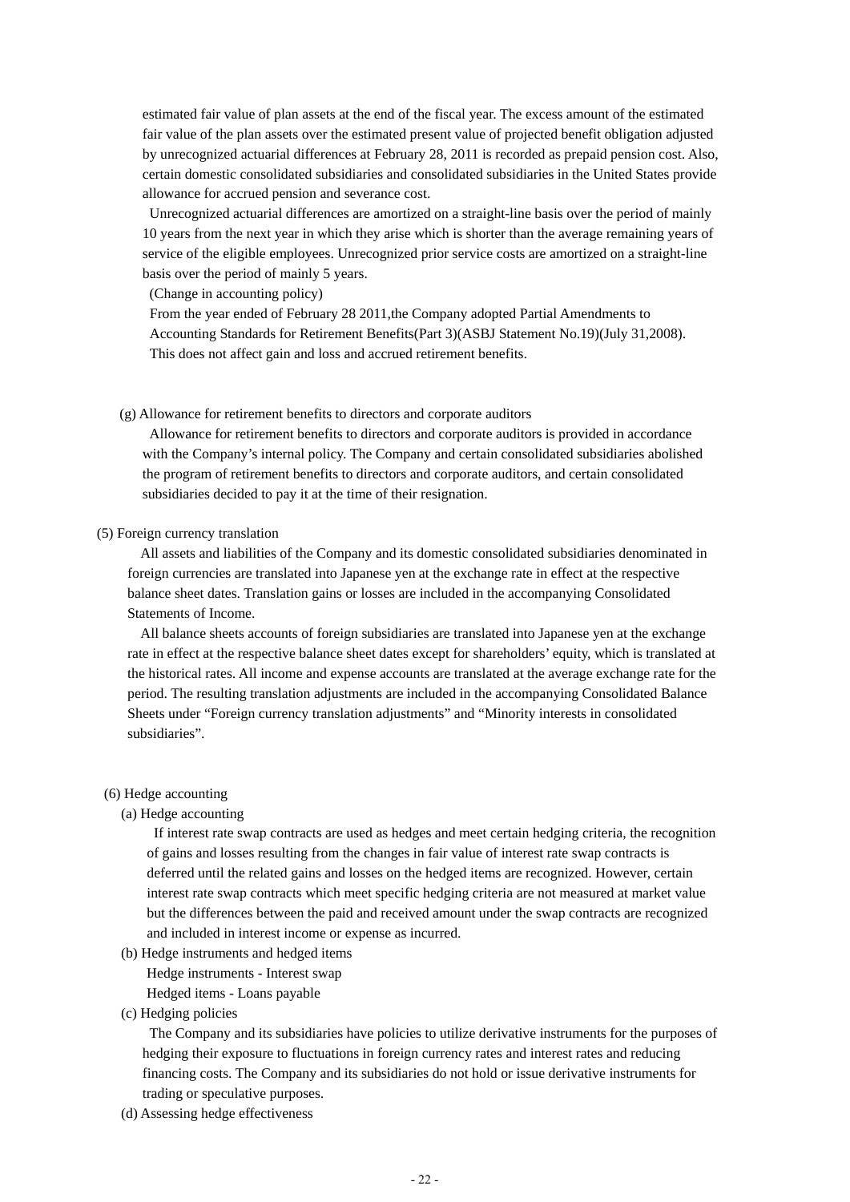estimated fair value of plan assets at the end of the fiscal year. The excess amount of the estimated fair value of the plan assets over the estimated present value of projected benefit obligation adjusted by unrecognized actuarial differences at February 28, 2011 is recorded as prepaid pension cost. Also, certain domestic consolidated subsidiaries and consolidated subsidiaries in the United States provide allowance for accrued pension and severance cost.

Unrecognized actuarial differences are amortized on a straight-line basis over the period of mainly 10 years from the next year in which they arise which is shorter than the average remaining years of service of the eligible employees. Unrecognized prior service costs are amortized on a straight-line basis over the period of mainly 5 years.

(Change in accounting policy)

From the year ended of February 28 2011,the Company adopted Partial Amendments to Accounting Standards for Retirement Benefits(Part 3)(ASBJ Statement No.19)(July 31,2008). This does not affect gain and loss and accrued retirement benefits.

(g) Allowance for retirement benefits to directors and corporate auditors

Allowance for retirement benefits to directors and corporate auditors is provided in accordance with the Company's internal policy. The Company and certain consolidated subsidiaries abolished the program of retirement benefits to directors and corporate auditors, and certain consolidated subsidiaries decided to pay it at the time of their resignation.

(5) Foreign currency translation

All assets and liabilities of the Company and its domestic consolidated subsidiaries denominated in foreign currencies are translated into Japanese yen at the exchange rate in effect at the respective balance sheet dates. Translation gains or losses are included in the accompanying Consolidated Statements of Income.

All balance sheets accounts of foreign subsidiaries are translated into Japanese yen at the exchange rate in effect at the respective balance sheet dates except for shareholders' equity, which is translated at the historical rates. All income and expense accounts are translated at the average exchange rate for the period. The resulting translation adjustments are included in the accompanying Consolidated Balance Sheets under "Foreign currency translation adjustments" and "Minority interests in consolidated subsidiaries".

(6) Hedge accounting

(a) Hedge accounting

If interest rate swap contracts are used as hedges and meet certain hedging criteria, the recognition of gains and losses resulting from the changes in fair value of interest rate swap contracts is deferred until the related gains and losses on the hedged items are recognized. However, certain interest rate swap contracts which meet specific hedging criteria are not measured at market value but the differences between the paid and received amount under the swap contracts are recognized and included in interest income or expense as incurred.

(b) Hedge instruments and hedged items

Hedge instruments - Interest swap

Hedged items - Loans payable

(c) Hedging policies

The Company and its subsidiaries have policies to utilize derivative instruments for the purposes of hedging their exposure to fluctuations in foreign currency rates and interest rates and reducing financing costs. The Company and its subsidiaries do not hold or issue derivative instruments for trading or speculative purposes.

(d) Assessing hedge effectiveness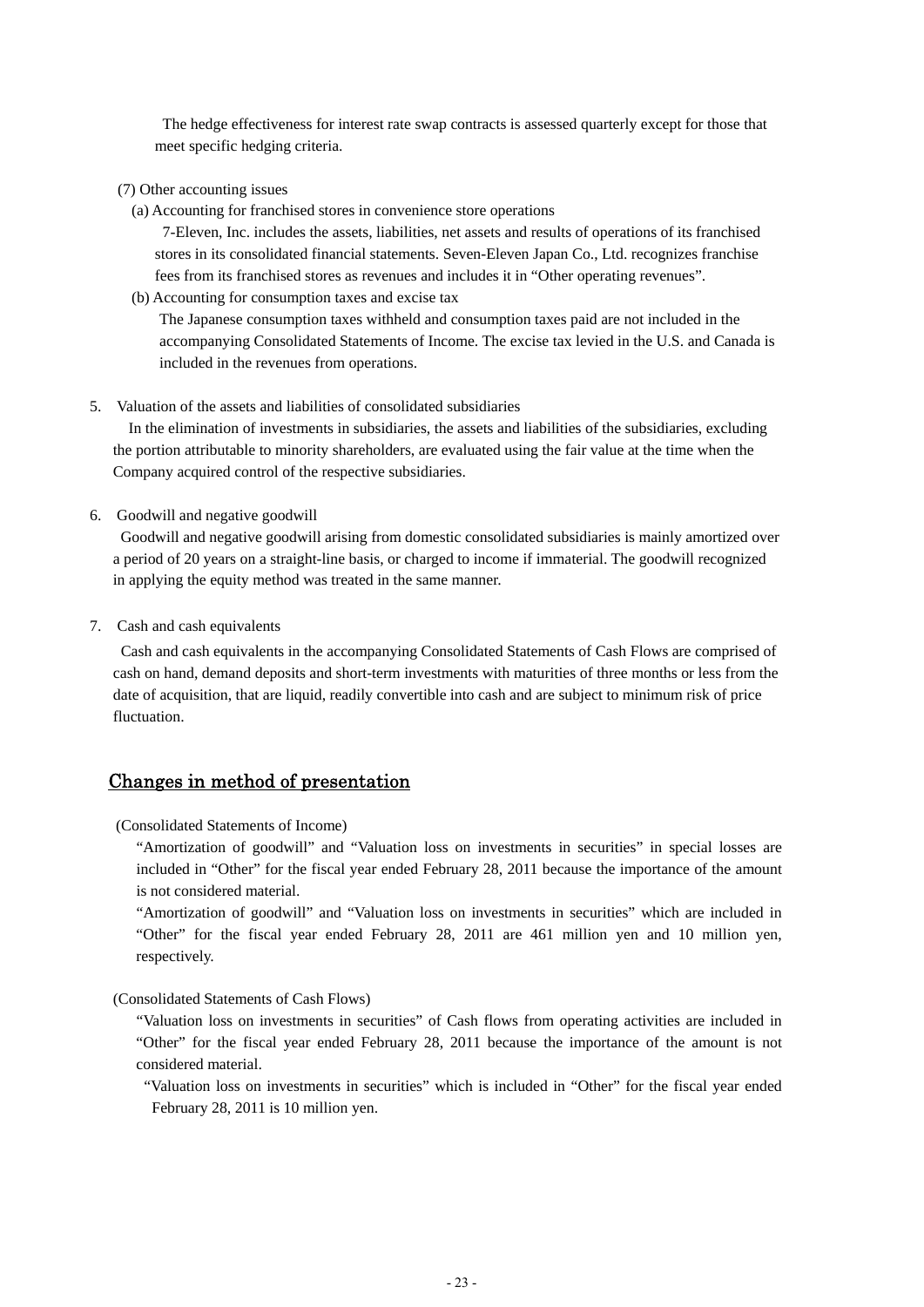The hedge effectiveness for interest rate swap contracts is assessed quarterly except for those that meet specific hedging criteria.

(7) Other accounting issues

(a) Accounting for franchised stores in convenience store operations

7-Eleven, Inc. includes the assets, liabilities, net assets and results of operations of its franchised stores in its consolidated financial statements. Seven-Eleven Japan Co., Ltd. recognizes franchise fees from its franchised stores as revenues and includes it in "Other operating revenues".

(b) Accounting for consumption taxes and excise tax

The Japanese consumption taxes withheld and consumption taxes paid are not included in the accompanying Consolidated Statements of Income. The excise tax levied in the U.S. and Canada is included in the revenues from operations.

5. Valuation of the assets and liabilities of consolidated subsidiaries

In the elimination of investments in subsidiaries, the assets and liabilities of the subsidiaries, excluding the portion attributable to minority shareholders, are evaluated using the fair value at the time when the Company acquired control of the respective subsidiaries.

6. Goodwill and negative goodwill

Goodwill and negative goodwill arising from domestic consolidated subsidiaries is mainly amortized over a period of 20 years on a straight-line basis, or charged to income if immaterial. The goodwill recognized in applying the equity method was treated in the same manner.

7. Cash and cash equivalents

Cash and cash equivalents in the accompanying Consolidated Statements of Cash Flows are comprised of cash on hand, demand deposits and short-term investments with maturities of three months or less from the date of acquisition, that are liquid, readily convertible into cash and are subject to minimum risk of price fluctuation.

## Changes in method of presentation

(Consolidated Statements of Income)

"Amortization of goodwill" and "Valuation loss on investments in securities" in special losses are included in "Other" for the fiscal year ended February 28, 2011 because the importance of the amount is not considered material.

"Amortization of goodwill" and "Valuation loss on investments in securities" which are included in "Other" for the fiscal year ended February 28, 2011 are 461 million yen and 10 million yen, respectively.

(Consolidated Statements of Cash Flows)

"Valuation loss on investments in securities" of Cash flows from operating activities are included in "Other" for the fiscal year ended February 28, 2011 because the importance of the amount is not considered material.

"Valuation loss on investments in securities" which is included in "Other" for the fiscal year ended February 28, 2011 is 10 million yen.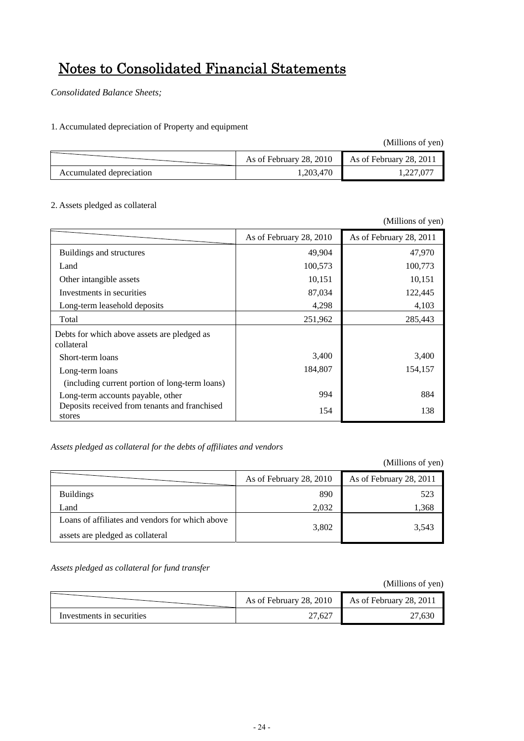# Notes to Consolidated Financial Statements

*Consolidated Balance Sheets;*

1. Accumulated depreciation of Property and equipment

(Millions of yen)

| | As of February 28, 2010 | As of February 28, 2011 |
|---|---|---|
| Accumulated depreciation | 1,203,470 | 1,227,077 |

2. Assets pledged as collateral

(Millions of yen)

| | As of February 28, 2010 | As of February 28, 2011 |
|---|---|---|
| Buildings and structures | 49,904 | 47,970 |
| Land | 100,573 | 100,773 |
| Other intangible assets | 10,151 | 10,151 |
| Investments in securities | 87,034 | 122,445 |
| Long-term leasehold deposits | 4,298 | 4,103 |
| Total | 251,962 | 285,443 |
| Debts for which above assets are pledged as collateral | | |
| Short-term loans | 3,400 | 3,400 |
| Long-term loans (including current portion of long-term loans) | 184,807 | 154,157 |
| Long-term accounts payable, other | 994 | 884 |
| Deposits received from tenants and franchised stores | 154 | 138 |

*Assets pledged as collateral for the debts of affiliates and vendors*

(Millions of yen)

| | As of February 28, 2010 | As of February 28, 2011 |
|---|---|---|
| Buildings | 890 | 523 |
| Land | 2,032 | 1,368 |
| Loans of affiliates and vendors for which above assets are pledged as collateral | 3,802 | 3,543 |

*Assets pledged as collateral for fund transfer*

(Millions of yen)

| | As of February 28, 2010 | As of February 28, 2011 |
|---|---|---|
| Investments in securities | 27,627 | 27,630 |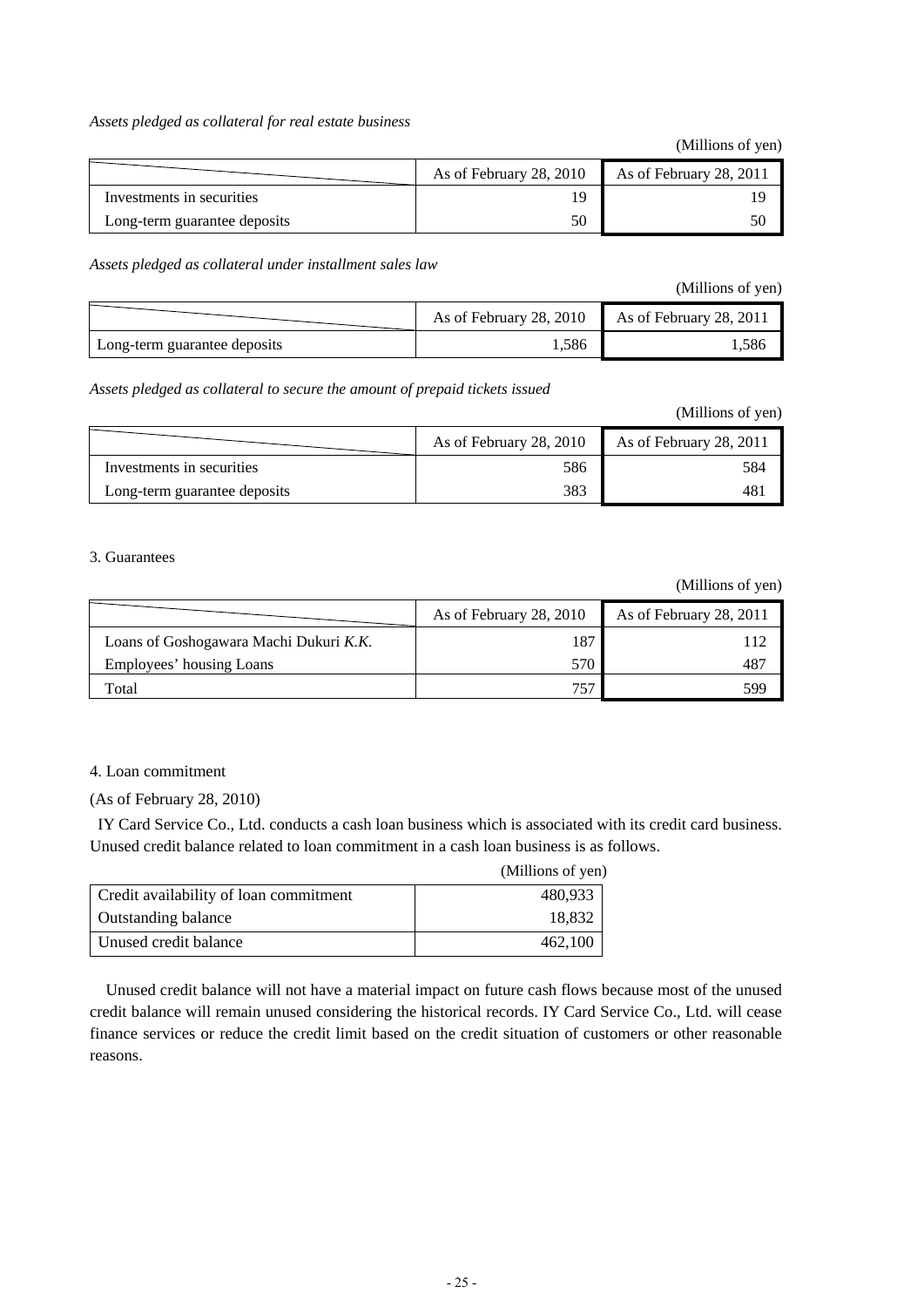*Assets pledged as collateral for real estate business*

(Millions of yen)

| | As of February 28, 2010 | As of February 28, 2011 |
|---|---|---|
| Investments in securities | 19 | 19 |
| Long-term guarantee deposits | 50 | 50 |

*Assets pledged as collateral under installment sales law*

(Millions of yen)

| | As of February 28, 2010 | As of February 28, 2011 |
|---|---|---|
| Long-term guarantee deposits | 1,586 | 1,586 |

*Assets pledged as collateral to secure the amount of prepaid tickets issued*

(Millions of yen)

| | As of February 28, 2010 | As of February 28, 2011 |
|---|---|---|
| Investments in securities | 586 | 584 |
| Long-term guarantee deposits | 383 | 481 |

3. Guarantees

(Millions of yen)

| | As of February 28, 2010 | As of February 28, 2011 |
|---|---|---|
| Loans of Goshogawara Machi Dukuri *K.K.* | 187 | 112 |
| Employees' housing Loans | 570 | 487 |
| Total | 757 | 599 |

4. Loan commitment

(As of February 28, 2010)

IY Card Service Co., Ltd. conducts a cash loan business which is associated with its credit card business. Unused credit balance related to loan commitment in a cash loan business is as follows.

(Millions of yen)

| | |
|---|---|
| Credit availability of loan commitment | 480,933 |
| Outstanding balance | 18,832 |
| Unused credit balance | 462,100 |

Unused credit balance will not have a material impact on future cash flows because most of the unused credit balance will remain unused considering the historical records. IY Card Service Co., Ltd. will cease finance services or reduce the credit limit based on the credit situation of customers or other reasonable reasons.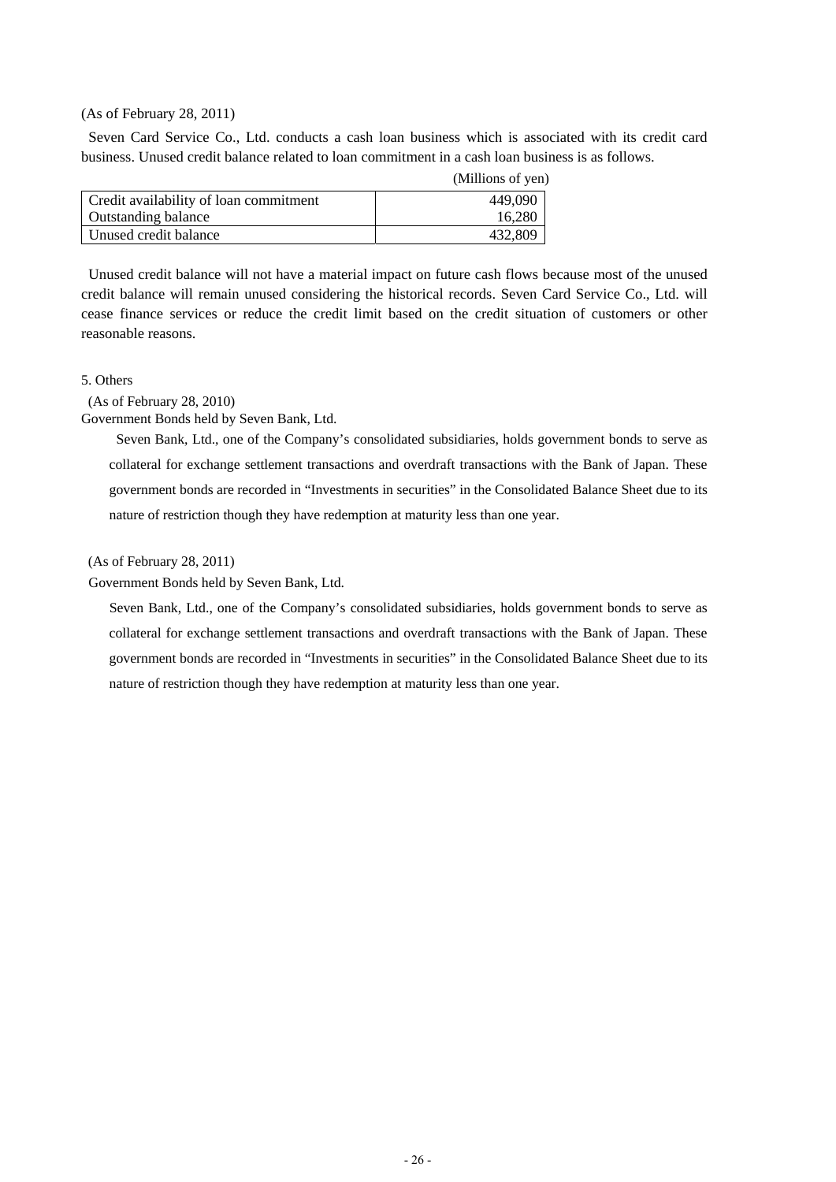(As of February 28, 2011)

Seven Card Service Co., Ltd. conducts a cash loan business which is associated with its credit card business. Unused credit balance related to loan commitment in a cash loan business is as follows.

(Millions of yen)

| | |
|---|---:|
| Credit availability of loan commitment | 449,090 |
| Outstanding balance | 16,280 |
| Unused credit balance | 432,809 |

Unused credit balance will not have a material impact on future cash flows because most of the unused credit balance will remain unused considering the historical records. Seven Card Service Co., Ltd. will cease finance services or reduce the credit limit based on the credit situation of customers or other reasonable reasons.

5. Others

(As of February 28, 2010)

Government Bonds held by Seven Bank, Ltd.

Seven Bank, Ltd., one of the Company's consolidated subsidiaries, holds government bonds to serve as collateral for exchange settlement transactions and overdraft transactions with the Bank of Japan. These government bonds are recorded in "Investments in securities" in the Consolidated Balance Sheet due to its nature of restriction though they have redemption at maturity less than one year.

(As of February 28, 2011)

Government Bonds held by Seven Bank, Ltd.

Seven Bank, Ltd., one of the Company's consolidated subsidiaries, holds government bonds to serve as collateral for exchange settlement transactions and overdraft transactions with the Bank of Japan. These government bonds are recorded in "Investments in securities" in the Consolidated Balance Sheet due to its nature of restriction though they have redemption at maturity less than one year.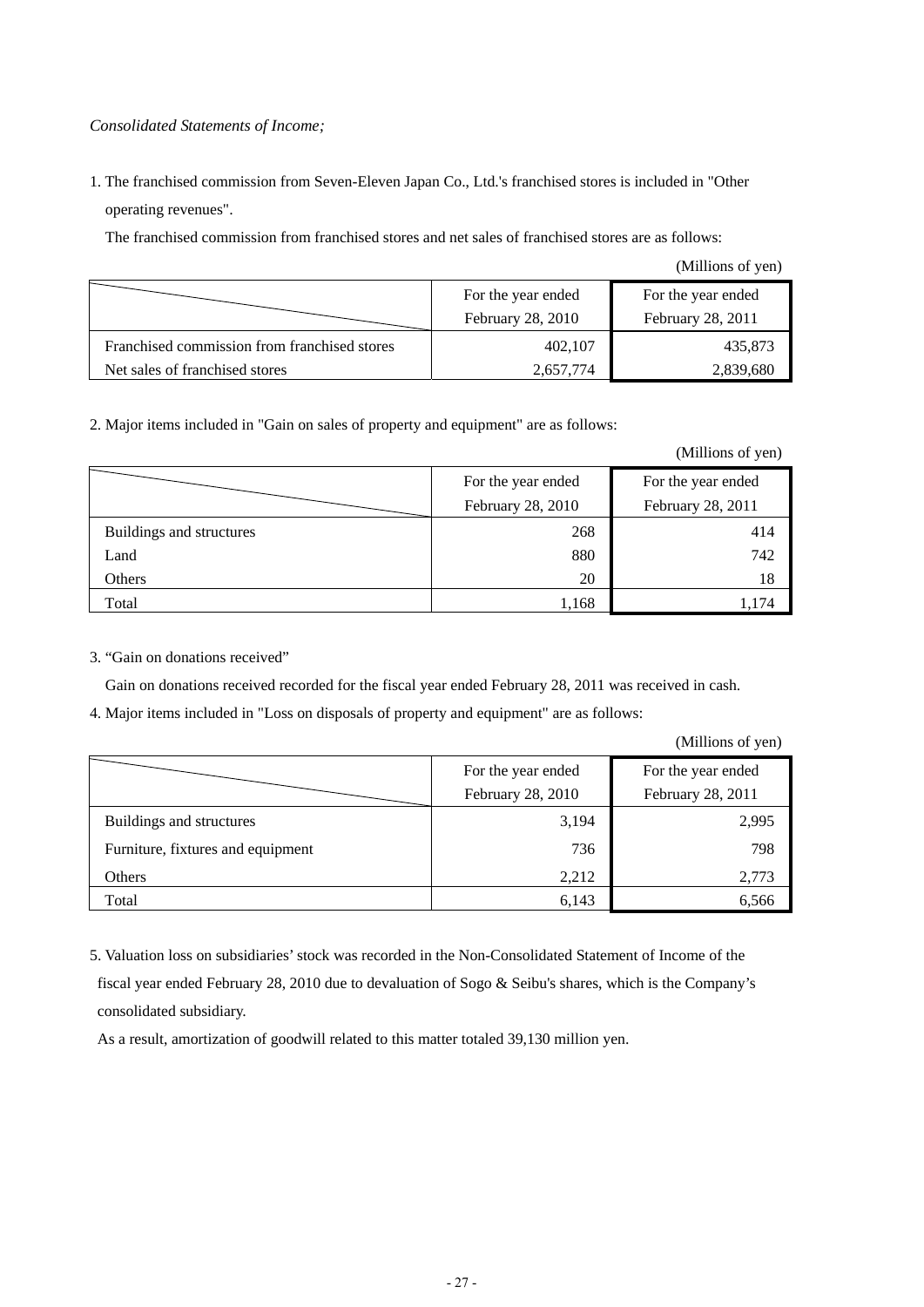*Consolidated Statements of Income;*

1. The franchised commission from Seven-Eleven Japan Co., Ltd.'s franchised stores is included in "Other operating revenues".

   The franchised commission from franchised stores and net sales of franchised stores are as follows:

(Millions of yen)

| | For the year ended February 28, 2010 | For the year ended February 28, 2011 |
|---|---:|---:|
| Franchised commission from franchised stores | 402,107 | 435,873 |
| Net sales of franchised stores | 2,657,774 | 2,839,680 |

2. Major items included in "Gain on sales of property and equipment" are as follows:

(Millions of yen)

| | For the year ended February 28, 2010 | For the year ended February 28, 2011 |
|---|---:|---:|
| Buildings and structures | 268 | 414 |
| Land | 880 | 742 |
| Others | 20 | 18 |
| Total | 1,168 | 1,174 |

3. "Gain on donations received"

   Gain on donations received recorded for the fiscal year ended February 28, 2011 was received in cash.

4. Major items included in "Loss on disposals of property and equipment" are as follows:

(Millions of yen)

| | For the year ended February 28, 2010 | For the year ended February 28, 2011 |
|---|---:|---:|
| Buildings and structures | 3,194 | 2,995 |
| Furniture, fixtures and equipment | 736 | 798 |
| Others | 2,212 | 2,773 |
| Total | 6,143 | 6,566 |

5. Valuation loss on subsidiaries' stock was recorded in the Non-Consolidated Statement of Income of the fiscal year ended February 28, 2010 due to devaluation of Sogo & Seibu's shares, which is the Company's consolidated subsidiary.

   As a result, amortization of goodwill related to this matter totaled 39,130 million yen.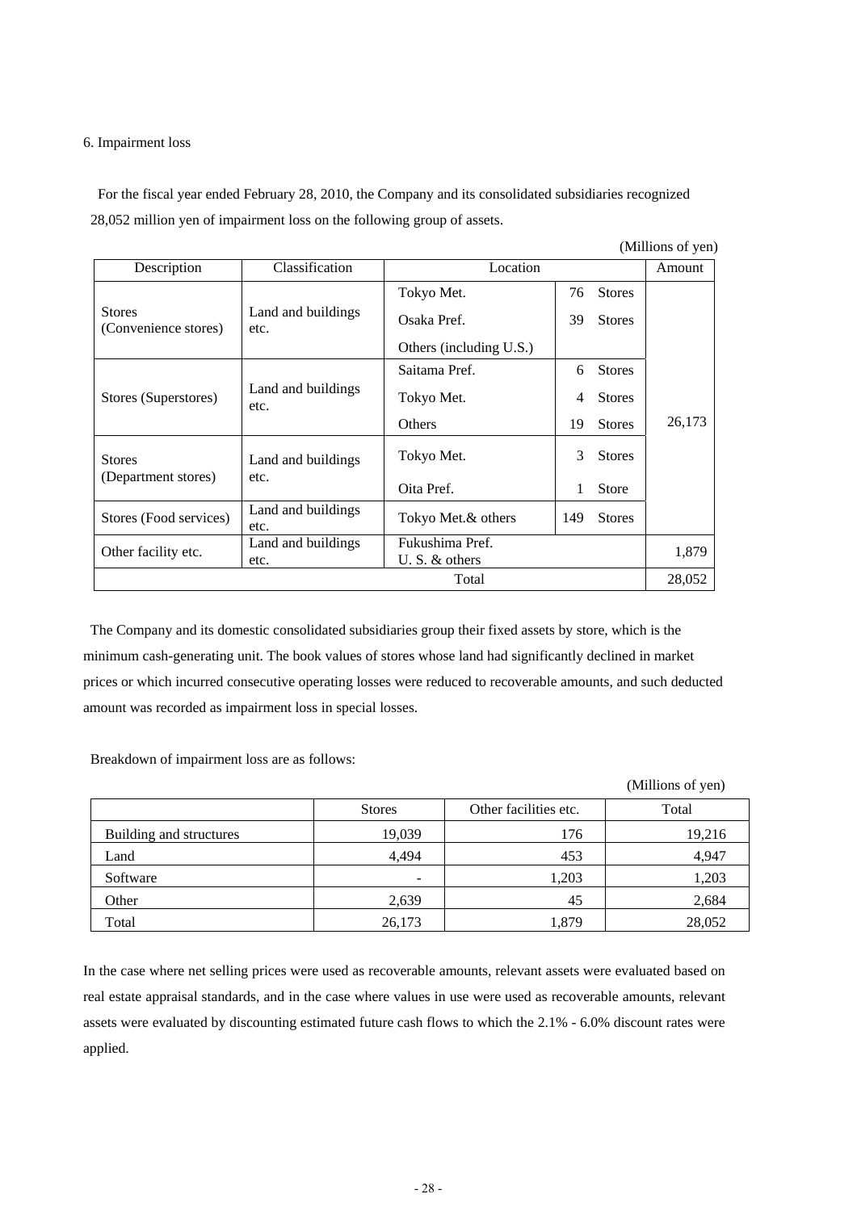6. Impairment loss

For the fiscal year ended February 28, 2010, the Company and its consolidated subsidiaries recognized 28,052 million yen of impairment loss on the following group of assets.

(Millions of yen)

| Description | Classification | Location | | | Amount |
|---|---|---|---|---|---|
| Stores (Convenience stores) | Land and buildings etc. | Tokyo Met. | 76 | Stores | 26,173 |
| | | Osaka Pref. | 39 | Stores | |
| | | Others (including U.S.) | | | |
| Stores (Superstores) | Land and buildings etc. | Saitama Pref. | 6 | Stores | |
| | | Tokyo Met. | 4 | Stores | |
| | | Others | 19 | Stores | |
| Stores (Department stores) | Land and buildings etc. | Tokyo Met. | 3 | Stores | |
| | | Oita Pref. | 1 | Store | |
| Stores (Food services) | Land and buildings etc. | Tokyo Met.& others | 149 | Stores | |
| Other facility etc. | Land and buildings etc. | Fukushima Pref. U. S. & others | | | 1,879 |
| Total | | | | | 28,052 |

The Company and its domestic consolidated subsidiaries group their fixed assets by store, which is the minimum cash-generating unit. The book values of stores whose land had significantly declined in market prices or which incurred consecutive operating losses were reduced to recoverable amounts, and such deducted amount was recorded as impairment loss in special losses.

Breakdown of impairment loss are as follows:

(Millions of yen)

| | Stores | Other facilities etc. | Total |
|---|---|---|---|
| Building and structures | 19,039 | 176 | 19,216 |
| Land | 4,494 | 453 | 4,947 |
| Software | - | 1,203 | 1,203 |
| Other | 2,639 | 45 | 2,684 |
| Total | 26,173 | 1,879 | 28,052 |

In the case where net selling prices were used as recoverable amounts, relevant assets were evaluated based on real estate appraisal standards, and in the case where values in use were used as recoverable amounts, relevant assets were evaluated by discounting estimated future cash flows to which the 2.1% - 6.0% discount rates were applied.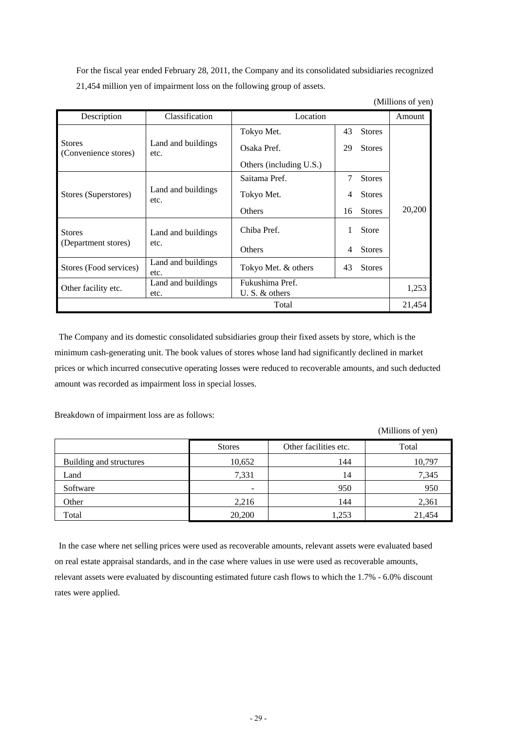For the fiscal year ended February 28, 2011, the Company and its consolidated subsidiaries recognized 21,454 million yen of impairment loss on the following group of assets.

(Millions of yen)

| Description | Classification | Location | | | Amount |
|---|---|---|---|---|---|
| Stores (Convenience stores) | Land and buildings etc. | Tokyo Met. | 43 | Stores | 20,200 |
| | | Osaka Pref. | 29 | Stores | |
| | | Others (including U.S.) | | | |
| Stores (Superstores) | Land and buildings etc. | Saitama Pref. | 7 | Stores | |
| | | Tokyo Met. | 4 | Stores | |
| | | Others | 16 | Stores | |
| Stores (Department stores) | Land and buildings etc. | Chiba Pref. | 1 | Store | |
| | | Others | 4 | Stores | |
| Stores (Food services) | Land and buildings etc. | Tokyo Met. & others | 43 | Stores | |
| Other facility etc. | Land and buildings etc. | Fukushima Pref. U. S. & others | | | 1,253 |
| Total | | | | | 21,454 |

The Company and its domestic consolidated subsidiaries group their fixed assets by store, which is the minimum cash-generating unit. The book values of stores whose land had significantly declined in market prices or which incurred consecutive operating losses were reduced to recoverable amounts, and such deducted amount was recorded as impairment loss in special losses.

Breakdown of impairment loss are as follows:

(Millions of yen)

| | Stores | Other facilities etc. | Total |
|---|---|---|---|
| Building and structures | 10,652 | 144 | 10,797 |
| Land | 7,331 | 14 | 7,345 |
| Software | - | 950 | 950 |
| Other | 2,216 | 144 | 2,361 |
| Total | 20,200 | 1,253 | 21,454 |

In the case where net selling prices were used as recoverable amounts, relevant assets were evaluated based on real estate appraisal standards, and in the case where values in use were used as recoverable amounts, relevant assets were evaluated by discounting estimated future cash flows to which the 1.7% - 6.0% discount rates were applied.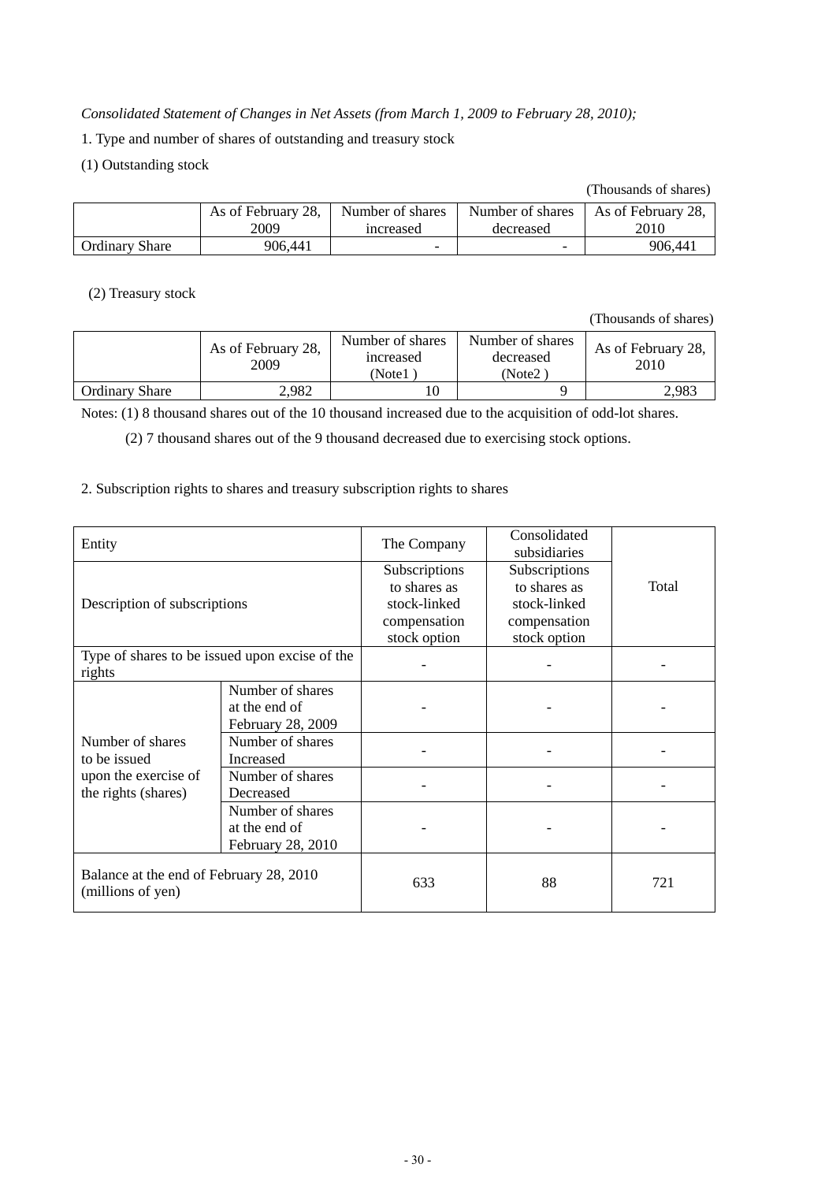*Consolidated Statement of Changes in Net Assets (from March 1, 2009 to February 28, 2010);*

1. Type and number of shares of outstanding and treasury stock

(1) Outstanding stock

(Thousands of shares)

| | As of February 28, 2009 | Number of shares increased | Number of shares decreased | As of February 28, 2010 |
|---|---|---|---|---|
| Ordinary Share | 906,441 | - | - | 906,441 |

(2) Treasury stock

(Thousands of shares)

| | As of February 28, 2009 | Number of shares increased (Note1 ) | Number of shares decreased (Note2 ) | As of February 28, 2010 |
|---|---|---|---|---|
| Ordinary Share | 2,982 | 10 | 9 | 2,983 |

Notes: (1) 8 thousand shares out of the 10 thousand increased due to the acquisition of odd-lot shares.

(2) 7 thousand shares out of the 9 thousand decreased due to exercising stock options.

2. Subscription rights to shares and treasury subscription rights to shares

| Entity | | The Company | Consolidated subsidiaries | Total |
|---|---|---|---|---|
| Description of subscriptions | | Subscriptions to shares as stock-linked compensation stock option | Subscriptions to shares as stock-linked compensation stock option | |
| Type of shares to be issued upon excise of the rights | | - | - | - |
| Number of shares to be issued upon the exercise of the rights (shares) | Number of shares at the end of February 28, 2009 | - | - | - |
| | Number of shares Increased | - | - | - |
| | Number of shares Decreased | - | - | - |
| | Number of shares at the end of February 28, 2010 | - | - | - |
| Balance at the end of February 28, 2010 (millions of yen) | | 633 | 88 | 721 |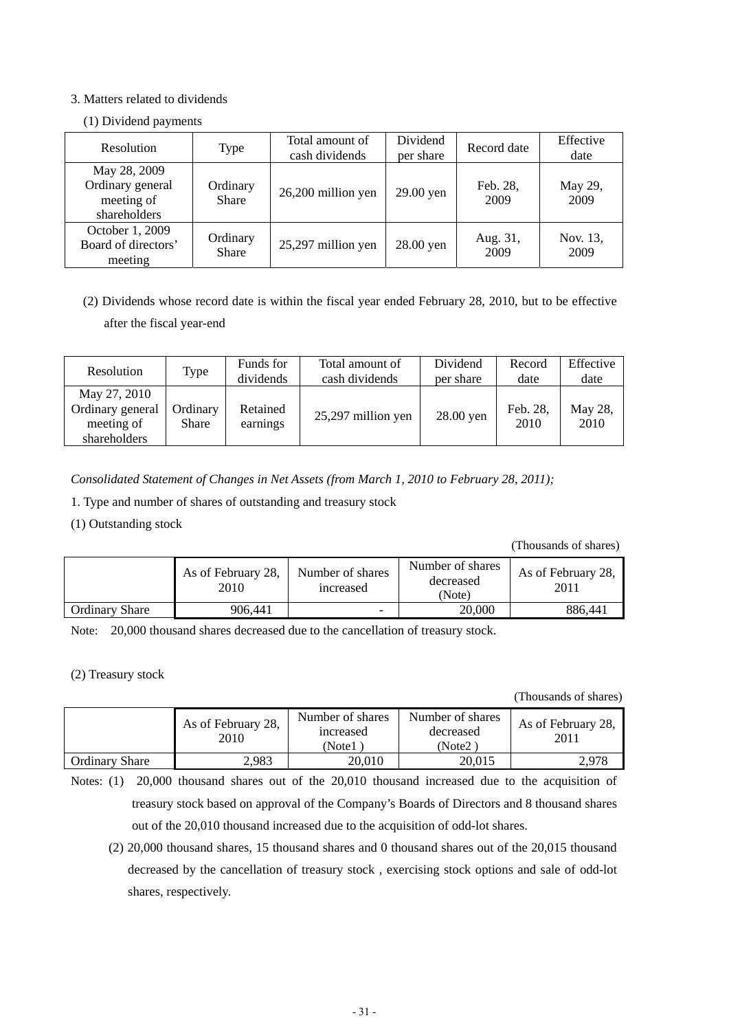3. Matters related to dividends

(1) Dividend payments

| Resolution | Type | Total amount of cash dividends | Dividend per share | Record date | Effective date |
|---|---|---|---|---|---|
| May 28, 2009 Ordinary general meeting of shareholders | Ordinary Share | 26,200 million yen | 29.00 yen | Feb. 28, 2009 | May 29, 2009 |
| October 1, 2009 Board of directors' meeting | Ordinary Share | 25,297 million yen | 28.00 yen | Aug. 31, 2009 | Nov. 13, 2009 |

(2) Dividends whose record date is within the fiscal year ended February 28, 2010, but to be effective after the fiscal year-end

| Resolution | Type | Funds for dividends | Total amount of cash dividends | Dividend per share | Record date | Effective date |
|---|---|---|---|---|---|---|
| May 27, 2010 Ordinary general meeting of shareholders | Ordinary Share | Retained earnings | 25,297 million yen | 28.00 yen | Feb. 28, 2010 | May 28, 2010 |

*Consolidated Statement of Changes in Net Assets (from March 1, 2010 to February 28, 2011);*

1. Type and number of shares of outstanding and treasury stock

(1) Outstanding stock

(Thousands of shares)

| | As of February 28, 2010 | Number of shares increased | Number of shares decreased (Note) | As of February 28, 2011 |
|---|---|---|---|---|
| Ordinary Share | 906,441 | - | 20,000 | 886,441 |

Note: 20,000 thousand shares decreased due to the cancellation of treasury stock.

(2) Treasury stock

(Thousands of shares)

| | As of February 28, 2010 | Number of shares increased (Note1 ) | Number of shares decreased (Note2 ) | As of February 28, 2011 |
|---|---|---|---|---|
| Ordinary Share | 2,983 | 20,010 | 20,015 | 2,978 |

Notes: (1) 20,000 thousand shares out of the 20,010 thousand increased due to the acquisition of treasury stock based on approval of the Company's Boards of Directors and 8 thousand shares out of the 20,010 thousand increased due to the acquisition of odd-lot shares.

(2) 20,000 thousand shares, 15 thousand shares and 0 thousand shares out of the 20,015 thousand decreased by the cancellation of treasury stock , exercising stock options and sale of odd-lot shares, respectively.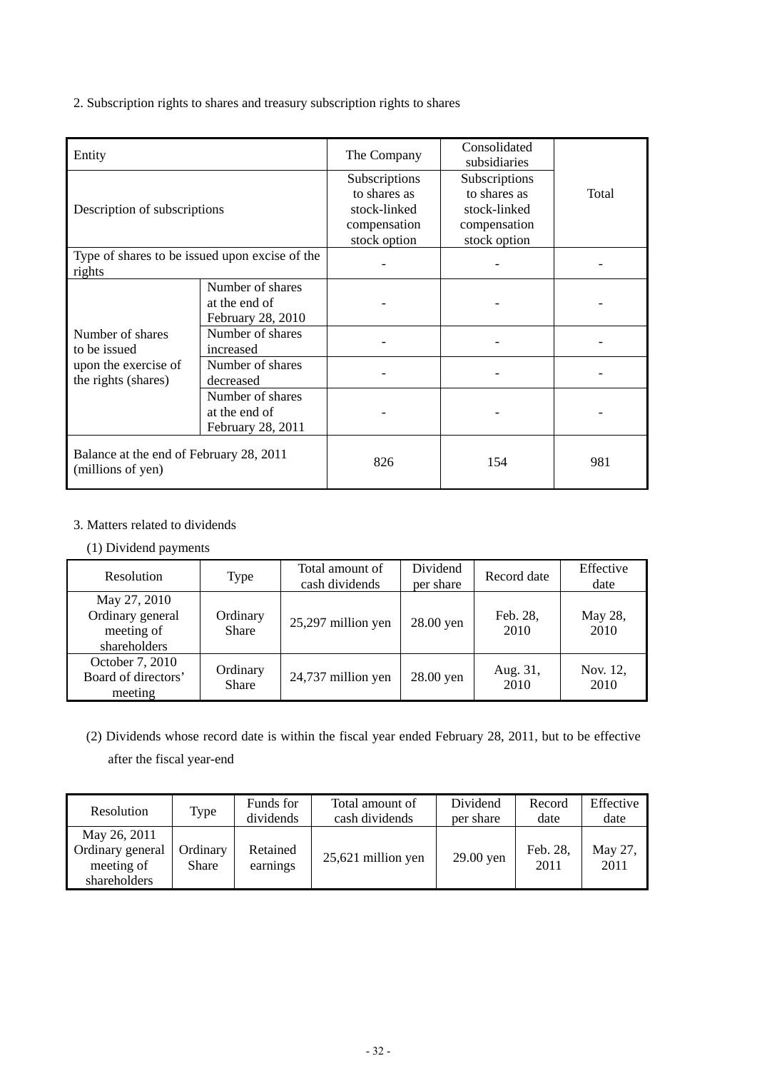2. Subscription rights to shares and treasury subscription rights to shares

| Entity | | The Company | Consolidated subsidiaries | Total |
|---|---|---|---|---|
| Description of subscriptions | | Subscriptions to shares as stock-linked compensation stock option | Subscriptions to shares as stock-linked compensation stock option | |
| Type of shares to be issued upon excise of the rights | | - | - | - |
| Number of shares to be issued upon the exercise of the rights (shares) | Number of shares at the end of February 28, 2010 | - | - | - |
| | Number of shares increased | - | - | - |
| | Number of shares decreased | - | - | - |
| | Number of shares at the end of February 28, 2011 | - | - | - |
| Balance at the end of February 28, 2011 (millions of yen) | | 826 | 154 | 981 |

3. Matters related to dividends

(1) Dividend payments

| Resolution | Type | Total amount of cash dividends | Dividend per share | Record date | Effective date |
|---|---|---|---|---|---|
| May 27, 2010 Ordinary general meeting of shareholders | Ordinary Share | 25,297 million yen | 28.00 yen | Feb. 28, 2010 | May 28, 2010 |
| October 7, 2010 Board of directors' meeting | Ordinary Share | 24,737 million yen | 28.00 yen | Aug. 31, 2010 | Nov. 12, 2010 |

(2) Dividends whose record date is within the fiscal year ended February 28, 2011, but to be effective after the fiscal year-end

| Resolution | Type | Funds for dividends | Total amount of cash dividends | Dividend per share | Record date | Effective date |
|---|---|---|---|---|---|---|
| May 26, 2011 Ordinary general meeting of shareholders | Ordinary Share | Retained earnings | 25,621 million yen | 29.00 yen | Feb. 28, 2011 | May 27, 2011 |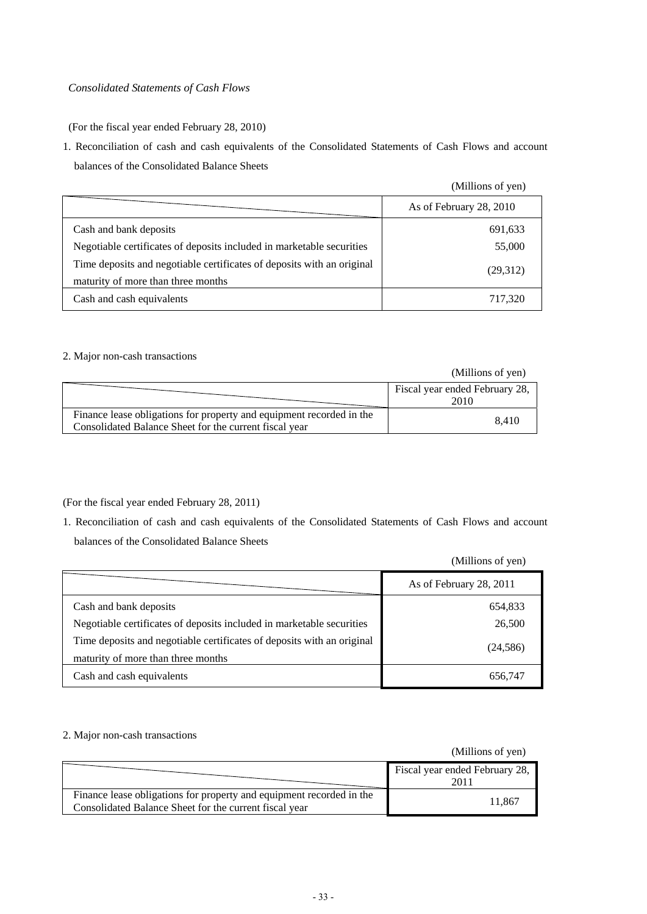*Consolidated Statements of Cash Flows*

(For the fiscal year ended February 28, 2010)

1. Reconciliation of cash and cash equivalents of the Consolidated Statements of Cash Flows and account balances of the Consolidated Balance Sheets

(Millions of yen)

| | As of February 28, 2010 |
|---|---|
| Cash and bank deposits | 691,633 |
| Negotiable certificates of deposits included in marketable securities | 55,000 |
| Time deposits and negotiable certificates of deposits with an original maturity of more than three months | (29,312) |
| Cash and cash equivalents | 717,320 |

2. Major non-cash transactions

(Millions of yen)

| | Fiscal year ended February 28, 2010 |
|---|---|
| Finance lease obligations for property and equipment recorded in the Consolidated Balance Sheet for the current fiscal year | 8,410 |

(For the fiscal year ended February 28, 2011)

1. Reconciliation of cash and cash equivalents of the Consolidated Statements of Cash Flows and account balances of the Consolidated Balance Sheets

(Millions of yen)

| | As of February 28, 2011 |
|---|---|
| Cash and bank deposits | 654,833 |
| Negotiable certificates of deposits included in marketable securities | 26,500 |
| Time deposits and negotiable certificates of deposits with an original maturity of more than three months | (24,586) |
| Cash and cash equivalents | 656,747 |

2. Major non-cash transactions

(Millions of yen)

| | Fiscal year ended February 28, 2011 |
|---|---|
| Finance lease obligations for property and equipment recorded in the Consolidated Balance Sheet for the current fiscal year | 11,867 |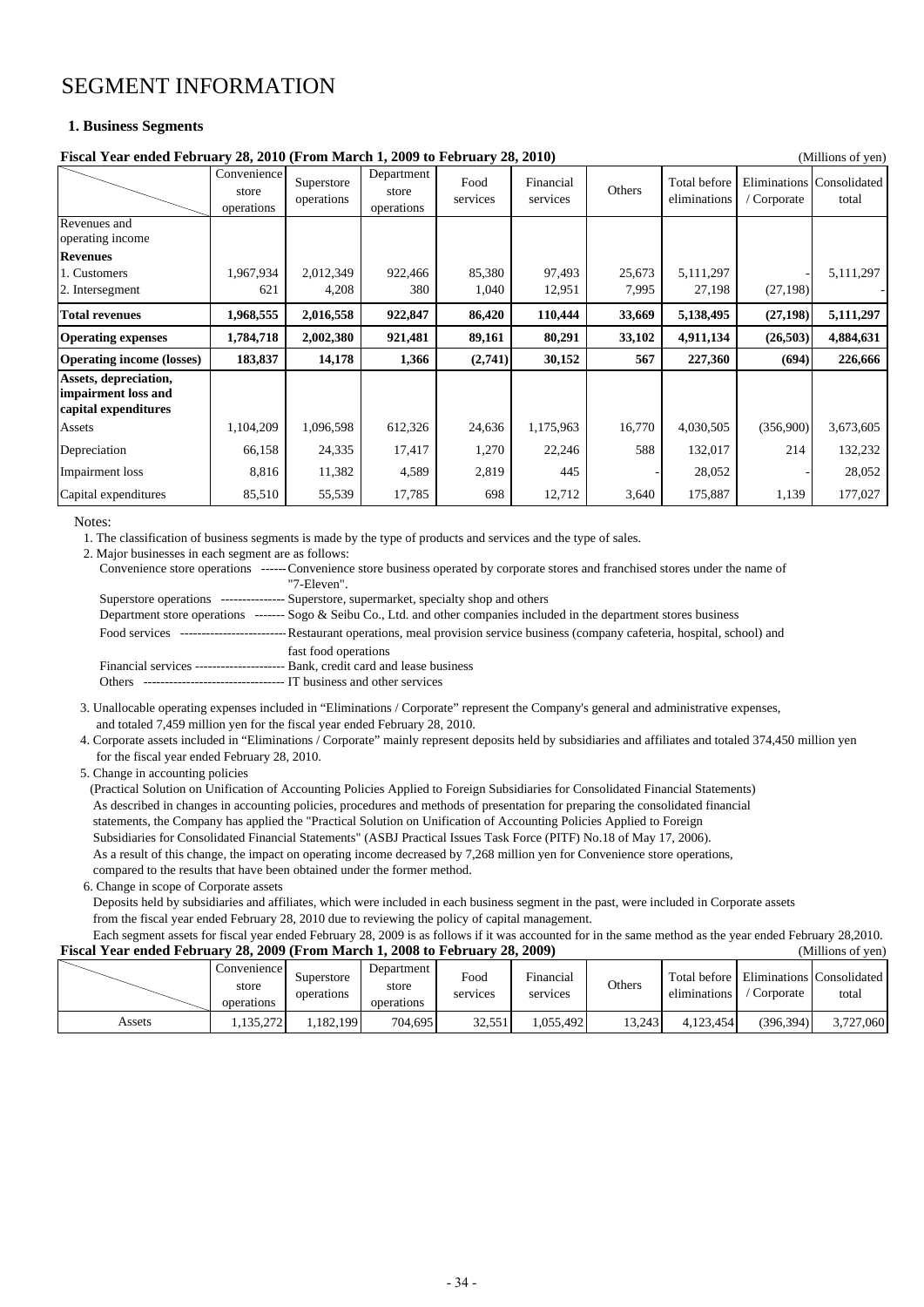# SEGMENT INFORMATION

**1. Business Segments**

**Fiscal Year ended February 28, 2010 (From March 1, 2009 to February 28, 2010)** (Millions of yen)

| | Convenience store operations | Superstore operations | Department store operations | Food services | Financial services | Others | Total before eliminations | Eliminations / Corporate | Consolidated total |
|---|---|---|---|---|---|---|---|---|---|
| Revenues and operating income | | | | | | | | | |
| **Revenues** | | | | | | | | | |
| 1. Customers | 1,967,934 | 2,012,349 | 922,466 | 85,380 | 97,493 | 25,673 | 5,111,297 | - | 5,111,297 |
| 2. Intersegment | 621 | 4,208 | 380 | 1,040 | 12,951 | 7,995 | 27,198 | (27,198) | - |
| **Total revenues** | **1,968,555** | **2,016,558** | **922,847** | **86,420** | **110,444** | **33,669** | **5,138,495** | **(27,198)** | **5,111,297** |
| **Operating expenses** | **1,784,718** | **2,002,380** | **921,481** | **89,161** | **80,291** | **33,102** | **4,911,134** | **(26,503)** | **4,884,631** |
| **Operating income (losses)** | **183,837** | **14,178** | **1,366** | **(2,741)** | **30,152** | **567** | **227,360** | **(694)** | **226,666** |
| **Assets, depreciation, impairment loss and capital expenditures** | | | | | | | | | |
| Assets | 1,104,209 | 1,096,598 | 612,326 | 24,636 | 1,175,963 | 16,770 | 4,030,505 | (356,900) | 3,673,605 |
| Depreciation | 66,158 | 24,335 | 17,417 | 1,270 | 22,246 | 588 | 132,017 | 214 | 132,232 |
| Impairment loss | 8,816 | 11,382 | 4,589 | 2,819 | 445 | - | 28,052 | - | 28,052 |
| Capital expenditures | 85,510 | 55,539 | 17,785 | 698 | 12,712 | 3,640 | 175,887 | 1,139 | 177,027 |

Notes:

1. The classification of business segments is made by the type of products and services and the type of sales.
2. Major businesses in each segment are as follows:
   - Convenience store operations ------ Convenience store business operated by corporate stores and franchised stores under the name of "7-Eleven".
   - Superstore operations --------------- Superstore, supermarket, specialty shop and others
   - Department store operations ------- Sogo & Seibu Co., Ltd. and other companies included in the department stores business
   - Food services ------------------------- Restaurant operations, meal provision service business (company cafeteria, hospital, school) and fast food operations
   - Financial services --------------------- Bank, credit card and lease business
   - Others --------------------------------- IT business and other services
3. Unallocable operating expenses included in “Eliminations / Corporate” represent the Company's general and administrative expenses, and totaled 7,459 million yen for the fiscal year ended February 28, 2010.
4. Corporate assets included in “Eliminations / Corporate” mainly represent deposits held by subsidiaries and affiliates and totaled 374,450 million yen for the fiscal year ended February 28, 2010.
5. Change in accounting policies
   (Practical Solution on Unification of Accounting Policies Applied to Foreign Subsidiaries for Consolidated Financial Statements)
   As described in changes in accounting policies, procedures and methods of presentation for preparing the consolidated financial statements, the Company has applied the "Practical Solution on Unification of Accounting Policies Applied to Foreign Subsidiaries for Consolidated Financial Statements" (ASBJ Practical Issues Task Force (PITF) No.18 of May 17, 2006).
   As a result of this change, the impact on operating income decreased by 7,268 million yen for Convenience store operations, compared to the results that have been obtained under the former method.
6. Change in scope of Corporate assets
   Deposits held by subsidiaries and affiliates, which were included in each business segment in the past, were included in Corporate assets from the fiscal year ended February 28, 2010 due to reviewing the policy of capital management.
   Each segment assets for fiscal year ended February 28, 2009 is as follows if it was accounted for in the same method as the year ended February 28,2010.

**Fiscal Year ended February 28, 2009 (From March 1, 2008 to February 28, 2009)** (Millions of yen)

| | Convenience store operations | Superstore operations | Department store operations | Food services | Financial services | Others | Total before eliminations | Eliminations / Corporate | Consolidated total |
|---|---|---|---|---|---|---|---|---|---|
| Assets | 1,135,272 | 1,182,199 | 704,695 | 32,551 | 1,055,492 | 13,243 | 4,123,454 | (396,394) | 3,727,060 |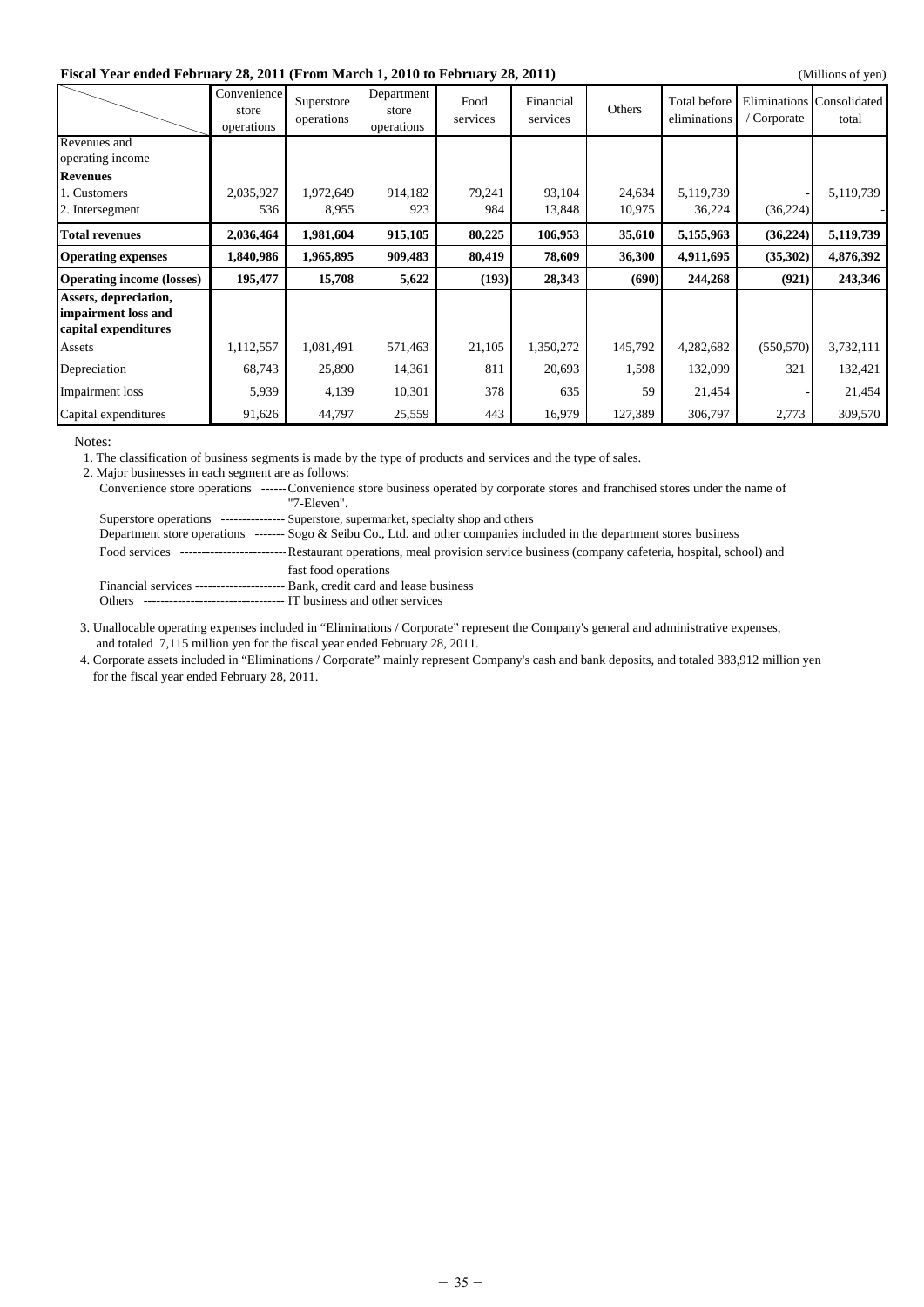**Fiscal Year ended February 28, 2011 (From March 1, 2010 to February 28, 2011)**

(Millions of yen)

| | Convenience store operations | Superstore operations | Department store operations | Food services | Financial services | Others | Total before eliminations | Eliminations / Corporate | Consolidated total |
|---|---|---|---|---|---|---|---|---|---|
| Revenues and operating income | | | | | | | | | |
| **Revenues** | | | | | | | | | |
| 1. Customers | 2,035,927 | 1,972,649 | 914,182 | 79,241 | 93,104 | 24,634 | 5,119,739 | - | 5,119,739 |
| 2. Intersegment | 536 | 8,955 | 923 | 984 | 13,848 | 10,975 | 36,224 | (36,224) | - |
| **Total revenues** | **2,036,464** | **1,981,604** | **915,105** | **80,225** | **106,953** | **35,610** | **5,155,963** | **(36,224)** | **5,119,739** |
| **Operating expenses** | **1,840,986** | **1,965,895** | **909,483** | **80,419** | **78,609** | **36,300** | **4,911,695** | **(35,302)** | **4,876,392** |
| **Operating income (losses)** | **195,477** | **15,708** | **5,622** | **(193)** | **28,343** | **(690)** | **244,268** | **(921)** | **243,346** |
| **Assets, depreciation, impairment loss and capital expenditures** | | | | | | | | | |
| Assets | 1,112,557 | 1,081,491 | 571,463 | 21,105 | 1,350,272 | 145,792 | 4,282,682 | (550,570) | 3,732,111 |
| Depreciation | 68,743 | 25,890 | 14,361 | 811 | 20,693 | 1,598 | 132,099 | 321 | 132,421 |
| Impairment loss | 5,939 | 4,139 | 10,301 | 378 | 635 | 59 | 21,454 | - | 21,454 |
| Capital expenditures | 91,626 | 44,797 | 25,559 | 443 | 16,979 | 127,389 | 306,797 | 2,773 | 309,570 |

Notes:

1. The classification of business segments is made by the type of products and services and the type of sales.
2. Major businesses in each segment are as follows:
   - Convenience store operations ------ Convenience store business operated by corporate stores and franchised stores under the name of "7-Eleven".
   - Superstore operations --------------- Superstore, supermarket, specialty shop and others
   - Department store operations ------- Sogo & Seibu Co., Ltd. and other companies included in the department stores business
   - Food services ------------------------ Restaurant operations, meal provision service business (company cafeteria, hospital, school) and fast food operations
   - Financial services -------------------- Bank, credit card and lease business
   - Others --------------------------------- IT business and other services
3. Unallocable operating expenses included in "Eliminations / Corporate" represent the Company's general and administrative expenses, and totaled 7,115 million yen for the fiscal year ended February 28, 2011.
4. Corporate assets included in "Eliminations / Corporate" mainly represent Company's cash and bank deposits, and totaled 383,912 million yen for the fiscal year ended February 28, 2011.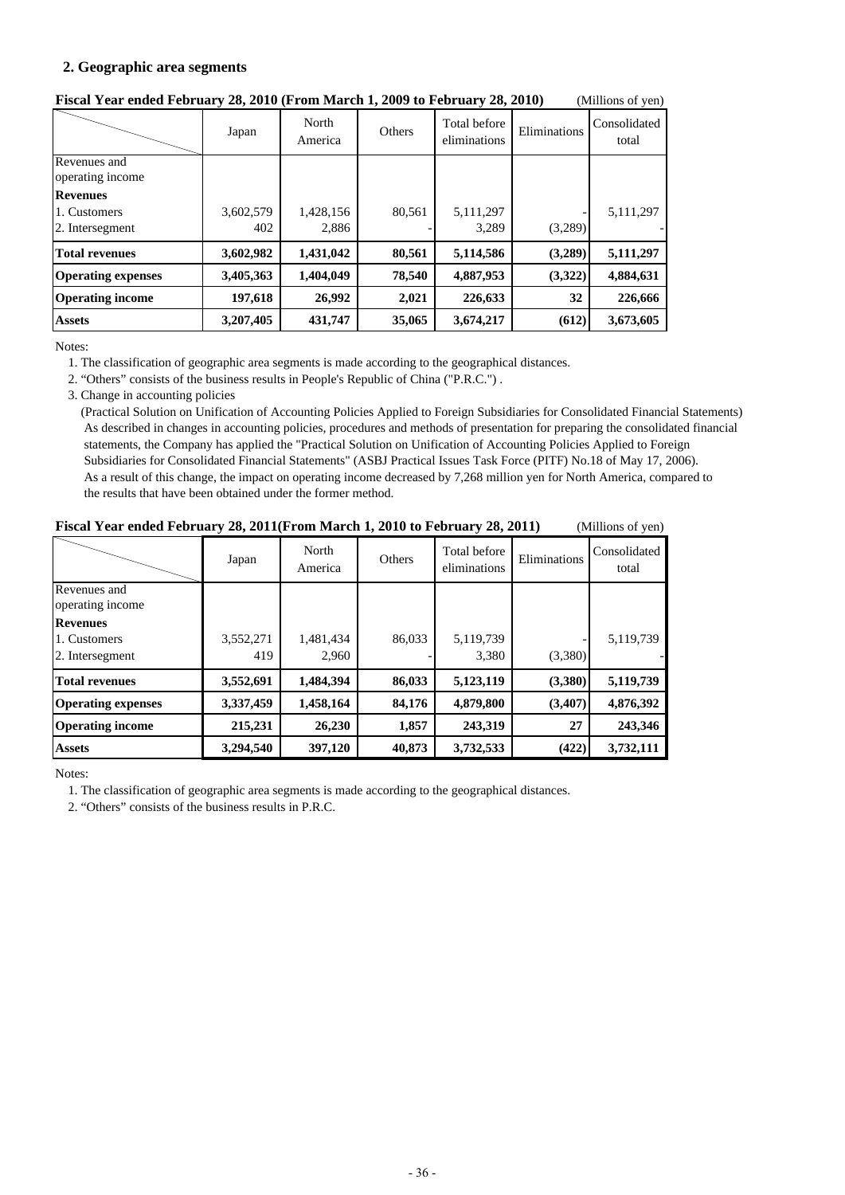## 2. Geographic area segments

**Fiscal Year ended February 28, 2010 (From March 1, 2009 to February 28, 2010)** (Millions of yen)

| | Japan | North America | Others | Total before eliminations | Eliminations | Consolidated total |
|---|---|---|---|---|---|---|
| Revenues and operating income | | | | | | |
| **Revenues** | | | | | | |
| 1. Customers | 3,602,579 | 1,428,156 | 80,561 | 5,111,297 | - | 5,111,297 |
| 2. Intersegment | 402 | 2,886 | - | 3,289 | (3,289) | - |
| **Total revenues** | **3,602,982** | **1,431,042** | **80,561** | **5,114,586** | **(3,289)** | **5,111,297** |
| **Operating expenses** | **3,405,363** | **1,404,049** | **78,540** | **4,887,953** | **(3,322)** | **4,884,631** |
| **Operating income** | **197,618** | **26,992** | **2,021** | **226,633** | **32** | **226,666** |
| **Assets** | **3,207,405** | **431,747** | **35,065** | **3,674,217** | **(612)** | **3,673,605** |

Notes:

1. The classification of geographic area segments is made according to the geographical distances.
2. "Others" consists of the business results in People's Republic of China ("P.R.C.") .
3. Change in accounting policies

   (Practical Solution on Unification of Accounting Policies Applied to Foreign Subsidiaries for Consolidated Financial Statements)
   As described in changes in accounting policies, procedures and methods of presentation for preparing the consolidated financial statements, the Company has applied the "Practical Solution on Unification of Accounting Policies Applied to Foreign Subsidiaries for Consolidated Financial Statements" (ASBJ Practical Issues Task Force (PITF) No.18 of May 17, 2006).
   As a result of this change, the impact on operating income decreased by 7,268 million yen for North America, compared to the results that have been obtained under the former method.

**Fiscal Year ended February 28, 2011(From March 1, 2010 to February 28, 2011)** (Millions of yen)

| | Japan | North America | Others | Total before eliminations | Eliminations | Consolidated total |
|---|---|---|---|---|---|---|
| Revenues and operating income | | | | | | |
| **Revenues** | | | | | | |
| 1. Customers | 3,552,271 | 1,481,434 | 86,033 | 5,119,739 | - | 5,119,739 |
| 2. Intersegment | 419 | 2,960 | - | 3,380 | (3,380) | - |
| **Total revenues** | **3,552,691** | **1,484,394** | **86,033** | **5,123,119** | **(3,380)** | **5,119,739** |
| **Operating expenses** | **3,337,459** | **1,458,164** | **84,176** | **4,879,800** | **(3,407)** | **4,876,392** |
| **Operating income** | **215,231** | **26,230** | **1,857** | **243,319** | **27** | **243,346** |
| **Assets** | **3,294,540** | **397,120** | **40,873** | **3,732,533** | **(422)** | **3,732,111** |

Notes:

1. The classification of geographic area segments is made according to the geographical distances.
2. "Others" consists of the business results in P.R.C.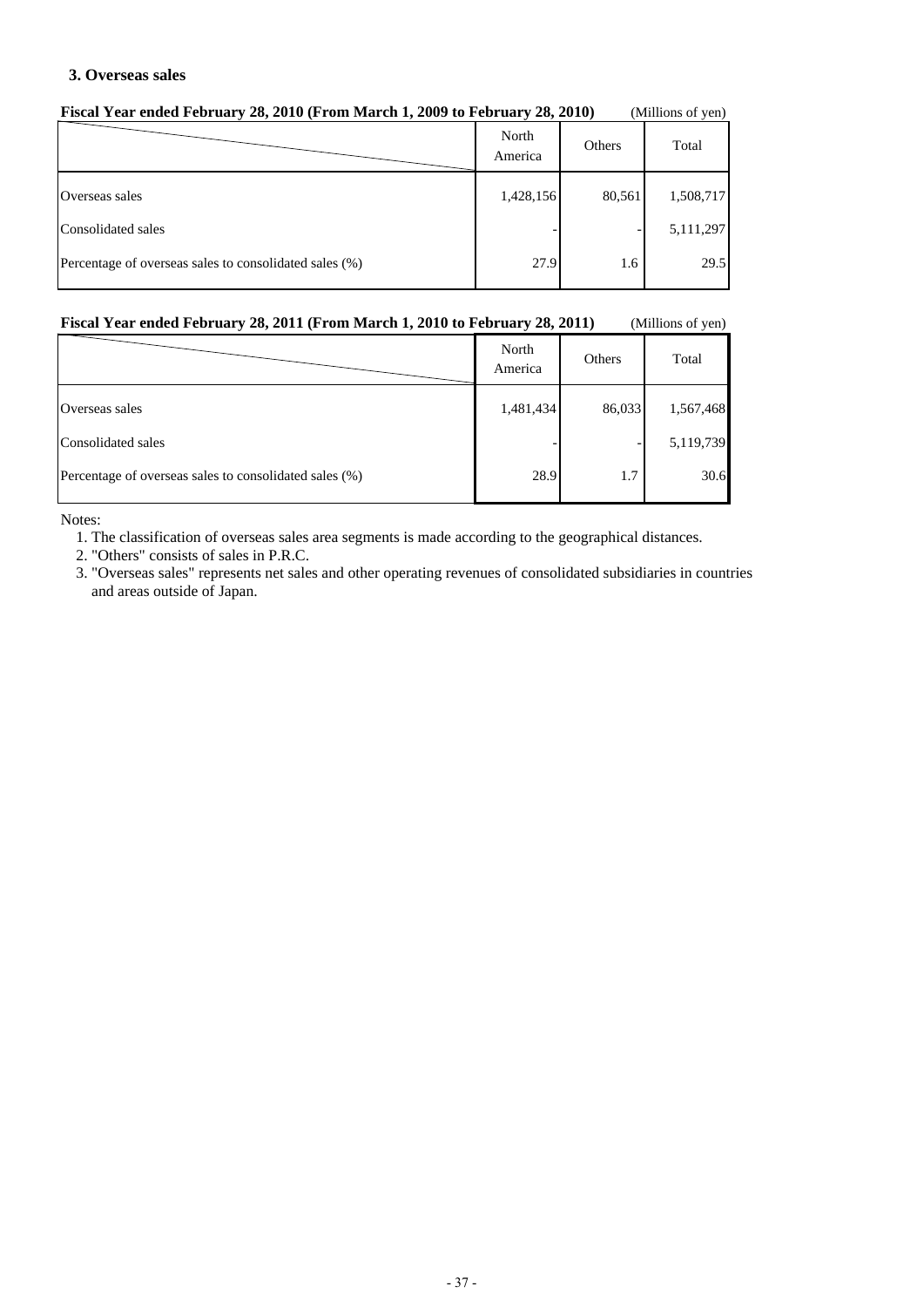### 3. Overseas sales

**Fiscal Year ended February 28, 2010 (From March 1, 2009 to February 28, 2010)** (Millions of yen)

| | North America | Others | Total |
|---|---|---|---|
| Overseas sales | 1,428,156 | 80,561 | 1,508,717 |
| Consolidated sales | - | - | 5,111,297 |
| Percentage of overseas sales to consolidated sales (%) | 27.9 | 1.6 | 29.5 |

**Fiscal Year ended February 28, 2011 (From March 1, 2010 to February 28, 2011)** (Millions of yen)

| | North America | Others | Total |
|---|---|---|---|
| Overseas sales | 1,481,434 | 86,033 | 1,567,468 |
| Consolidated sales | - | - | 5,119,739 |
| Percentage of overseas sales to consolidated sales (%) | 28.9 | 1.7 | 30.6 |

Notes:

1. The classification of overseas sales area segments is made according to the geographical distances.
2. "Others" consists of sales in P.R.C.
3. "Overseas sales" represents net sales and other operating revenues of consolidated subsidiaries in countries and areas outside of Japan.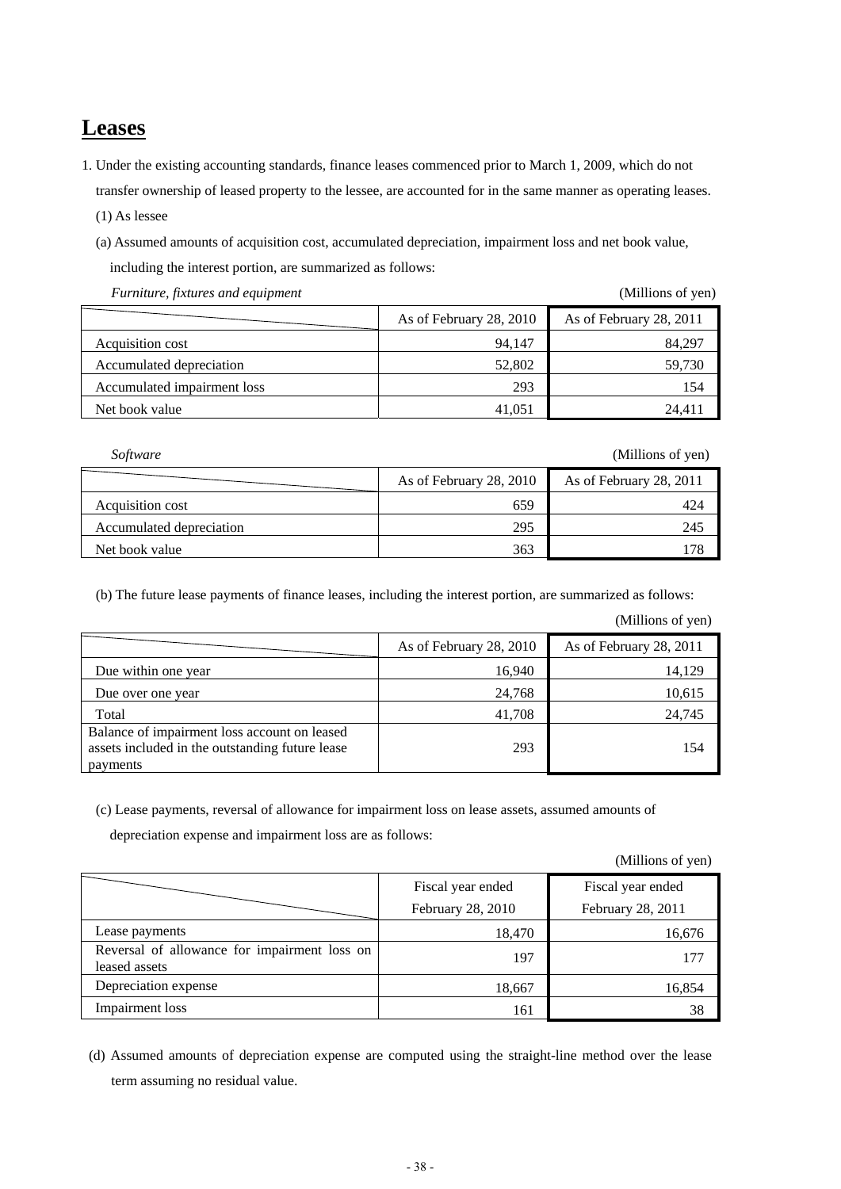# Leases

1. Under the existing accounting standards, finance leases commenced prior to March 1, 2009, which do not transfer ownership of leased property to the lessee, are accounted for in the same manner as operating leases.

   (1) As lessee

   (a) Assumed amounts of acquisition cost, accumulated depreciation, impairment loss and net book value, including the interest portion, are summarized as follows:

*Furniture, fixtures and equipment* (Millions of yen)

| | As of February 28, 2010 | As of February 28, 2011 |
|---|---|---|
| Acquisition cost | 94,147 | 84,297 |
| Accumulated depreciation | 52,802 | 59,730 |
| Accumulated impairment loss | 293 | 154 |
| Net book value | 41,051 | 24,411 |

*Software* (Millions of yen)

| | As of February 28, 2010 | As of February 28, 2011 |
|---|---|---|
| Acquisition cost | 659 | 424 |
| Accumulated depreciation | 295 | 245 |
| Net book value | 363 | 178 |

(b) The future lease payments of finance leases, including the interest portion, are summarized as follows:

(Millions of yen)

| | As of February 28, 2010 | As of February 28, 2011 |
|---|---|---|
| Due within one year | 16,940 | 14,129 |
| Due over one year | 24,768 | 10,615 |
| Total | 41,708 | 24,745 |
| Balance of impairment loss account on leased assets included in the outstanding future lease payments | 293 | 154 |

(c) Lease payments, reversal of allowance for impairment loss on lease assets, assumed amounts of depreciation expense and impairment loss are as follows:

(Millions of yen)

| | Fiscal year ended February 28, 2010 | Fiscal year ended February 28, 2011 |
|---|---|---|
| Lease payments | 18,470 | 16,676 |
| Reversal of allowance for impairment loss on leased assets | 197 | 177 |
| Depreciation expense | 18,667 | 16,854 |
| Impairment loss | 161 | 38 |

(d) Assumed amounts of depreciation expense are computed using the straight-line method over the lease term assuming no residual value.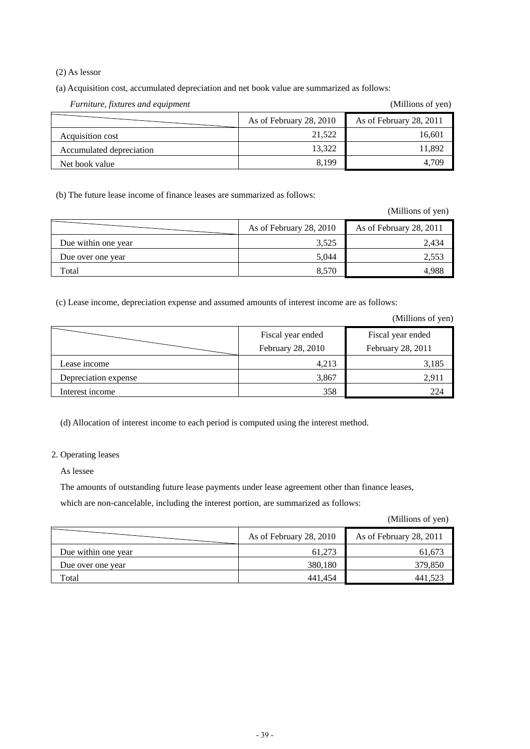(2) As lessor

(a) Acquisition cost, accumulated depreciation and net book value are summarized as follows:

*Furniture, fixtures and equipment* (Millions of yen)

| | As of February 28, 2010 | As of February 28, 2011 |
|---|---|---|
| Acquisition cost | 21,522 | 16,601 |
| Accumulated depreciation | 13,322 | 11,892 |
| Net book value | 8,199 | 4,709 |

(b) The future lease income of finance leases are summarized as follows:

(Millions of yen)

| | As of February 28, 2010 | As of February 28, 2011 |
|---|---|---|
| Due within one year | 3,525 | 2,434 |
| Due over one year | 5,044 | 2,553 |
| Total | 8,570 | 4,988 |

(c) Lease income, depreciation expense and assumed amounts of interest income are as follows:

(Millions of yen)

| | Fiscal year ended February 28, 2010 | Fiscal year ended February 28, 2011 |
|---|---|---|
| Lease income | 4,213 | 3,185 |
| Depreciation expense | 3,867 | 2,911 |
| Interest income | 358 | 224 |

(d) Allocation of interest income to each period is computed using the interest method.

2. Operating leases

As lessee

The amounts of outstanding future lease payments under lease agreement other than finance leases, which are non-cancelable, including the interest portion, are summarized as follows:

(Millions of yen)

| | As of February 28, 2010 | As of February 28, 2011 |
|---|---|---|
| Due within one year | 61,273 | 61,673 |
| Due over one year | 380,180 | 379,850 |
| Total | 441,454 | 441,523 |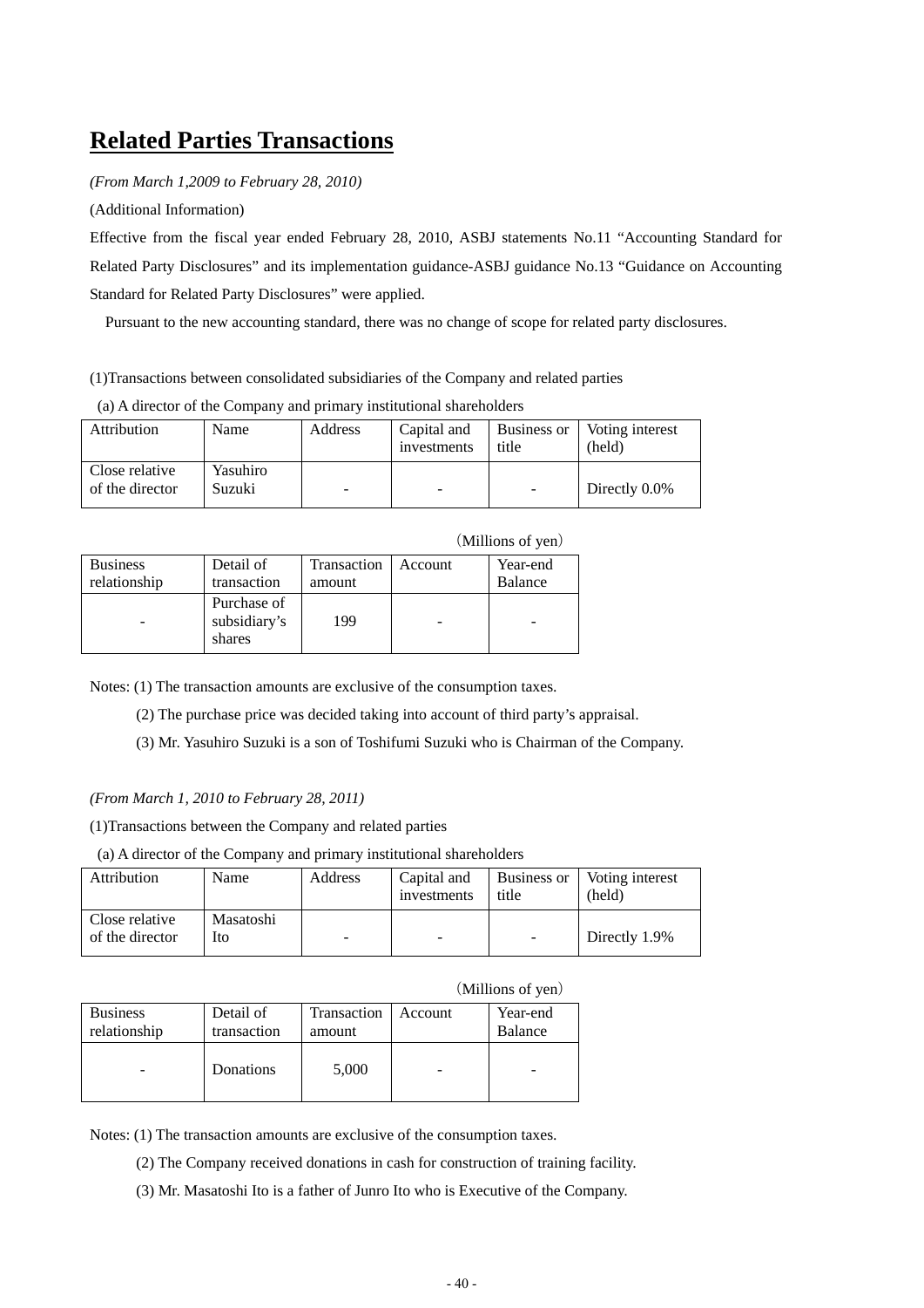# Related Parties Transactions

*(From March 1,2009 to February 28, 2010)*

(Additional Information)

Effective from the fiscal year ended February 28, 2010, ASBJ statements No.11 "Accounting Standard for Related Party Disclosures" and its implementation guidance-ASBJ guidance No.13 "Guidance on Accounting Standard for Related Party Disclosures" were applied.

Pursuant to the new accounting standard, there was no change of scope for related party disclosures.

(1)Transactions between consolidated subsidiaries of the Company and related parties

(a) A director of the Company and primary institutional shareholders

| Attribution | Name | Address | Capital and investments | Business or title | Voting interest (held) |
|---|---|---|---|---|---|
| Close relative of the director | Yasuhiro Suzuki | - | - | - | Directly 0.0% |

(Millions of yen)

| Business relationship | Detail of transaction | Transaction amount | Account | Year-end Balance |
|---|---|---|---|---|
| - | Purchase of subsidiary's shares | 199 | - | - |

Notes: (1) The transaction amounts are exclusive of the consumption taxes.

(2) The purchase price was decided taking into account of third party's appraisal.

(3) Mr. Yasuhiro Suzuki is a son of Toshifumi Suzuki who is Chairman of the Company.

*(From March 1, 2010 to February 28, 2011)*

(1)Transactions between the Company and related parties

(a) A director of the Company and primary institutional shareholders

| Attribution | Name | Address | Capital and investments | Business or title | Voting interest (held) |
|---|---|---|---|---|---|
| Close relative of the director | Masatoshi Ito | - | - | - | Directly 1.9% |

(Millions of yen)

| Business relationship | Detail of transaction | Transaction amount | Account | Year-end Balance |
|---|---|---|---|---|
| - | Donations | 5,000 | - | - |

Notes: (1) The transaction amounts are exclusive of the consumption taxes.

(2) The Company received donations in cash for construction of training facility.

(3) Mr. Masatoshi Ito is a father of Junro Ito who is Executive of the Company.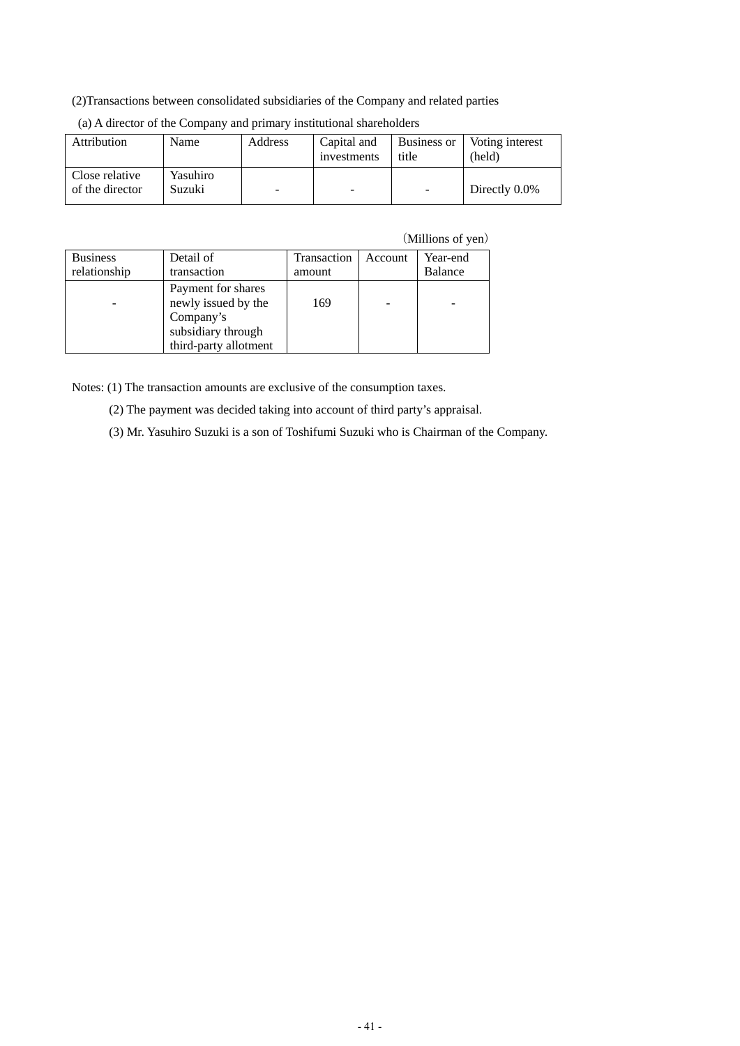(2)Transactions between consolidated subsidiaries of the Company and related parties

(a) A director of the Company and primary institutional shareholders

| Attribution | Name | Address | Capital and investments | Business or title | Voting interest (held) |
|---|---|---|---|---|---|
| Close relative of the director | Yasuhiro Suzuki | - | - | - | Directly 0.0% |

(Millions of yen)

| Business relationship | Detail of transaction | Transaction amount | Account | Year-end Balance |
|---|---|---|---|---|
| - | Payment for shares newly issued by the Company's subsidiary through third-party allotment | 169 | - | - |

Notes: (1) The transaction amounts are exclusive of the consumption taxes.

(2) The payment was decided taking into account of third party's appraisal.

(3) Mr. Yasuhiro Suzuki is a son of Toshifumi Suzuki who is Chairman of the Company.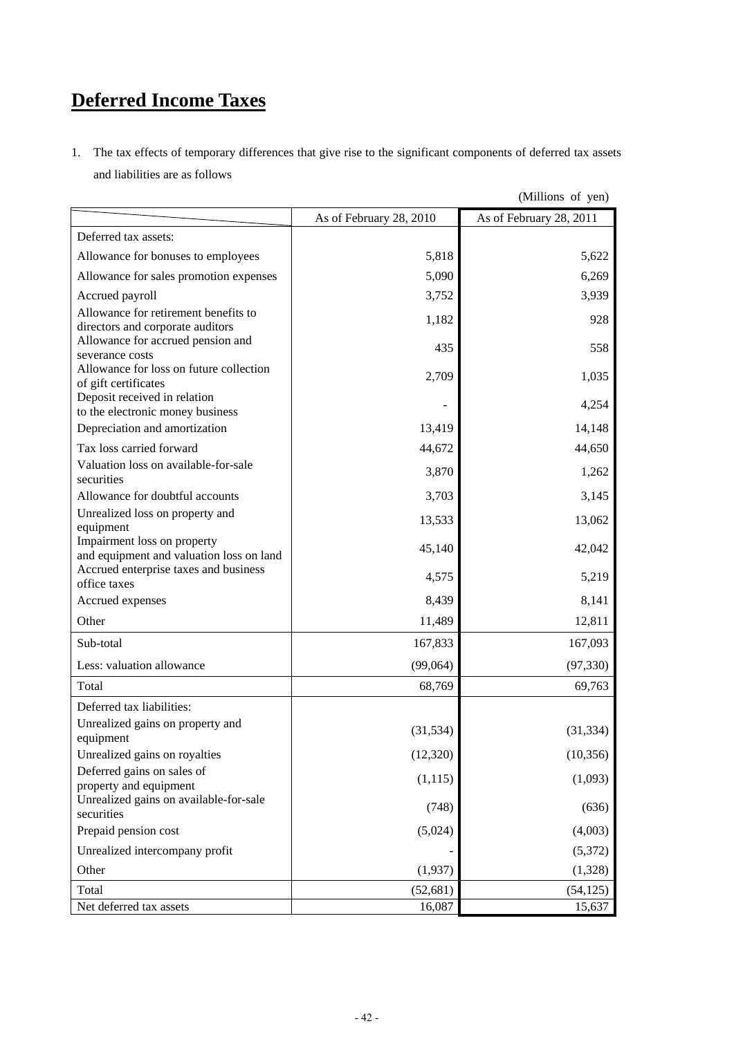# Deferred Income Taxes

1. The tax effects of temporary differences that give rise to the significant components of deferred tax assets and liabilities are as follows

(Millions of yen)

| | As of February 28, 2010 | As of February 28, 2011 |
|---|---|---|
| Deferred tax assets: | | |
| Allowance for bonuses to employees | 5,818 | 5,622 |
| Allowance for sales promotion expenses | 5,090 | 6,269 |
| Accrued payroll | 3,752 | 3,939 |
| Allowance for retirement benefits to directors and corporate auditors | 1,182 | 928 |
| Allowance for accrued pension and severance costs | 435 | 558 |
| Allowance for loss on future collection of gift certificates | 2,709 | 1,035 |
| Deposit received in relation to the electronic money business | - | 4,254 |
| Depreciation and amortization | 13,419 | 14,148 |
| Tax loss carried forward | 44,672 | 44,650 |
| Valuation loss on available-for-sale securities | 3,870 | 1,262 |
| Allowance for doubtful accounts | 3,703 | 3,145 |
| Unrealized loss on property and equipment | 13,533 | 13,062 |
| Impairment loss on property and equipment and valuation loss on land | 45,140 | 42,042 |
| Accrued enterprise taxes and business office taxes | 4,575 | 5,219 |
| Accrued expenses | 8,439 | 8,141 |
| Other | 11,489 | 12,811 |
| Sub-total | 167,833 | 167,093 |
| Less: valuation allowance | (99,064) | (97,330) |
| Total | 68,769 | 69,763 |
| Deferred tax liabilities: | | |
| Unrealized gains on property and equipment | (31,534) | (31,334) |
| Unrealized gains on royalties | (12,320) | (10,356) |
| Deferred gains on sales of property and equipment | (1,115) | (1,093) |
| Unrealized gains on available-for-sale securities | (748) | (636) |
| Prepaid pension cost | (5,024) | (4,003) |
| Unrealized intercompany profit | - | (5,372) |
| Other | (1,937) | (1,328) |
| Total | (52,681) | (54,125) |
| Net deferred tax assets | 16,087 | 15,637 |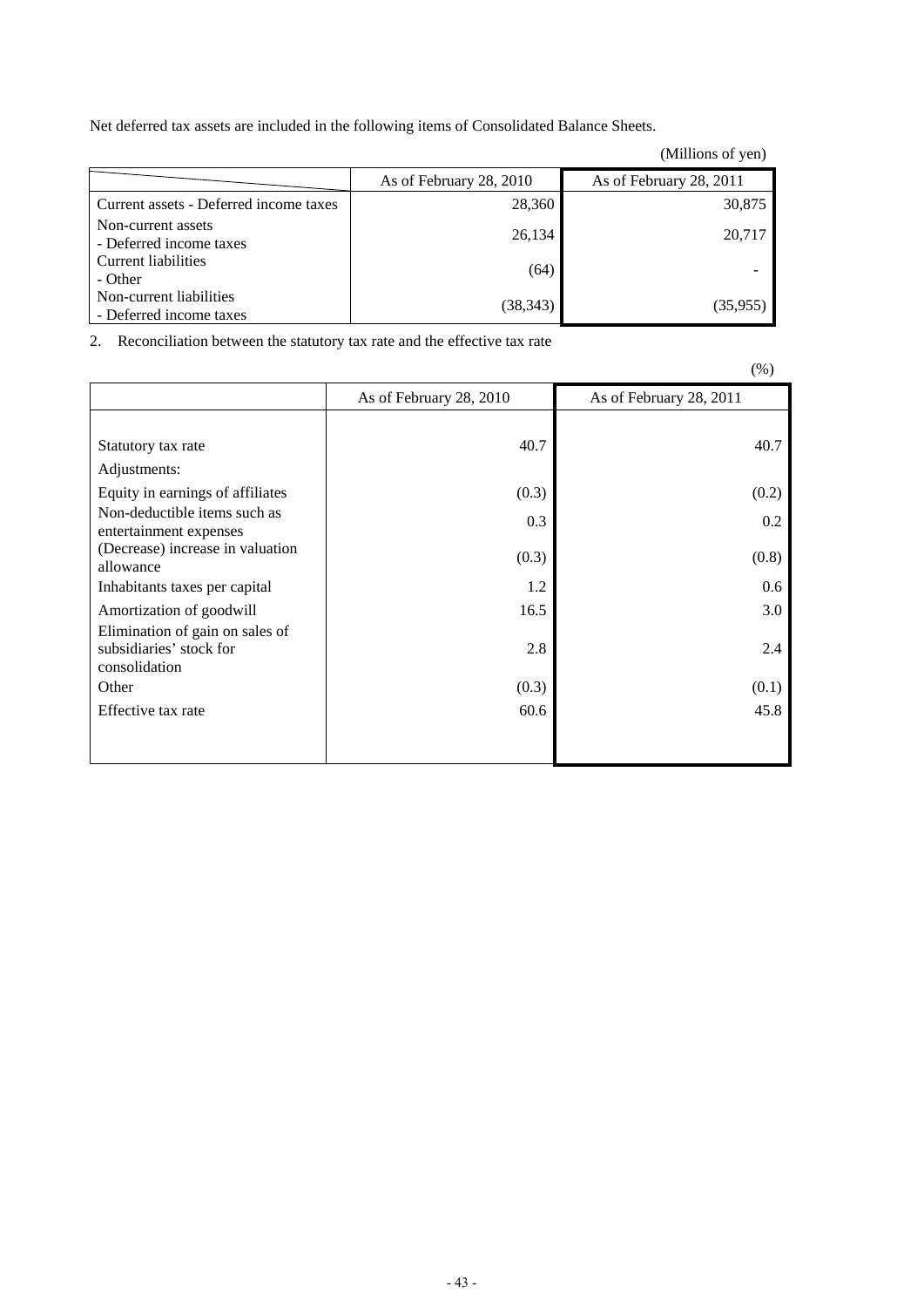Net deferred tax assets are included in the following items of Consolidated Balance Sheets.

(Millions of yen)

| | As of February 28, 2010 | As of February 28, 2011 |
|---|---|---|
| Current assets - Deferred income taxes | 28,360 | 30,875 |
| Non-current assets - Deferred income taxes | 26,134 | 20,717 |
| Current liabilities - Other | (64) | - |
| Non-current liabilities - Deferred income taxes | (38,343) | (35,955) |

2. Reconciliation between the statutory tax rate and the effective tax rate

(%)

| | As of February 28, 2010 | As of February 28, 2011 |
|---|---|---|
| Statutory tax rate | 40.7 | 40.7 |
| Adjustments: | | |
| Equity in earnings of affiliates | (0.3) | (0.2) |
| Non-deductible items such as entertainment expenses | 0.3 | 0.2 |
| (Decrease) increase in valuation allowance | (0.3) | (0.8) |
| Inhabitants taxes per capital | 1.2 | 0.6 |
| Amortization of goodwill | 16.5 | 3.0 |
| Elimination of gain on sales of subsidiaries' stock for consolidation | 2.8 | 2.4 |
| Other | (0.3) | (0.1) |
| Effective tax rate | 60.6 | 45.8 |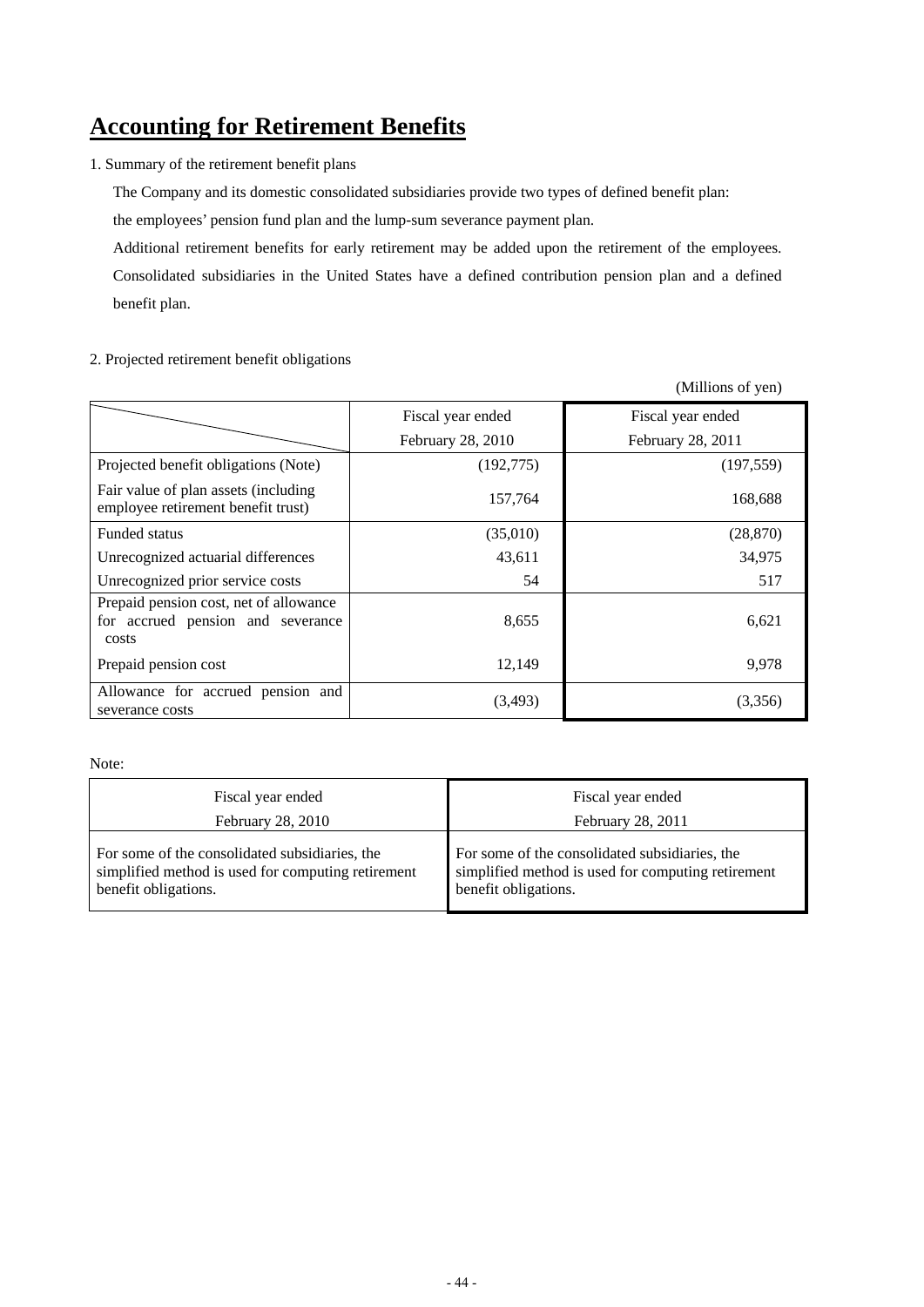# Accounting for Retirement Benefits

1. Summary of the retirement benefit plans

The Company and its domestic consolidated subsidiaries provide two types of defined benefit plan: the employees' pension fund plan and the lump-sum severance payment plan.

Additional retirement benefits for early retirement may be added upon the retirement of the employees. Consolidated subsidiaries in the United States have a defined contribution pension plan and a defined benefit plan.

2. Projected retirement benefit obligations

(Millions of yen)

| | Fiscal year ended February 28, 2010 | Fiscal year ended February 28, 2011 |
|---|---|---|
| Projected benefit obligations (Note) | (192,775) | (197,559) |
| Fair value of plan assets (including employee retirement benefit trust) | 157,764 | 168,688 |
| Funded status | (35,010) | (28,870) |
| Unrecognized actuarial differences | 43,611 | 34,975 |
| Unrecognized prior service costs | 54 | 517 |
| Prepaid pension cost, net of allowance for accrued pension and severance costs | 8,655 | 6,621 |
| Prepaid pension cost | 12,149 | 9,978 |
| Allowance for accrued pension and severance costs | (3,493) | (3,356) |

Note:

| Fiscal year ended February 28, 2010 | Fiscal year ended February 28, 2011 |
|---|---|
| For some of the consolidated subsidiaries, the simplified method is used for computing retirement benefit obligations. | For some of the consolidated subsidiaries, the simplified method is used for computing retirement benefit obligations. |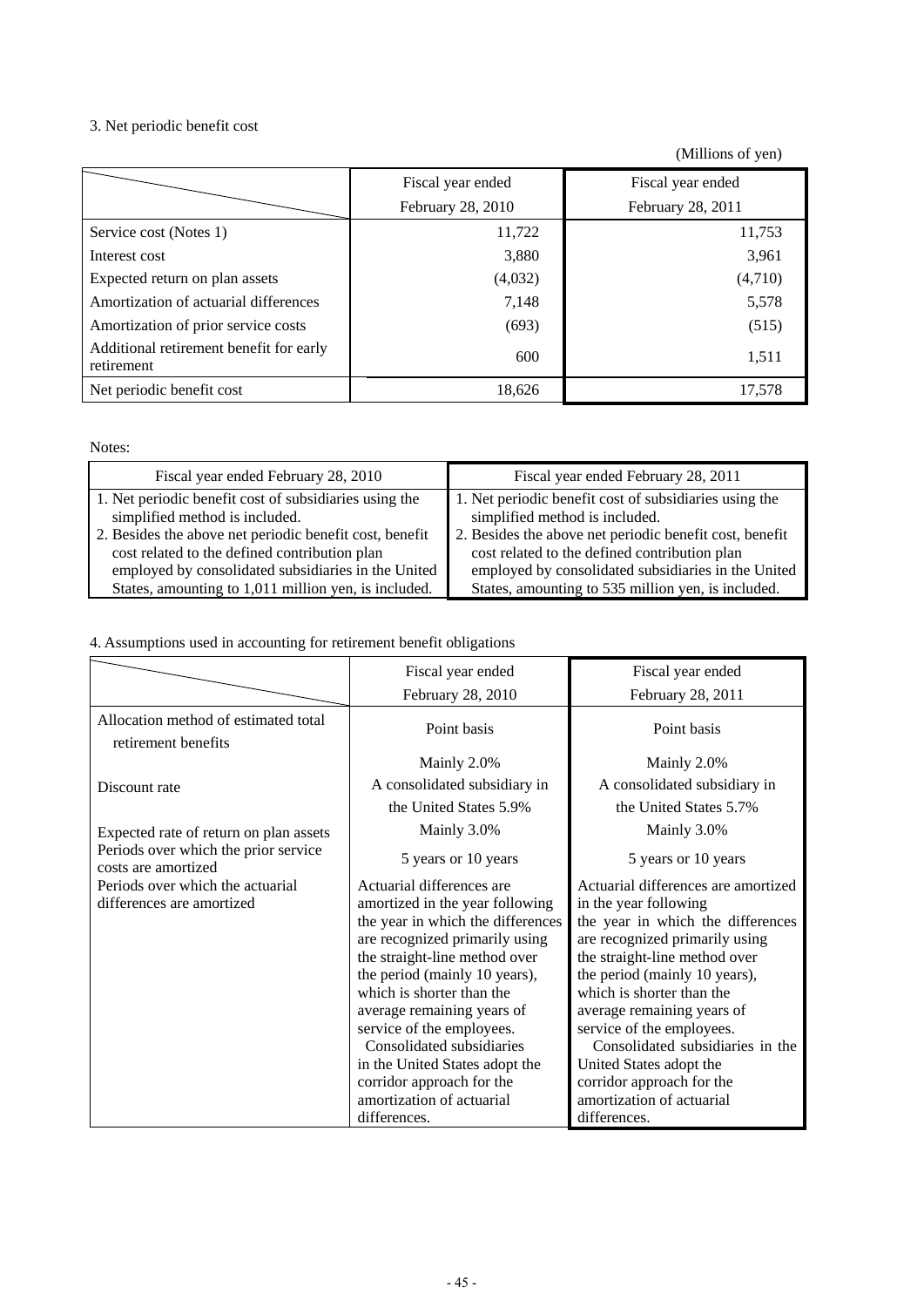### 3. Net periodic benefit cost

(Millions of yen)

| | Fiscal year ended February 28, 2010 | Fiscal year ended February 28, 2011 |
|---|---|---|
| Service cost (Notes 1) | 11,722 | 11,753 |
| Interest cost | 3,880 | 3,961 |
| Expected return on plan assets | (4,032) | (4,710) |
| Amortization of actuarial differences | 7,148 | 5,578 |
| Amortization of prior service costs | (693) | (515) |
| Additional retirement benefit for early retirement | 600 | 1,511 |
| Net periodic benefit cost | 18,626 | 17,578 |

Notes:

| Fiscal year ended February 28, 2010 | Fiscal year ended February 28, 2011 |
|---|---|
| 1. Net periodic benefit cost of subsidiaries using the simplified method is included.<br>2. Besides the above net periodic benefit cost, benefit cost related to the defined contribution plan employed by consolidated subsidiaries in the United States, amounting to 1,011 million yen, is included. | 1. Net periodic benefit cost of subsidiaries using the simplified method is included.<br>2. Besides the above net periodic benefit cost, benefit cost related to the defined contribution plan employed by consolidated subsidiaries in the United States, amounting to 535 million yen, is included. |

### 4. Assumptions used in accounting for retirement benefit obligations

| | Fiscal year ended February 28, 2010 | Fiscal year ended February 28, 2011 |
|---|---|---|
| Allocation method of estimated total retirement benefits | Point basis | Point basis |
| Discount rate | Mainly 2.0%<br>A consolidated subsidiary in the United States 5.9% | Mainly 2.0%<br>A consolidated subsidiary in the United States 5.7% |
| Expected rate of return on plan assets | Mainly 3.0% | Mainly 3.0% |
| Periods over which the prior service costs are amortized | 5 years or 10 years | 5 years or 10 years |
| Periods over which the actuarial differences are amortized | Actuarial differences are amortized in the year following the year in which the differences are recognized primarily using the straight-line method over the period (mainly 10 years), which is shorter than the average remaining years of service of the employees.<br>Consolidated subsidiaries in the United States adopt the corridor approach for the amortization of actuarial differences. | Actuarial differences are amortized in the year following the year in which the differences are recognized primarily using the straight-line method over the period (mainly 10 years), which is shorter than the average remaining years of service of the employees.<br>Consolidated subsidiaries in the United States adopt the corridor approach for the amortization of actuarial differences. |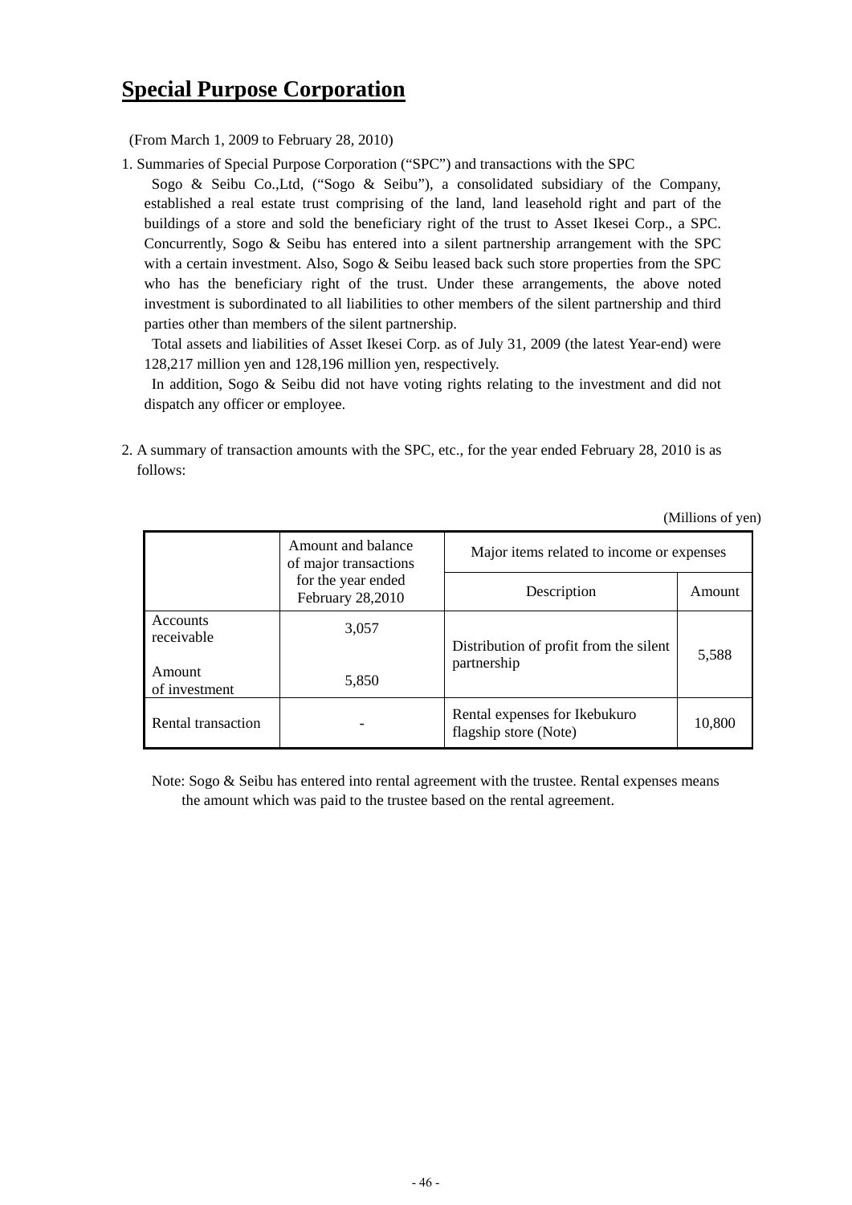# Special Purpose Corporation

(From March 1, 2009 to February 28, 2010)

1. Summaries of Special Purpose Corporation ("SPC") and transactions with the SPC

   Sogo & Seibu Co.,Ltd, ("Sogo & Seibu"), a consolidated subsidiary of the Company, established a real estate trust comprising of the land, land leasehold right and part of the buildings of a store and sold the beneficiary right of the trust to Asset Ikesei Corp., a SPC. Concurrently, Sogo & Seibu has entered into a silent partnership arrangement with the SPC with a certain investment. Also, Sogo & Seibu leased back such store properties from the SPC who has the beneficiary right of the trust. Under these arrangements, the above noted investment is subordinated to all liabilities to other members of the silent partnership and third parties other than members of the silent partnership.

   Total assets and liabilities of Asset Ikesei Corp. as of July 31, 2009 (the latest Year-end) were 128,217 million yen and 128,196 million yen, respectively.

   In addition, Sogo & Seibu did not have voting rights relating to the investment and did not dispatch any officer or employee.

2. A summary of transaction amounts with the SPC, etc., for the year ended February 28, 2010 is as follows:

(Millions of yen)

| | Amount and balance of major transactions for the year ended February 28,2010 | Major items related to income or expenses | |
|---|---|---|---|
| | | Description | Amount |
| Accounts receivable | 3,057 | Distribution of profit from the silent partnership | 5,588 |
| Amount of investment | 5,850 | | |
| Rental transaction | - | Rental expenses for Ikebukuro flagship store (Note) | 10,800 |

Note: Sogo & Seibu has entered into rental agreement with the trustee. Rental expenses means the amount which was paid to the trustee based on the rental agreement.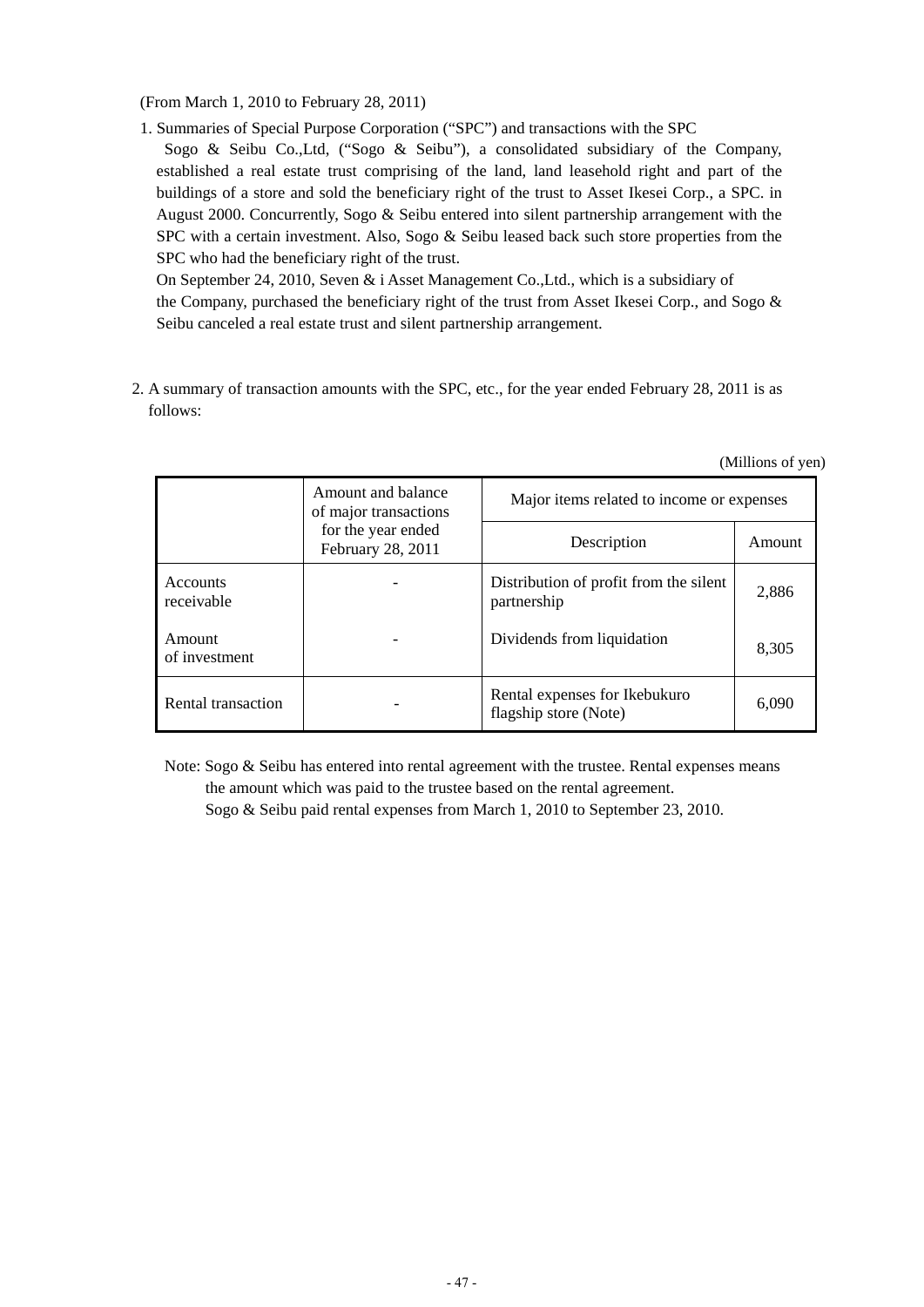(From March 1, 2010 to February 28, 2011)

1. Summaries of Special Purpose Corporation ("SPC") and transactions with the SPC

   Sogo & Seibu Co.,Ltd, ("Sogo & Seibu"), a consolidated subsidiary of the Company, established a real estate trust comprising of the land, land leasehold right and part of the buildings of a store and sold the beneficiary right of the trust to Asset Ikesei Corp., a SPC. in August 2000. Concurrently, Sogo & Seibu entered into silent partnership arrangement with the SPC with a certain investment. Also, Sogo & Seibu leased back such store properties from the SPC who had the beneficiary right of the trust.

   On September 24, 2010, Seven & i Asset Management Co.,Ltd., which is a subsidiary of the Company, purchased the beneficiary right of the trust from Asset Ikesei Corp., and Sogo & Seibu canceled a real estate trust and silent partnership arrangement.

2. A summary of transaction amounts with the SPC, etc., for the year ended February 28, 2011 is as follows:

(Millions of yen)

| | Amount and balance of major transactions for the year ended February 28, 2011 | Major items related to income or expenses | |
|---|---|---|---|
| | | Description | Amount |
| Accounts receivable | - | Distribution of profit from the silent partnership | 2,886 |
| Amount of investment | - | Dividends from liquidation | 8,305 |
| Rental transaction | - | Rental expenses for Ikebukuro flagship store (Note) | 6,090 |

Note: Sogo & Seibu has entered into rental agreement with the trustee. Rental expenses means the amount which was paid to the trustee based on the rental agreement.
Sogo & Seibu paid rental expenses from March 1, 2010 to September 23, 2010.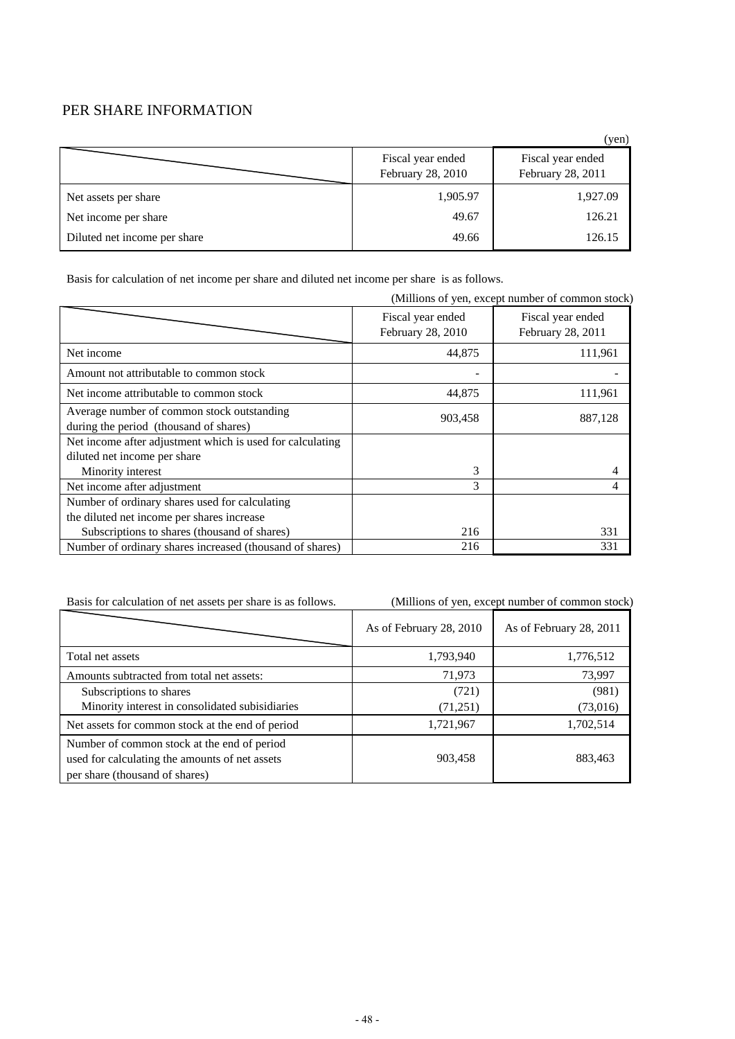## PER SHARE INFORMATION

(yen)

| | Fiscal year ended February 28, 2010 | Fiscal year ended February 28, 2011 |
|---|---|---|
| Net assets per share | 1,905.97 | 1,927.09 |
| Net income per share | 49.67 | 126.21 |
| Diluted net income per share | 49.66 | 126.15 |

Basis for calculation of net income per share and diluted net income per share is as follows.

(Millions of yen, except number of common stock)

| | Fiscal year ended February 28, 2010 | Fiscal year ended February 28, 2011 |
|---|---|---|
| Net income | 44,875 | 111,961 |
| Amount not attributable to common stock | - | - |
| Net income attributable to common stock | 44,875 | 111,961 |
| Average number of common stock outstanding during the period (thousand of shares) | 903,458 | 887,128 |
| Net income after adjustment which is used for calculating diluted net income per share | | |
| Minority interest | 3 | 4 |
| Net income after adjustment | 3 | 4 |
| Number of ordinary shares used for calculating the diluted net income per shares increase | | |
| Subscriptions to shares (thousand of shares) | 216 | 331 |
| Number of ordinary shares increased (thousand of shares) | 216 | 331 |

Basis for calculation of net assets per share is as follows.

(Millions of yen, except number of common stock)

| | As of February 28, 2010 | As of February 28, 2011 |
|---|---|---|
| Total net assets | 1,793,940 | 1,776,512 |
| Amounts subtracted from total net assets: | 71,973 | 73,997 |
| Subscriptions to shares | (721) | (981) |
| Minority interest in consolidated subisidiaries | (71,251) | (73,016) |
| Net assets for common stock at the end of period | 1,721,967 | 1,702,514 |
| Number of common stock at the end of period used for calculating the amounts of net assets per share (thousand of shares) | 903,458 | 883,463 |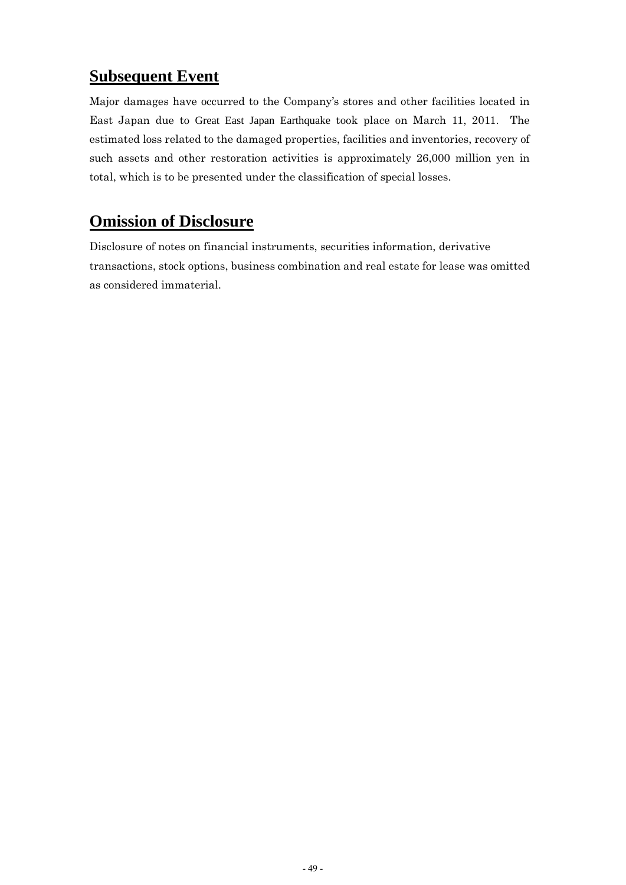## Subsequent Event

Major damages have occurred to the Company's stores and other facilities located in East Japan due to Great East Japan Earthquake took place on March 11, 2011. The estimated loss related to the damaged properties, facilities and inventories, recovery of such assets and other restoration activities is approximately 26,000 million yen in total, which is to be presented under the classification of special losses.

## Omission of Disclosure

Disclosure of notes on financial instruments, securities information, derivative transactions, stock options, business combination and real estate for lease was omitted as considered immaterial.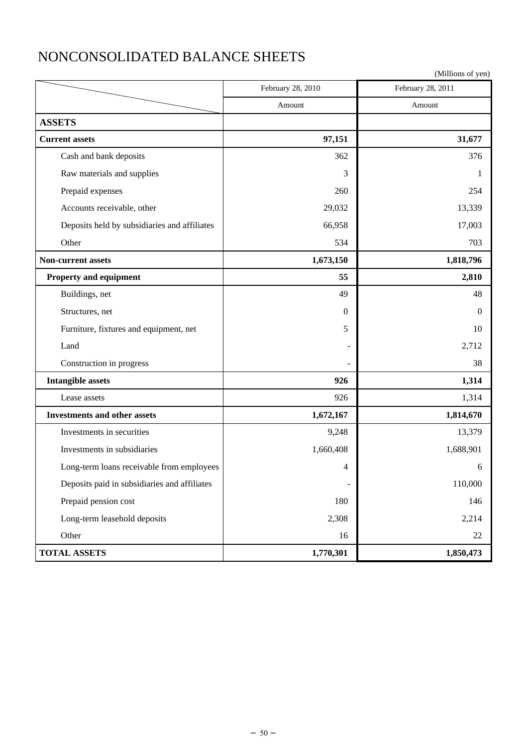# NONCONSOLIDATED BALANCE SHEETS

(Millions of yen)

| | February 28, 2010 | February 28, 2011 |
|---|---|---|
| | Amount | Amount |
| **ASSETS** | | |
| **Current assets** | **97,151** | **31,677** |
| Cash and bank deposits | 362 | 376 |
| Raw materials and supplies | 3 | 1 |
| Prepaid expenses | 260 | 254 |
| Accounts receivable, other | 29,032 | 13,339 |
| Deposits held by subsidiaries and affiliates | 66,958 | 17,003 |
| Other | 534 | 703 |
| **Non-current assets** | **1,673,150** | **1,818,796** |
| **Property and equipment** | **55** | **2,810** |
| Buildings, net | 49 | 48 |
| Structures, net | 0 | 0 |
| Furniture, fixtures and equipment, net | 5 | 10 |
| Land | - | 2,712 |
| Construction in progress | - | 38 |
| **Intangible assets** | **926** | **1,314** |
| Lease assets | 926 | 1,314 |
| **Investments and other assets** | **1,672,167** | **1,814,670** |
| Investments in securities | 9,248 | 13,379 |
| Investments in subsidiaries | 1,660,408 | 1,688,901 |
| Long-term loans receivable from employees | 4 | 6 |
| Deposits paid in subsidiaries and affiliates | - | 110,000 |
| Prepaid pension cost | 180 | 146 |
| Long-term leasehold deposits | 2,308 | 2,214 |
| Other | 16 | 22 |
| **TOTAL ASSETS** | **1,770,301** | **1,850,473** |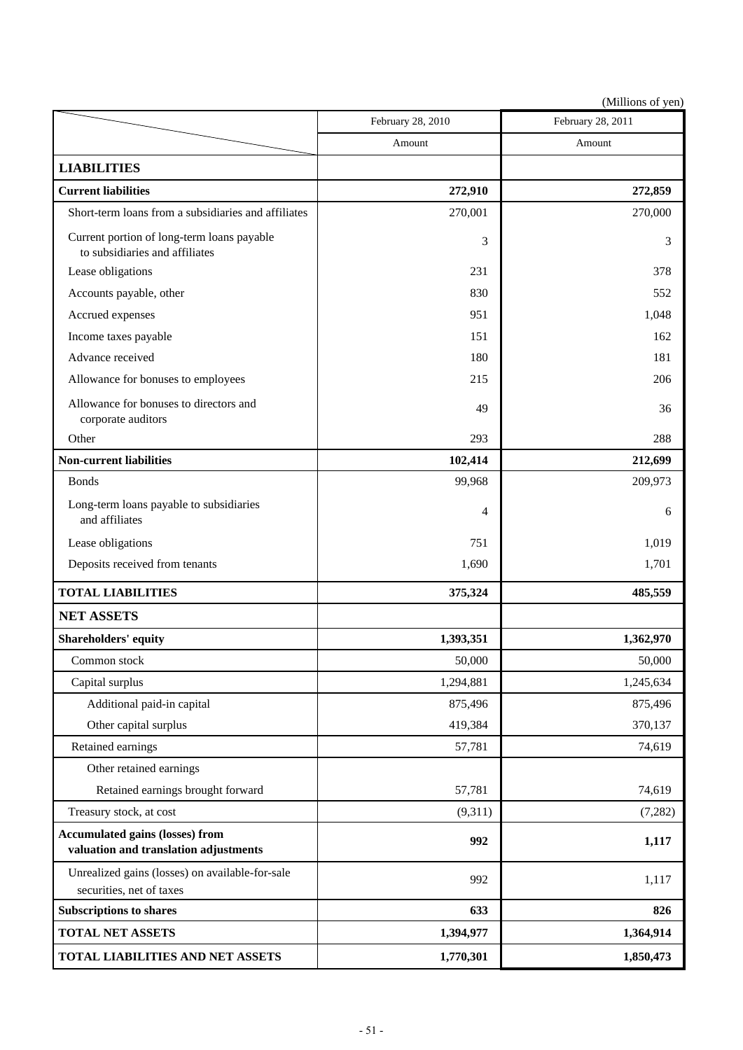(Millions of yen)

| | February 28, 2010 | February 28, 2011 |
|---|---|---|
| | Amount | Amount |
| **LIABILITIES** | | |
| **Current liabilities** | **272,910** | **272,859** |
| Short-term loans from a subsidiaries and affiliates | 270,001 | 270,000 |
| Current portion of long-term loans payable to subsidiaries and affiliates | 3 | 3 |
| Lease obligations | 231 | 378 |
| Accounts payable, other | 830 | 552 |
| Accrued expenses | 951 | 1,048 |
| Income taxes payable | 151 | 162 |
| Advance received | 180 | 181 |
| Allowance for bonuses to employees | 215 | 206 |
| Allowance for bonuses to directors and corporate auditors | 49 | 36 |
| Other | 293 | 288 |
| **Non-current liabilities** | **102,414** | **212,699** |
| Bonds | 99,968 | 209,973 |
| Long-term loans payable to subsidiaries and affiliates | 4 | 6 |
| Lease obligations | 751 | 1,019 |
| Deposits received from tenants | 1,690 | 1,701 |
| **TOTAL LIABILITIES** | **375,324** | **485,559** |
| **NET ASSETS** | | |
| **Shareholders' equity** | **1,393,351** | **1,362,970** |
| Common stock | 50,000 | 50,000 |
| Capital surplus | 1,294,881 | 1,245,634 |
| Additional paid-in capital | 875,496 | 875,496 |
| Other capital surplus | 419,384 | 370,137 |
| Retained earnings | 57,781 | 74,619 |
| Other retained earnings | | |
| Retained earnings brought forward | 57,781 | 74,619 |
| Treasury stock, at cost | (9,311) | (7,282) |
| **Accumulated gains (losses) from valuation and translation adjustments** | **992** | **1,117** |
| Unrealized gains (losses) on available-for-sale securities, net of taxes | 992 | 1,117 |
| **Subscriptions to shares** | **633** | **826** |
| **TOTAL NET ASSETS** | **1,394,977** | **1,364,914** |
| **TOTAL LIABILITIES AND NET ASSETS** | **1,770,301** | **1,850,473** |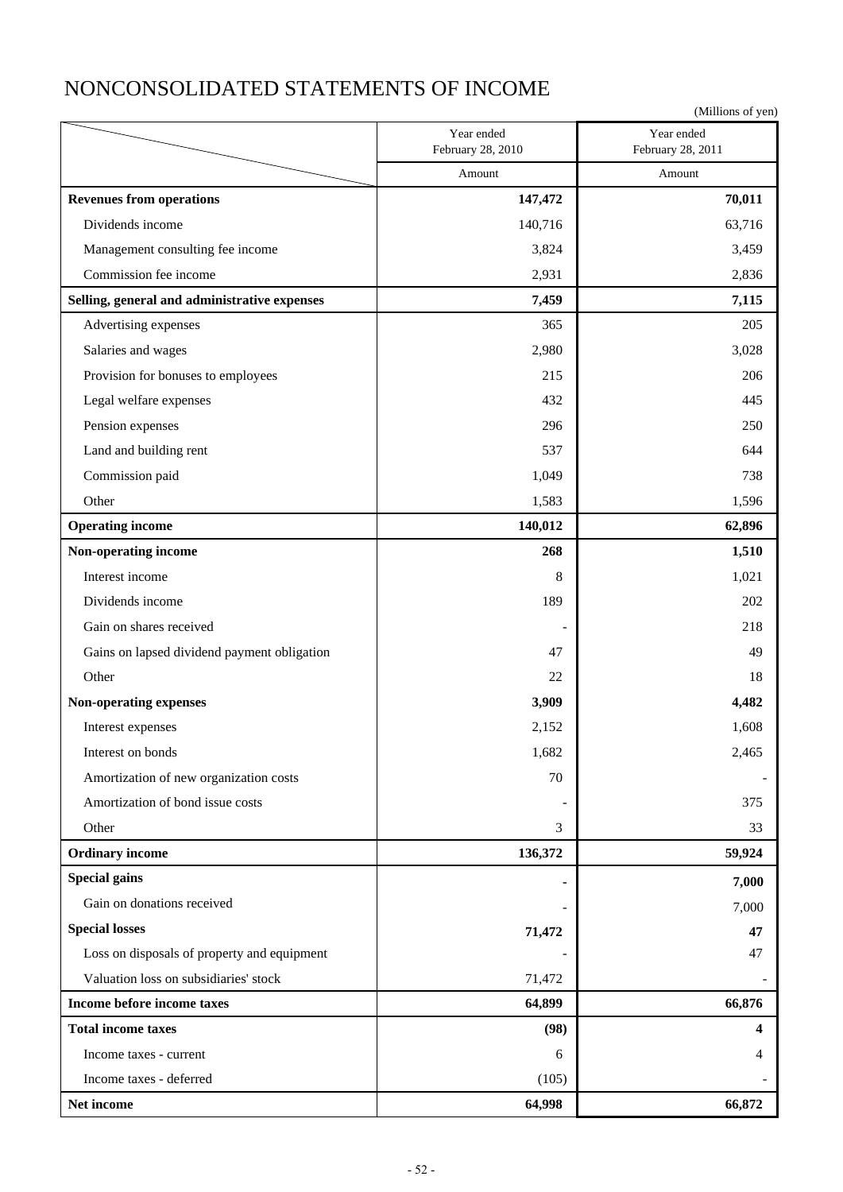# NONCONSOLIDATED STATEMENTS OF INCOME

(Millions of yen)

| | Year ended February 28, 2010 | Year ended February 28, 2011 |
|---|---|---|
| | Amount | Amount |
| **Revenues from operations** | **147,472** | **70,011** |
| Dividends income | 140,716 | 63,716 |
| Management consulting fee income | 3,824 | 3,459 |
| Commission fee income | 2,931 | 2,836 |
| **Selling, general and administrative expenses** | **7,459** | **7,115** |
| Advertising expenses | 365 | 205 |
| Salaries and wages | 2,980 | 3,028 |
| Provision for bonuses to employees | 215 | 206 |
| Legal welfare expenses | 432 | 445 |
| Pension expenses | 296 | 250 |
| Land and building rent | 537 | 644 |
| Commission paid | 1,049 | 738 |
| Other | 1,583 | 1,596 |
| **Operating income** | **140,012** | **62,896** |
| **Non-operating income** | **268** | **1,510** |
| Interest income | 8 | 1,021 |
| Dividends income | 189 | 202 |
| Gain on shares received | - | 218 |
| Gains on lapsed dividend payment obligation | 47 | 49 |
| Other | 22 | 18 |
| **Non-operating expenses** | **3,909** | **4,482** |
| Interest expenses | 2,152 | 1,608 |
| Interest on bonds | 1,682 | 2,465 |
| Amortization of new organization costs | 70 | - |
| Amortization of bond issue costs | - | 375 |
| Other | 3 | 33 |
| **Ordinary income** | **136,372** | **59,924** |
| **Special gains** | **-** | **7,000** |
| Gain on donations received | - | 7,000 |
| **Special losses** | **71,472** | **47** |
| Loss on disposals of property and equipment | - | 47 |
| Valuation loss on subsidiaries' stock | 71,472 | - |
| **Income before income taxes** | **64,899** | **66,876** |
| **Total income taxes** | **(98)** | **4** |
| Income taxes - current | 6 | 4 |
| Income taxes - deferred | (105) | - |
| **Net income** | **64,998** | **66,872** |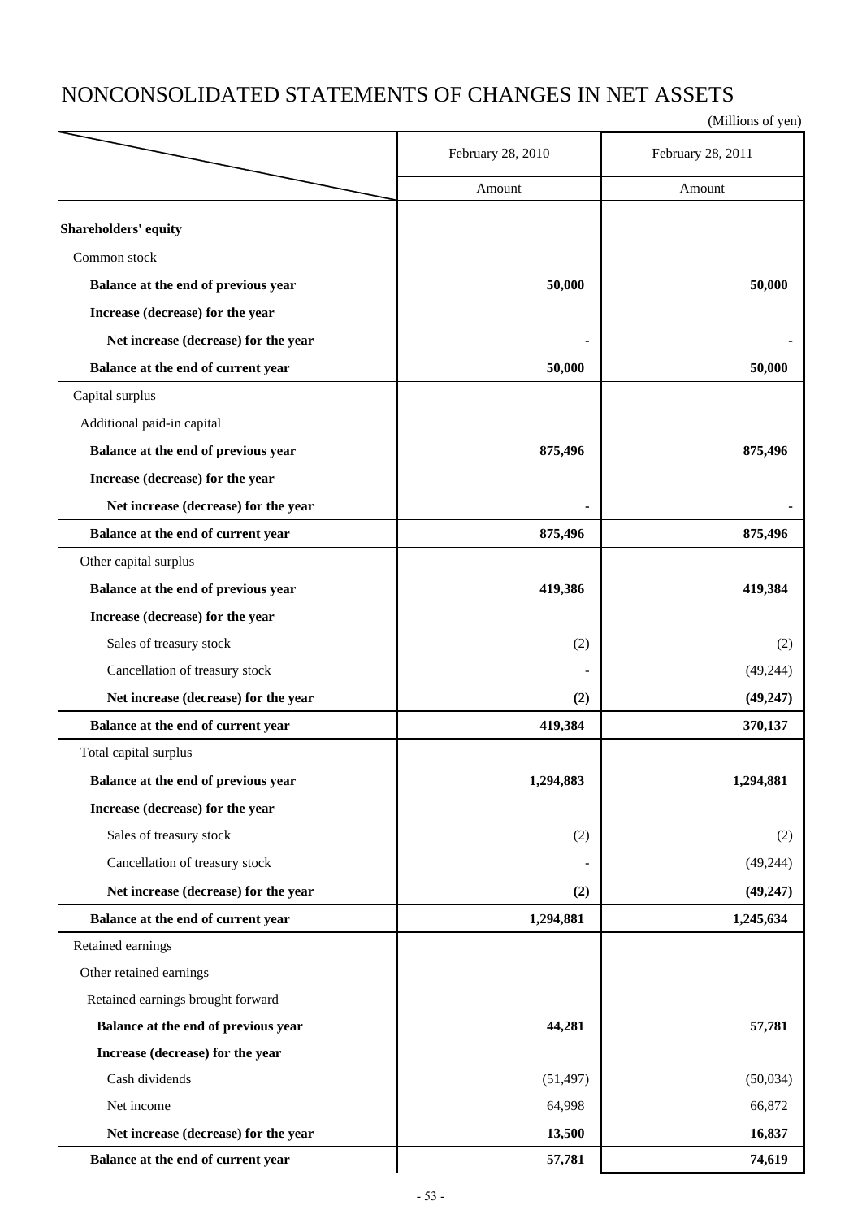# NONCONSOLIDATED STATEMENTS OF CHANGES IN NET ASSETS

(Millions of yen)

| | February 28, 2010 | February 28, 2011 |
|---|---|---|
| | Amount | Amount |
| **Shareholders' equity** | | |
| Common stock | | |
| **Balance at the end of previous year** | **50,000** | **50,000** |
| **Increase (decrease) for the year** | | |
| **Net increase (decrease) for the year** | **-** | **-** |
| **Balance at the end of current year** | **50,000** | **50,000** |
| Capital surplus | | |
| Additional paid-in capital | | |
| **Balance at the end of previous year** | **875,496** | **875,496** |
| **Increase (decrease) for the year** | | |
| **Net increase (decrease) for the year** | **-** | **-** |
| **Balance at the end of current year** | **875,496** | **875,496** |
| Other capital surplus | | |
| **Balance at the end of previous year** | **419,386** | **419,384** |
| **Increase (decrease) for the year** | | |
| Sales of treasury stock | (2) | (2) |
| Cancellation of treasury stock | - | (49,244) |
| **Net increase (decrease) for the year** | **(2)** | **(49,247)** |
| **Balance at the end of current year** | **419,384** | **370,137** |
| Total capital surplus | | |
| **Balance at the end of previous year** | **1,294,883** | **1,294,881** |
| **Increase (decrease) for the year** | | |
| Sales of treasury stock | (2) | (2) |
| Cancellation of treasury stock | - | (49,244) |
| **Net increase (decrease) for the year** | **(2)** | **(49,247)** |
| **Balance at the end of current year** | **1,294,881** | **1,245,634** |
| Retained earnings | | |
| Other retained earnings | | |
| Retained earnings brought forward | | |
| **Balance at the end of previous year** | **44,281** | **57,781** |
| **Increase (decrease) for the year** | | |
| Cash dividends | (51,497) | (50,034) |
| Net income | 64,998 | 66,872 |
| **Net increase (decrease) for the year** | **13,500** | **16,837** |
| **Balance at the end of current year** | **57,781** | **74,619** |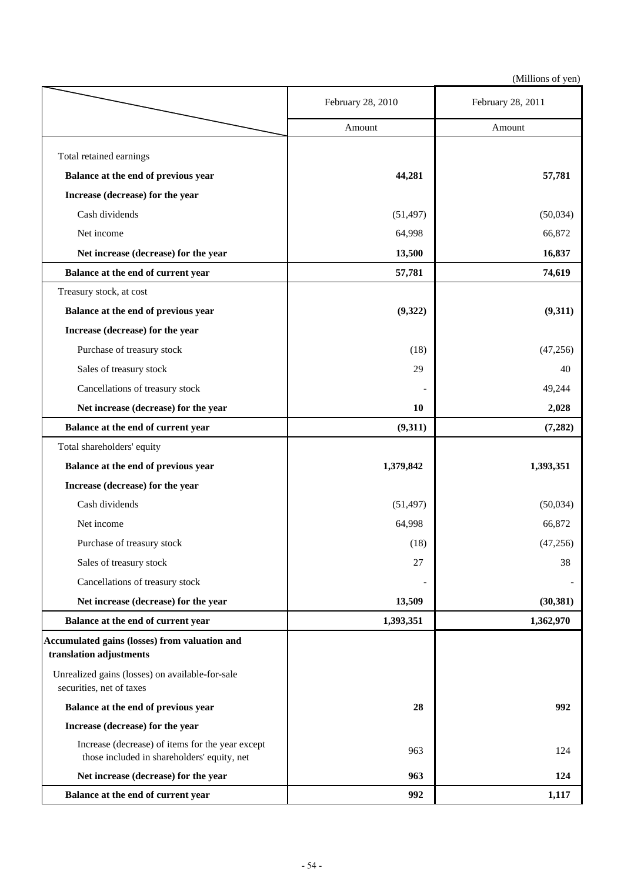(Millions of yen)

| | February 28, 2010 | February 28, 2011 |
|---|---|---|
| | Amount | Amount |
| Total retained earnings | | |
| **Balance at the end of previous year** | **44,281** | **57,781** |
| **Increase (decrease) for the year** | | |
| Cash dividends | (51,497) | (50,034) |
| Net income | 64,998 | 66,872 |
| **Net increase (decrease) for the year** | **13,500** | **16,837** |
| **Balance at the end of current year** | **57,781** | **74,619** |
| Treasury stock, at cost | | |
| **Balance at the end of previous year** | **(9,322)** | **(9,311)** |
| **Increase (decrease) for the year** | | |
| Purchase of treasury stock | (18) | (47,256) |
| Sales of treasury stock | 29 | 40 |
| Cancellations of treasury stock | - | 49,244 |
| **Net increase (decrease) for the year** | **10** | **2,028** |
| **Balance at the end of current year** | **(9,311)** | **(7,282)** |
| Total shareholders' equity | | |
| **Balance at the end of previous year** | **1,379,842** | **1,393,351** |
| **Increase (decrease) for the year** | | |
| Cash dividends | (51,497) | (50,034) |
| Net income | 64,998 | 66,872 |
| Purchase of treasury stock | (18) | (47,256) |
| Sales of treasury stock | 27 | 38 |
| Cancellations of treasury stock | - | - |
| **Net increase (decrease) for the year** | **13,509** | **(30,381)** |
| **Balance at the end of current year** | **1,393,351** | **1,362,970** |
| **Accumulated gains (losses) from valuation and translation adjustments** | | |
| Unrealized gains (losses) on available-for-sale securities, net of taxes | | |
| **Balance at the end of previous year** | **28** | **992** |
| **Increase (decrease) for the year** | | |
| Increase (decrease) of items for the year except those included in shareholders' equity, net | 963 | 124 |
| **Net increase (decrease) for the year** | **963** | **124** |
| **Balance at the end of current year** | **992** | **1,117** |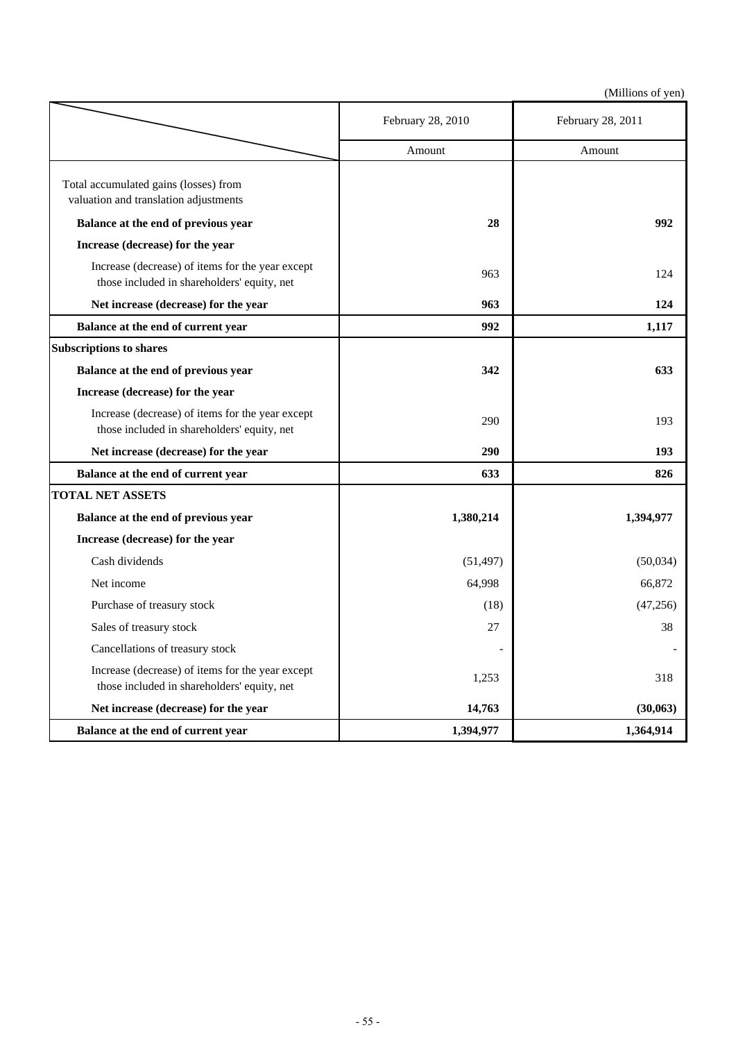(Millions of yen)

| | February 28, 2010 | February 28, 2011 |
|---|---|---|
| | Amount | Amount |
| Total accumulated gains (losses) from valuation and translation adjustments | | |
| **Balance at the end of previous year** | **28** | **992** |
| **Increase (decrease) for the year** | | |
| Increase (decrease) of items for the year except those included in shareholders' equity, net | 963 | 124 |
| **Net increase (decrease) for the year** | **963** | **124** |
| **Balance at the end of current year** | **992** | **1,117** |
| **Subscriptions to shares** | | |
| **Balance at the end of previous year** | **342** | **633** |
| **Increase (decrease) for the year** | | |
| Increase (decrease) of items for the year except those included in shareholders' equity, net | 290 | 193 |
| **Net increase (decrease) for the year** | **290** | **193** |
| **Balance at the end of current year** | **633** | **826** |
| **TOTAL NET ASSETS** | | |
| **Balance at the end of previous year** | **1,380,214** | **1,394,977** |
| **Increase (decrease) for the year** | | |
| Cash dividends | (51,497) | (50,034) |
| Net income | 64,998 | 66,872 |
| Purchase of treasury stock | (18) | (47,256) |
| Sales of treasury stock | 27 | 38 |
| Cancellations of treasury stock | - | - |
| Increase (decrease) of items for the year except those included in shareholders' equity, net | 1,253 | 318 |
| **Net increase (decrease) for the year** | **14,763** | **(30,063)** |
| **Balance at the end of current year** | **1,394,977** | **1,364,914** |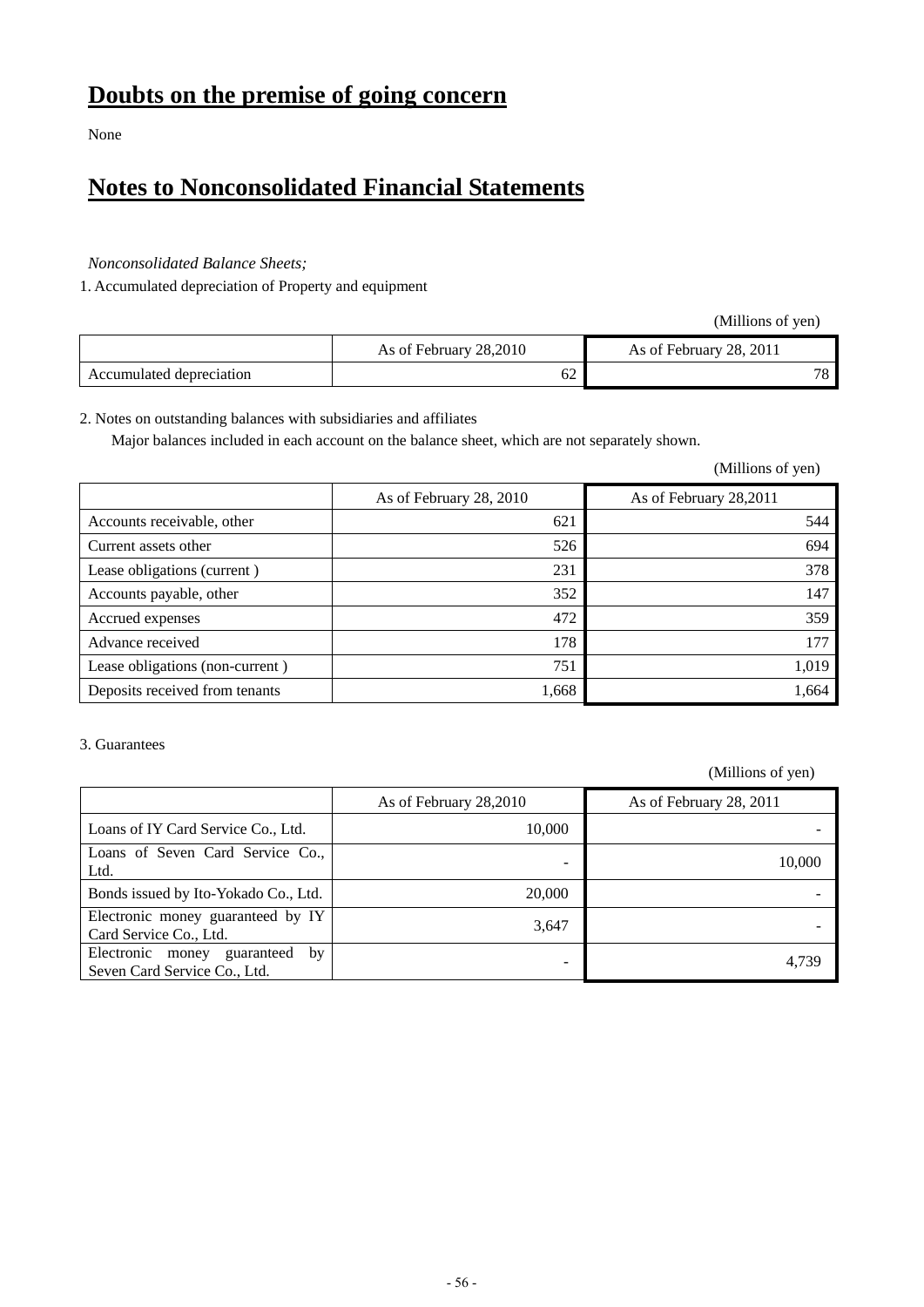# Doubts on the premise of going concern

None

# Notes to Nonconsolidated Financial Statements

*Nonconsolidated Balance Sheets;*

1. Accumulated depreciation of Property and equipment

(Millions of yen)

| | As of February 28,2010 | As of February 28, 2011 |
|---|---|---|
| Accumulated depreciation | 62 | 78 |

2. Notes on outstanding balances with subsidiaries and affiliates

Major balances included in each account on the balance sheet, which are not separately shown.

(Millions of yen)

| | As of February 28, 2010 | As of February 28,2011 |
|---|---|---|
| Accounts receivable, other | 621 | 544 |
| Current assets other | 526 | 694 |
| Lease obligations (current ) | 231 | 378 |
| Accounts payable, other | 352 | 147 |
| Accrued expenses | 472 | 359 |
| Advance received | 178 | 177 |
| Lease obligations (non-current ) | 751 | 1,019 |
| Deposits received from tenants | 1,668 | 1,664 |

3. Guarantees

(Millions of yen)

| | As of February 28,2010 | As of February 28, 2011 |
|---|---|---|
| Loans of IY Card Service Co., Ltd. | 10,000 | - |
| Loans of Seven Card Service Co., Ltd. | - | 10,000 |
| Bonds issued by Ito-Yokado Co., Ltd. | 20,000 | - |
| Electronic money guaranteed by IY Card Service Co., Ltd. | 3,647 | - |
| Electronic money guaranteed by Seven Card Service Co., Ltd. | - | 4,739 |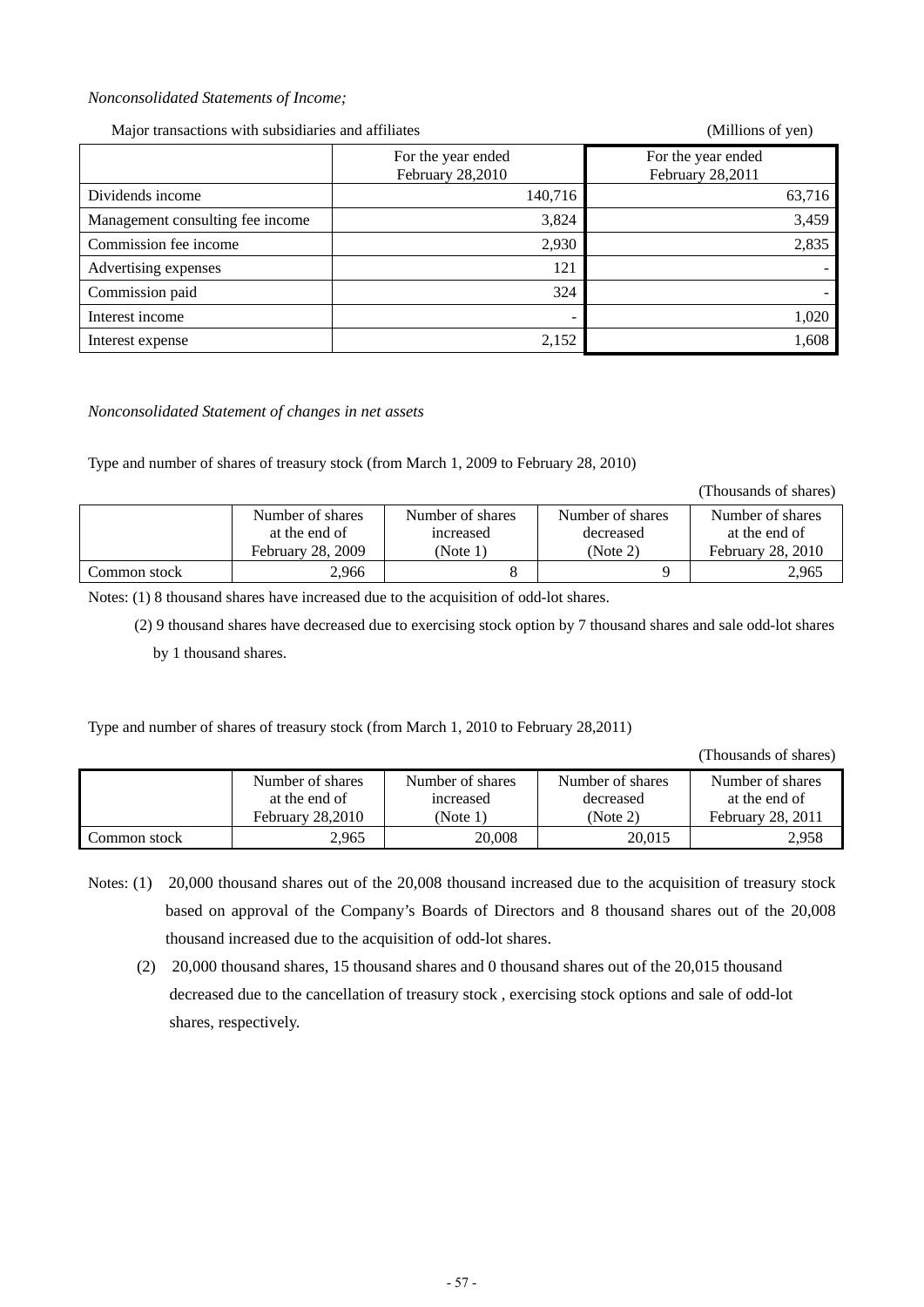*Nonconsolidated Statements of Income;*

Major transactions with subsidiaries and affiliates (Millions of yen)

| | For the year ended February 28,2010 | For the year ended February 28,2011 |
|---|---|---|
| Dividends income | 140,716 | 63,716 |
| Management consulting fee income | 3,824 | 3,459 |
| Commission fee income | 2,930 | 2,835 |
| Advertising expenses | 121 | - |
| Commission paid | 324 | - |
| Interest income | - | 1,020 |
| Interest expense | 2,152 | 1,608 |

*Nonconsolidated Statement of changes in net assets*

Type and number of shares of treasury stock (from March 1, 2009 to February 28, 2010)

(Thousands of shares)

| | Number of shares at the end of February 28, 2009 | Number of shares increased (Note 1) | Number of shares decreased (Note 2) | Number of shares at the end of February 28, 2010 |
|---|---|---|---|---|
| Common stock | 2,966 | 8 | 9 | 2,965 |

Notes: (1) 8 thousand shares have increased due to the acquisition of odd-lot shares.

(2) 9 thousand shares have decreased due to exercising stock option by 7 thousand shares and sale odd-lot shares by 1 thousand shares.

Type and number of shares of treasury stock (from March 1, 2010 to February 28,2011)

(Thousands of shares)

| | Number of shares at the end of February 28,2010 | Number of shares increased (Note 1) | Number of shares decreased (Note 2) | Number of shares at the end of February 28, 2011 |
|---|---|---|---|---|
| Common stock | 2,965 | 20,008 | 20,015 | 2,958 |

Notes: (1) 20,000 thousand shares out of the 20,008 thousand increased due to the acquisition of treasury stock based on approval of the Company's Boards of Directors and 8 thousand shares out of the 20,008 thousand increased due to the acquisition of odd-lot shares.

(2) 20,000 thousand shares, 15 thousand shares and 0 thousand shares out of the 20,015 thousand decreased due to the cancellation of treasury stock , exercising stock options and sale of odd-lot shares, respectively.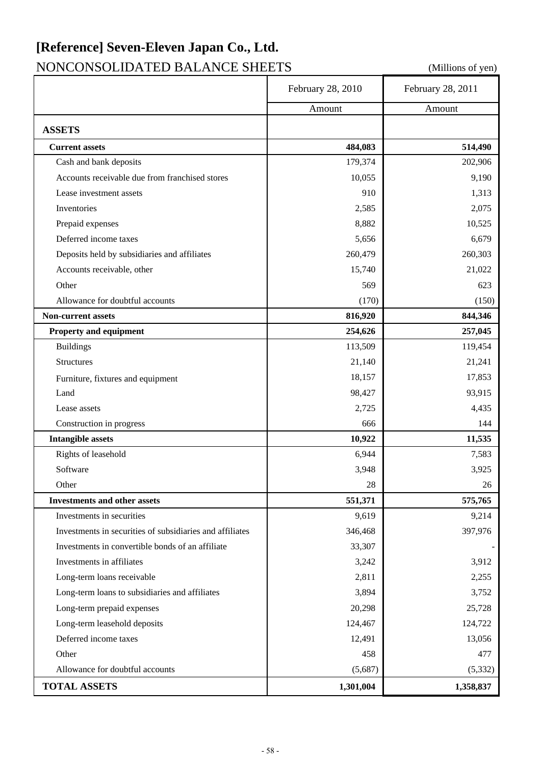# [Reference] Seven-Eleven Japan Co., Ltd.

## NONCONSOLIDATED BALANCE SHEETS

(Millions of yen)

| | February 28, 2010 | February 28, 2011 |
|---|---|---|
| | Amount | Amount |
| **ASSETS** | | |
| **Current assets** | **484,083** | **514,490** |
| Cash and bank deposits | 179,374 | 202,906 |
| Accounts receivable due from franchised stores | 10,055 | 9,190 |
| Lease investment assets | 910 | 1,313 |
| Inventories | 2,585 | 2,075 |
| Prepaid expenses | 8,882 | 10,525 |
| Deferred income taxes | 5,656 | 6,679 |
| Deposits held by subsidiaries and affiliates | 260,479 | 260,303 |
| Accounts receivable, other | 15,740 | 21,022 |
| Other | 569 | 623 |
| Allowance for doubtful accounts | (170) | (150) |
| **Non-current assets** | **816,920** | **844,346** |
| **Property and equipment** | **254,626** | **257,045** |
| Buildings | 113,509 | 119,454 |
| Structures | 21,140 | 21,241 |
| Furniture, fixtures and equipment | 18,157 | 17,853 |
| Land | 98,427 | 93,915 |
| Lease assets | 2,725 | 4,435 |
| Construction in progress | 666 | 144 |
| **Intangible assets** | **10,922** | **11,535** |
| Rights of leasehold | 6,944 | 7,583 |
| Software | 3,948 | 3,925 |
| Other | 28 | 26 |
| **Investments and other assets** | **551,371** | **575,765** |
| Investments in securities | 9,619 | 9,214 |
| Investments in securities of subsidiaries and affiliates | 346,468 | 397,976 |
| Investments in convertible bonds of an affiliate | 33,307 | - |
| Investments in affiliates | 3,242 | 3,912 |
| Long-term loans receivable | 2,811 | 2,255 |
| Long-term loans to subsidiaries and affiliates | 3,894 | 3,752 |
| Long-term prepaid expenses | 20,298 | 25,728 |
| Long-term leasehold deposits | 124,467 | 124,722 |
| Deferred income taxes | 12,491 | 13,056 |
| Other | 458 | 477 |
| Allowance for doubtful accounts | (5,687) | (5,332) |
| **TOTAL ASSETS** | **1,301,004** | **1,358,837** |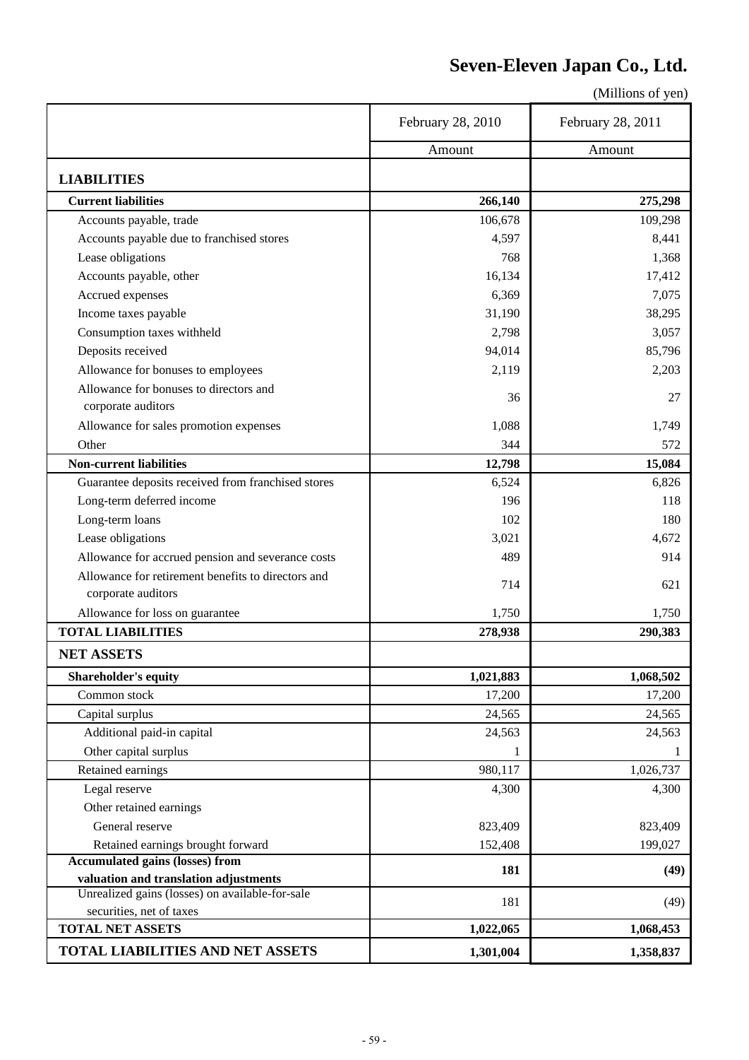# Seven-Eleven Japan Co., Ltd.

(Millions of yen)

| | February 28, 2010 | February 28, 2011 |
|---|---|---|
| | Amount | Amount |
| **LIABILITIES** | | |
| **Current liabilities** | **266,140** | **275,298** |
| Accounts payable, trade | 106,678 | 109,298 |
| Accounts payable due to franchised stores | 4,597 | 8,441 |
| Lease obligations | 768 | 1,368 |
| Accounts payable, other | 16,134 | 17,412 |
| Accrued expenses | 6,369 | 7,075 |
| Income taxes payable | 31,190 | 38,295 |
| Consumption taxes withheld | 2,798 | 3,057 |
| Deposits received | 94,014 | 85,796 |
| Allowance for bonuses to employees | 2,119 | 2,203 |
| Allowance for bonuses to directors and corporate auditors | 36 | 27 |
| Allowance for sales promotion expenses | 1,088 | 1,749 |
| Other | 344 | 572 |
| **Non-current liabilities** | **12,798** | **15,084** |
| Guarantee deposits received from franchised stores | 6,524 | 6,826 |
| Long-term deferred income | 196 | 118 |
| Long-term loans | 102 | 180 |
| Lease obligations | 3,021 | 4,672 |
| Allowance for accrued pension and severance costs | 489 | 914 |
| Allowance for retirement benefits to directors and corporate auditors | 714 | 621 |
| Allowance for loss on guarantee | 1,750 | 1,750 |
| **TOTAL LIABILITIES** | **278,938** | **290,383** |
| **NET ASSETS** | | |
| **Shareholder's equity** | **1,021,883** | **1,068,502** |
| Common stock | 17,200 | 17,200 |
| Capital surplus | 24,565 | 24,565 |
| Additional paid-in capital | 24,563 | 24,563 |
| Other capital surplus | 1 | 1 |
| Retained earnings | 980,117 | 1,026,737 |
| Legal reserve | 4,300 | 4,300 |
| Other retained earnings | | |
| General reserve | 823,409 | 823,409 |
| Retained earnings brought forward | 152,408 | 199,027 |
| **Accumulated gains (losses) from valuation and translation adjustments** | **181** | **(49)** |
| Unrealized gains (losses) on available-for-sale securities, net of taxes | 181 | (49) |
| **TOTAL NET ASSETS** | **1,022,065** | **1,068,453** |
| **TOTAL LIABILITIES AND NET ASSETS** | **1,301,004** | **1,358,837** |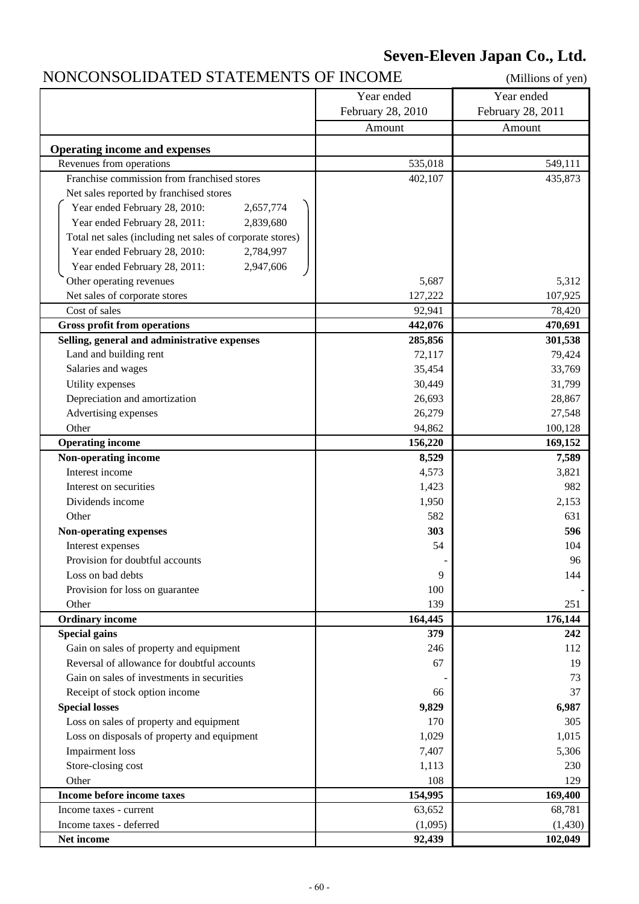# Seven-Eleven Japan Co., Ltd.

## NONCONSOLIDATED STATEMENTS OF INCOME

(Millions of yen)

| | Year ended February 28, 2010 | Year ended February 28, 2011 |
|---|---|---|
| | Amount | Amount |
| **Operating income and expenses** | | |
| Revenues from operations | 535,018 | 549,111 |
| Franchise commission from franchised stores | 402,107 | 435,873 |
| Net sales reported by franchised stores | | |
| Year ended February 28, 2010: 2,657,774 | | |
| Year ended February 28, 2011: 2,839,680 | | |
| Total net sales (including net sales of corporate stores) | | |
| Year ended February 28, 2010: 2,784,997 | | |
| Year ended February 28, 2011: 2,947,606 | | |
| Other operating revenues | 5,687 | 5,312 |
| Net sales of corporate stores | 127,222 | 107,925 |
| Cost of sales | 92,941 | 78,420 |
| **Gross profit from operations** | **442,076** | **470,691** |
| **Selling, general and administrative expenses** | **285,856** | **301,538** |
| Land and building rent | 72,117 | 79,424 |
| Salaries and wages | 35,454 | 33,769 |
| Utility expenses | 30,449 | 31,799 |
| Depreciation and amortization | 26,693 | 28,867 |
| Advertising expenses | 26,279 | 27,548 |
| Other | 94,862 | 100,128 |
| **Operating income** | **156,220** | **169,152** |
| **Non-operating income** | **8,529** | **7,589** |
| Interest income | 4,573 | 3,821 |
| Interest on securities | 1,423 | 982 |
| Dividends income | 1,950 | 2,153 |
| Other | 582 | 631 |
| **Non-operating expenses** | **303** | **596** |
| Interest expenses | 54 | 104 |
| Provision for doubtful accounts | - | 96 |
| Loss on bad debts | 9 | 144 |
| Provision for loss on guarantee | 100 | - |
| Other | 139 | 251 |
| **Ordinary income** | **164,445** | **176,144** |
| **Special gains** | **379** | **242** |
| Gain on sales of property and equipment | 246 | 112 |
| Reversal of allowance for doubtful accounts | 67 | 19 |
| Gain on sales of investments in securities | - | 73 |
| Receipt of stock option income | 66 | 37 |
| **Special losses** | **9,829** | **6,987** |
| Loss on sales of property and equipment | 170 | 305 |
| Loss on disposals of property and equipment | 1,029 | 1,015 |
| Impairment loss | 7,407 | 5,306 |
| Store-closing cost | 1,113 | 230 |
| Other | 108 | 129 |
| **Income before income taxes** | **154,995** | **169,400** |
| Income taxes - current | 63,652 | 68,781 |
| Income taxes - deferred | (1,095) | (1,430) |
| **Net income** | **92,439** | **102,049** |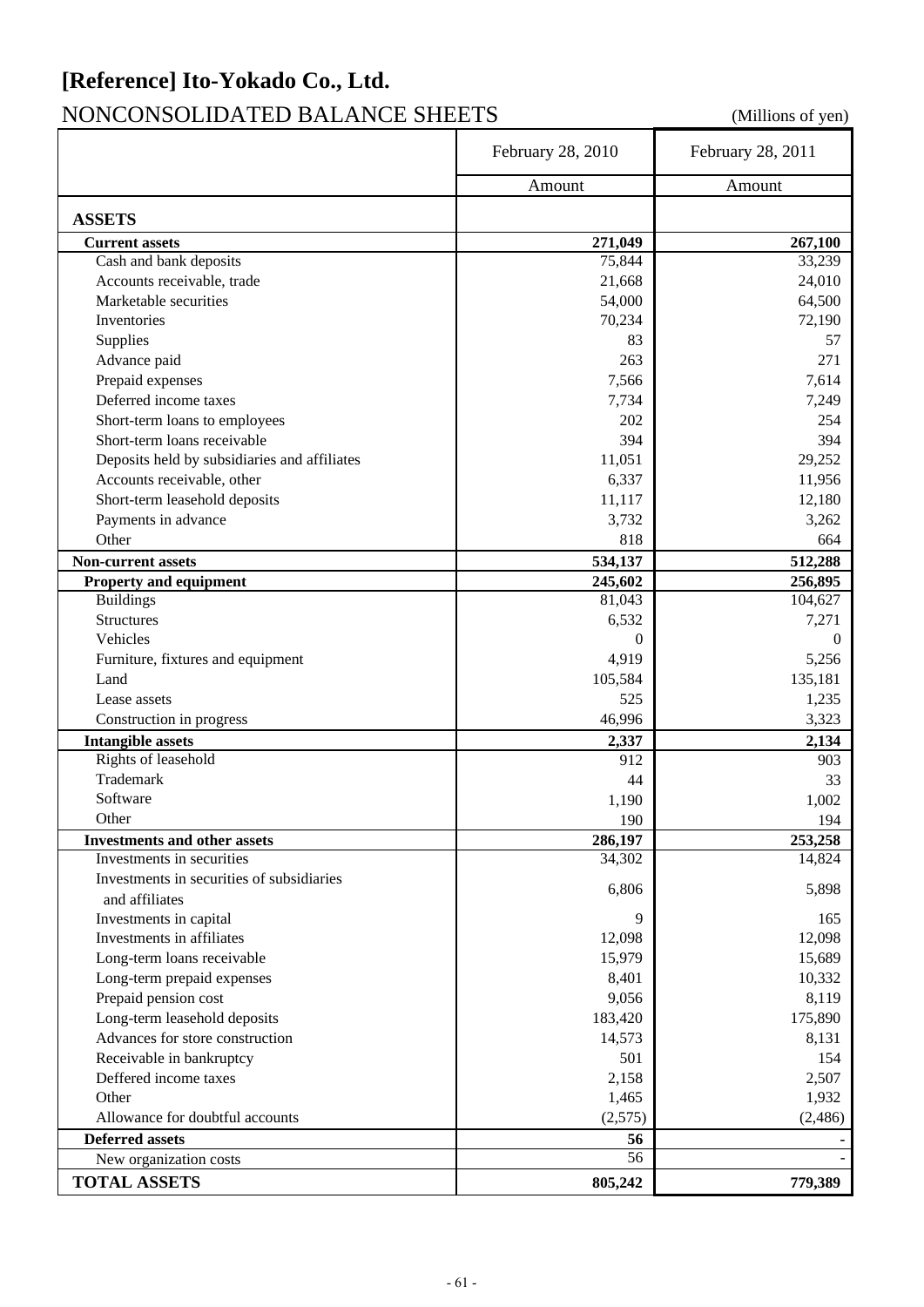# [Reference] Ito-Yokado Co., Ltd.

## NONCONSOLIDATED BALANCE SHEETS

(Millions of yen)

| | February 28, 2010 | February 28, 2011 |
|---|---|---|
| | Amount | Amount |
| **ASSETS** | | |
| **Current assets** | **271,049** | **267,100** |
| Cash and bank deposits | 75,844 | 33,239 |
| Accounts receivable, trade | 21,668 | 24,010 |
| Marketable securities | 54,000 | 64,500 |
| Inventories | 70,234 | 72,190 |
| Supplies | 83 | 57 |
| Advance paid | 263 | 271 |
| Prepaid expenses | 7,566 | 7,614 |
| Deferred income taxes | 7,734 | 7,249 |
| Short-term loans to employees | 202 | 254 |
| Short-term loans receivable | 394 | 394 |
| Deposits held by subsidiaries and affiliates | 11,051 | 29,252 |
| Accounts receivable, other | 6,337 | 11,956 |
| Short-term leasehold deposits | 11,117 | 12,180 |
| Payments in advance | 3,732 | 3,262 |
| Other | 818 | 664 |
| **Non-current assets** | **534,137** | **512,288** |
| **Property and equipment** | **245,602** | **256,895** |
| Buildings | 81,043 | 104,627 |
| Structures | 6,532 | 7,271 |
| Vehicles | 0 | 0 |
| Furniture, fixtures and equipment | 4,919 | 5,256 |
| Land | 105,584 | 135,181 |
| Lease assets | 525 | 1,235 |
| Construction in progress | 46,996 | 3,323 |
| **Intangible assets** | **2,337** | **2,134** |
| Rights of leasehold | 912 | 903 |
| Trademark | 44 | 33 |
| Software | 1,190 | 1,002 |
| Other | 190 | 194 |
| **Investments and other assets** | **286,197** | **253,258** |
| Investments in securities | 34,302 | 14,824 |
| Investments in securities of subsidiaries and affiliates | 6,806 | 5,898 |
| Investments in capital | 9 | 165 |
| Investments in affiliates | 12,098 | 12,098 |
| Long-term loans receivable | 15,979 | 15,689 |
| Long-term prepaid expenses | 8,401 | 10,332 |
| Prepaid pension cost | 9,056 | 8,119 |
| Long-term leasehold deposits | 183,420 | 175,890 |
| Advances for store construction | 14,573 | 8,131 |
| Receivable in bankruptcy | 501 | 154 |
| Deffered income taxes | 2,158 | 2,507 |
| Other | 1,465 | 1,932 |
| Allowance for doubtful accounts | (2,575) | (2,486) |
| **Deferred assets** | **56** | - |
| New organization costs | 56 | - |
| **TOTAL ASSETS** | **805,242** | **779,389** |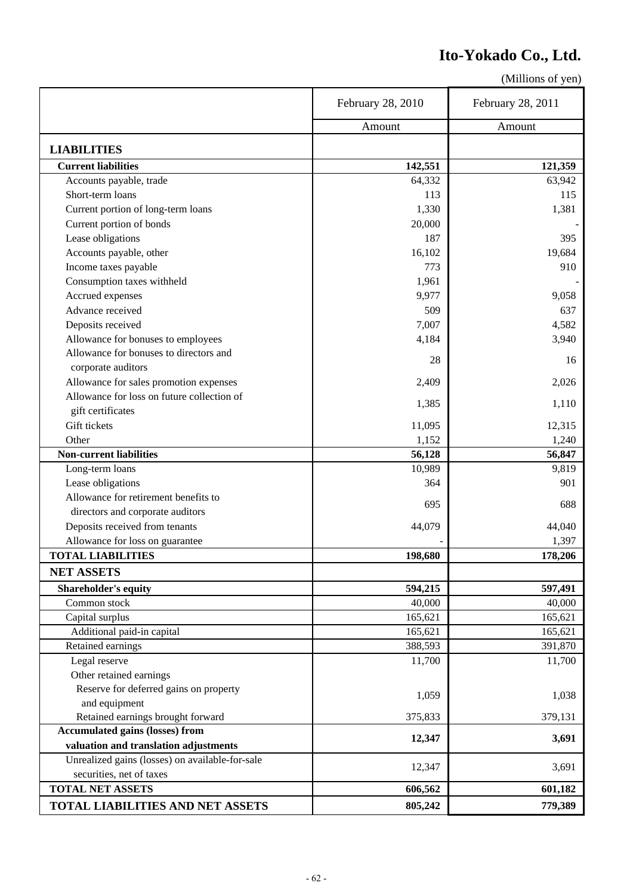# Ito-Yokado Co., Ltd.

(Millions of yen)

| | February 28, 2010 | February 28, 2011 |
|---|---|---|
| | Amount | Amount |
| **LIABILITIES** | | |
| **Current liabilities** | **142,551** | **121,359** |
| Accounts payable, trade | 64,332 | 63,942 |
| Short-term loans | 113 | 115 |
| Current portion of long-term loans | 1,330 | 1,381 |
| Current portion of bonds | 20,000 | - |
| Lease obligations | 187 | 395 |
| Accounts payable, other | 16,102 | 19,684 |
| Income taxes payable | 773 | 910 |
| Consumption taxes withheld | 1,961 | - |
| Accrued expenses | 9,977 | 9,058 |
| Advance received | 509 | 637 |
| Deposits received | 7,007 | 4,582 |
| Allowance for bonuses to employees | 4,184 | 3,940 |
| Allowance for bonuses to directors and corporate auditors | 28 | 16 |
| Allowance for sales promotion expenses | 2,409 | 2,026 |
| Allowance for loss on future collection of gift certificates | 1,385 | 1,110 |
| Gift tickets | 11,095 | 12,315 |
| Other | 1,152 | 1,240 |
| **Non-current liabilities** | **56,128** | **56,847** |
| Long-term loans | 10,989 | 9,819 |
| Lease obligations | 364 | 901 |
| Allowance for retirement benefits to directors and corporate auditors | 695 | 688 |
| Deposits received from tenants | 44,079 | 44,040 |
| Allowance for loss on guarantee | - | 1,397 |
| **TOTAL LIABILITIES** | **198,680** | **178,206** |
| **NET ASSETS** | | |
| **Shareholder's equity** | **594,215** | **597,491** |
| Common stock | 40,000 | 40,000 |
| Capital surplus | 165,621 | 165,621 |
| Additional paid-in capital | 165,621 | 165,621 |
| Retained earnings | 388,593 | 391,870 |
| Legal reserve | 11,700 | 11,700 |
| Other retained earnings | | |
| Reserve for deferred gains on property and equipment | 1,059 | 1,038 |
| Retained earnings brought forward | 375,833 | 379,131 |
| **Accumulated gains (losses) from valuation and translation adjustments** | **12,347** | **3,691** |
| Unrealized gains (losses) on available-for-sale securities, net of taxes | 12,347 | 3,691 |
| **TOTAL NET ASSETS** | **606,562** | **601,182** |
| **TOTAL LIABILITIES AND NET ASSETS** | **805,242** | **779,389** |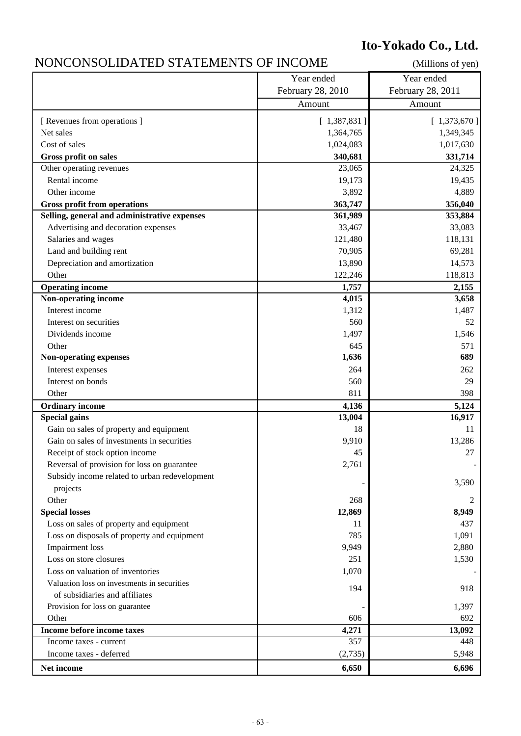**Ito-Yokado Co., Ltd.**

# NONCONSOLIDATED STATEMENTS OF INCOME

(Millions of yen)

| | Year ended February 28, 2010 | Year ended February 28, 2011 |
|---|---|---|
| | Amount | Amount |
| [ Revenues from operations ] | [ 1,387,831 ] | [ 1,373,670 ] |
| Net sales | 1,364,765 | 1,349,345 |
| Cost of sales | 1,024,083 | 1,017,630 |
| **Gross profit on sales** | **340,681** | **331,714** |
| Other operating revenues | 23,065 | 24,325 |
| Rental income | 19,173 | 19,435 |
| Other income | 3,892 | 4,889 |
| **Gross profit from operations** | **363,747** | **356,040** |
| **Selling, general and administrative expenses** | **361,989** | **353,884** |
| Advertising and decoration expenses | 33,467 | 33,083 |
| Salaries and wages | 121,480 | 118,131 |
| Land and building rent | 70,905 | 69,281 |
| Depreciation and amortization | 13,890 | 14,573 |
| Other | 122,246 | 118,813 |
| **Operating income** | **1,757** | **2,155** |
| **Non-operating income** | **4,015** | **3,658** |
| Interest income | 1,312 | 1,487 |
| Interest on securities | 560 | 52 |
| Dividends income | 1,497 | 1,546 |
| Other | 645 | 571 |
| **Non-operating expenses** | **1,636** | **689** |
| Interest expenses | 264 | 262 |
| Interest on bonds | 560 | 29 |
| Other | 811 | 398 |
| **Ordinary income** | **4,136** | **5,124** |
| **Special gains** | **13,004** | **16,917** |
| Gain on sales of property and equipment | 18 | 11 |
| Gain on sales of investments in securities | 9,910 | 13,286 |
| Receipt of stock option income | 45 | 27 |
| Reversal of provision for loss on guarantee | 2,761 | - |
| Subsidy income related to urban redevelopment projects | - | 3,590 |
| Other | 268 | 2 |
| **Special losses** | **12,869** | **8,949** |
| Loss on sales of property and equipment | 11 | 437 |
| Loss on disposals of property and equipment | 785 | 1,091 |
| Impairment loss | 9,949 | 2,880 |
| Loss on store closures | 251 | 1,530 |
| Loss on valuation of inventories | 1,070 | - |
| Valuation loss on investments in securities of subsidiaries and affiliates | 194 | 918 |
| Provision for loss on guarantee | - | 1,397 |
| Other | 606 | 692 |
| **Income before income taxes** | **4,271** | **13,092** |
| Income taxes - current | 357 | 448 |
| Income taxes - deferred | (2,735) | 5,948 |
| **Net income** | **6,650** | **6,696** |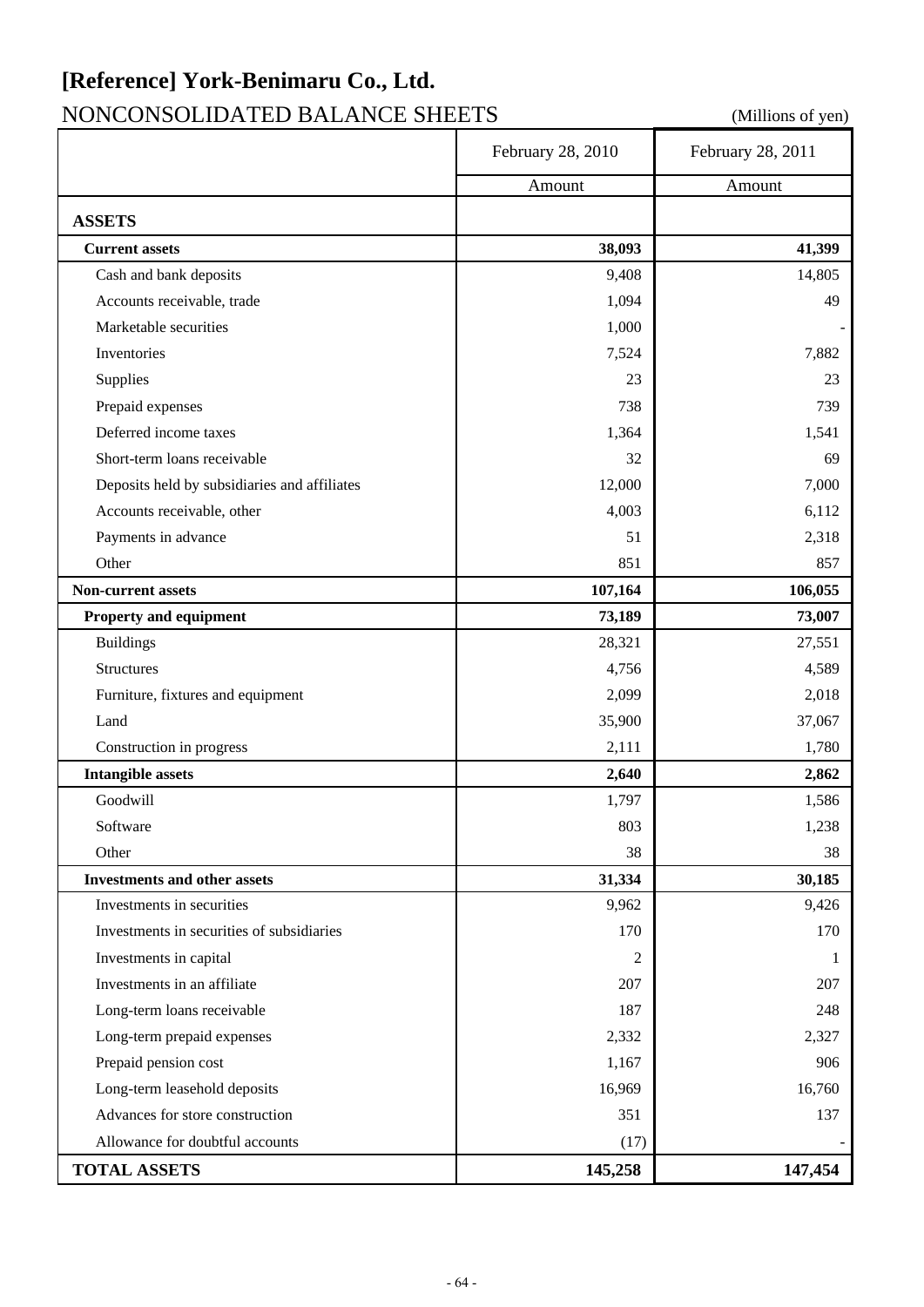# [Reference] York-Benimaru Co., Ltd.

## NONCONSOLIDATED BALANCE SHEETS

(Millions of yen)

| | February 28, 2010 | February 28, 2011 |
|---|---|---|
| | Amount | Amount |
| **ASSETS** | | |
| **Current assets** | **38,093** | **41,399** |
| Cash and bank deposits | 9,408 | 14,805 |
| Accounts receivable, trade | 1,094 | 49 |
| Marketable securities | 1,000 | - |
| Inventories | 7,524 | 7,882 |
| Supplies | 23 | 23 |
| Prepaid expenses | 738 | 739 |
| Deferred income taxes | 1,364 | 1,541 |
| Short-term loans receivable | 32 | 69 |
| Deposits held by subsidiaries and affiliates | 12,000 | 7,000 |
| Accounts receivable, other | 4,003 | 6,112 |
| Payments in advance | 51 | 2,318 |
| Other | 851 | 857 |
| **Non-current assets** | **107,164** | **106,055** |
| **Property and equipment** | **73,189** | **73,007** |
| Buildings | 28,321 | 27,551 |
| Structures | 4,756 | 4,589 |
| Furniture, fixtures and equipment | 2,099 | 2,018 |
| Land | 35,900 | 37,067 |
| Construction in progress | 2,111 | 1,780 |
| **Intangible assets** | **2,640** | **2,862** |
| Goodwill | 1,797 | 1,586 |
| Software | 803 | 1,238 |
| Other | 38 | 38 |
| **Investments and other assets** | **31,334** | **30,185** |
| Investments in securities | 9,962 | 9,426 |
| Investments in securities of subsidiaries | 170 | 170 |
| Investments in capital | 2 | 1 |
| Investments in an affiliate | 207 | 207 |
| Long-term loans receivable | 187 | 248 |
| Long-term prepaid expenses | 2,332 | 2,327 |
| Prepaid pension cost | 1,167 | 906 |
| Long-term leasehold deposits | 16,969 | 16,760 |
| Advances for store construction | 351 | 137 |
| Allowance for doubtful accounts | (17) | - |
| **TOTAL ASSETS** | **145,258** | **147,454** |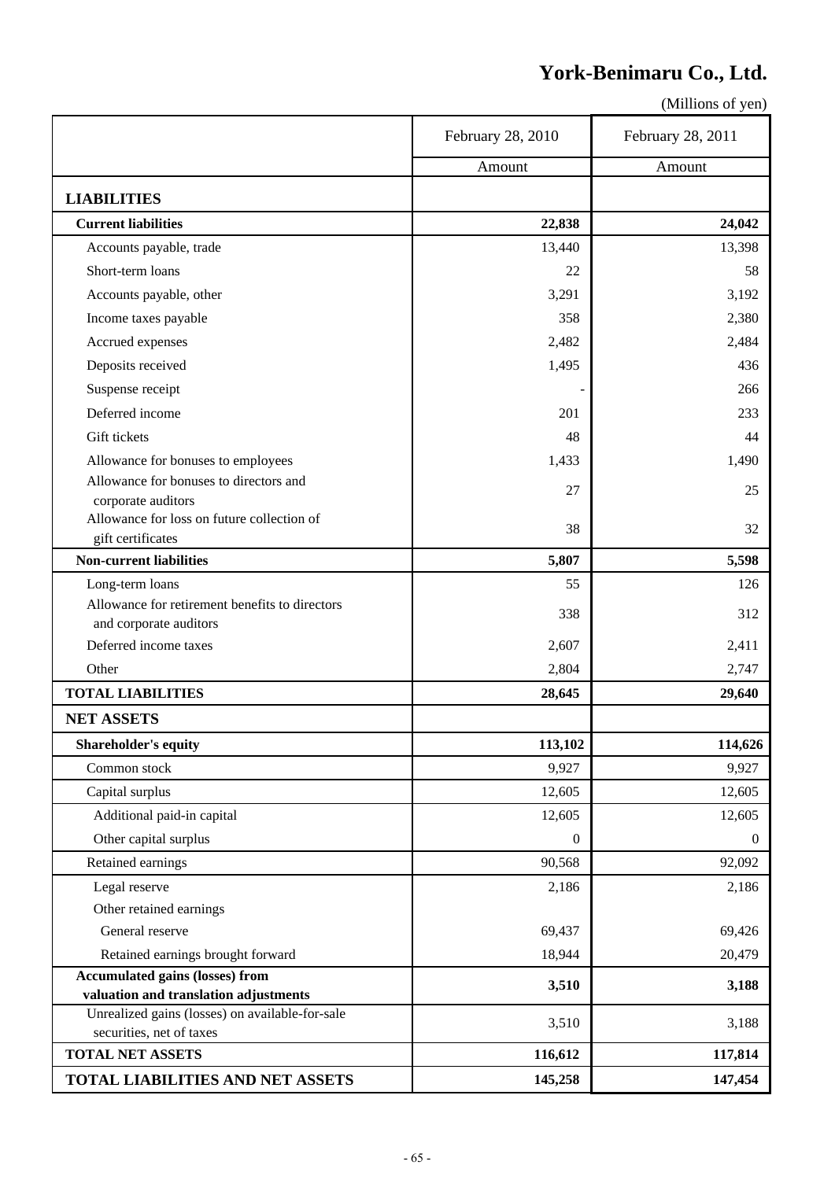# York-Benimaru Co., Ltd.

(Millions of yen)

| | February 28, 2010 | February 28, 2011 |
|---|---|---|
| | Amount | Amount |
| **LIABILITIES** | | |
| **Current liabilities** | **22,838** | **24,042** |
| Accounts payable, trade | 13,440 | 13,398 |
| Short-term loans | 22 | 58 |
| Accounts payable, other | 3,291 | 3,192 |
| Income taxes payable | 358 | 2,380 |
| Accrued expenses | 2,482 | 2,484 |
| Deposits received | 1,495 | 436 |
| Suspense receipt | - | 266 |
| Deferred income | 201 | 233 |
| Gift tickets | 48 | 44 |
| Allowance for bonuses to employees | 1,433 | 1,490 |
| Allowance for bonuses to directors and corporate auditors | 27 | 25 |
| Allowance for loss on future collection of gift certificates | 38 | 32 |
| **Non-current liabilities** | **5,807** | **5,598** |
| Long-term loans | 55 | 126 |
| Allowance for retirement benefits to directors and corporate auditors | 338 | 312 |
| Deferred income taxes | 2,607 | 2,411 |
| Other | 2,804 | 2,747 |
| **TOTAL LIABILITIES** | **28,645** | **29,640** |
| **NET ASSETS** | | |
| **Shareholder's equity** | **113,102** | **114,626** |
| Common stock | 9,927 | 9,927 |
| Capital surplus | 12,605 | 12,605 |
| Additional paid-in capital | 12,605 | 12,605 |
| Other capital surplus | 0 | 0 |
| Retained earnings | 90,568 | 92,092 |
| Legal reserve | 2,186 | 2,186 |
| Other retained earnings | | |
| General reserve | 69,437 | 69,426 |
| Retained earnings brought forward | 18,944 | 20,479 |
| **Accumulated gains (losses) from valuation and translation adjustments** | **3,510** | **3,188** |
| Unrealized gains (losses) on available-for-sale securities, net of taxes | 3,510 | 3,188 |
| **TOTAL NET ASSETS** | **116,612** | **117,814** |
| **TOTAL LIABILITIES AND NET ASSETS** | **145,258** | **147,454** |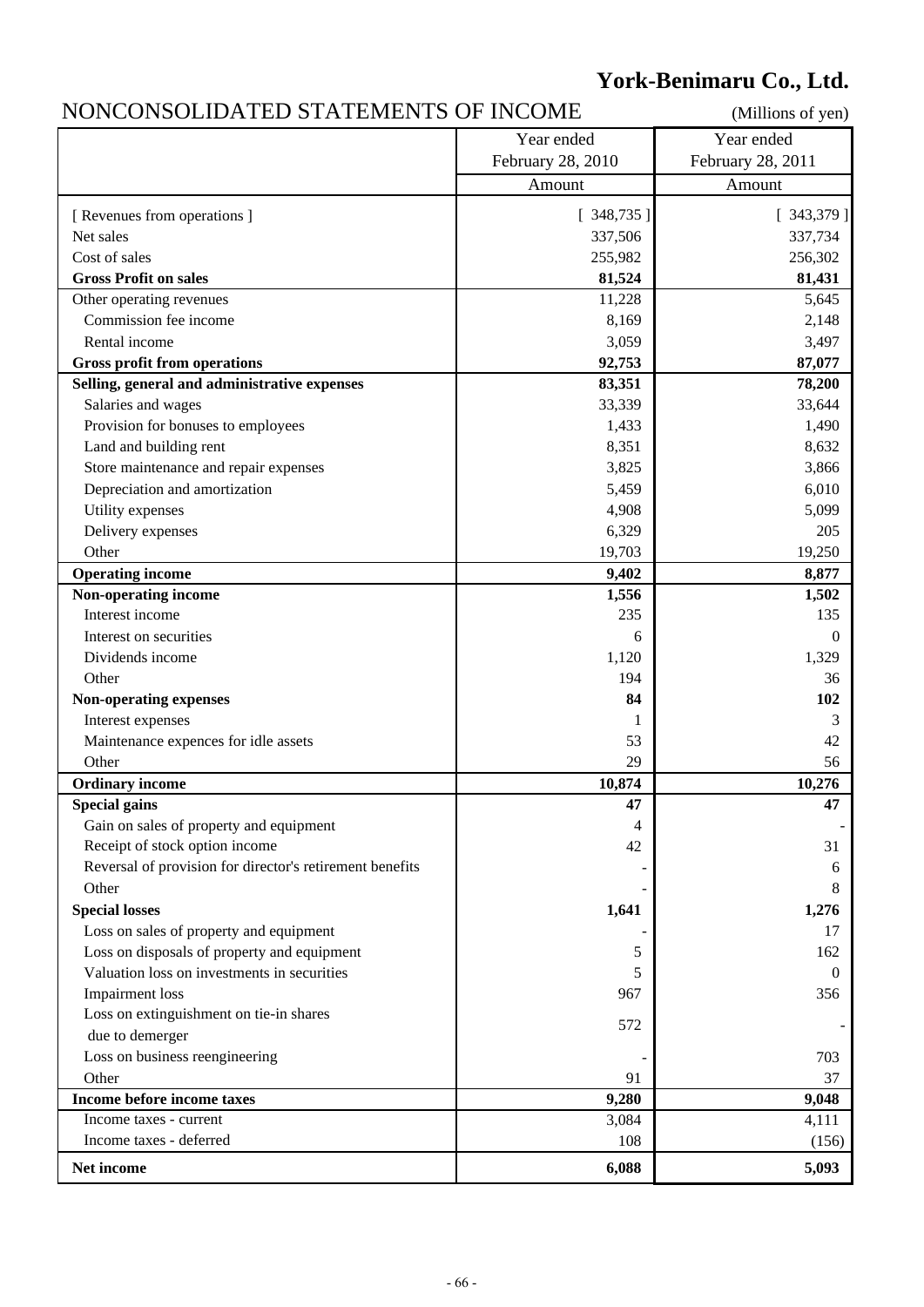# York-Benimaru Co., Ltd.

## NONCONSOLIDATED STATEMENTS OF INCOME

(Millions of yen)

| | Year ended February 28, 2010 | Year ended February 28, 2011 |
|---|---|---|
| | Amount | Amount |
| [ Revenues from operations ] | [ 348,735 ] | [ 343,379 ] |
| Net sales | 337,506 | 337,734 |
| Cost of sales | 255,982 | 256,302 |
| **Gross Profit on sales** | **81,524** | **81,431** |
| Other operating revenues | 11,228 | 5,645 |
| Commission fee income | 8,169 | 2,148 |
| Rental income | 3,059 | 3,497 |
| **Gross profit from operations** | **92,753** | **87,077** |
| **Selling, general and administrative expenses** | **83,351** | **78,200** |
| Salaries and wages | 33,339 | 33,644 |
| Provision for bonuses to employees | 1,433 | 1,490 |
| Land and building rent | 8,351 | 8,632 |
| Store maintenance and repair expenses | 3,825 | 3,866 |
| Depreciation and amortization | 5,459 | 6,010 |
| Utility expenses | 4,908 | 5,099 |
| Delivery expenses | 6,329 | 205 |
| Other | 19,703 | 19,250 |
| **Operating income** | **9,402** | **8,877** |
| **Non-operating income** | **1,556** | **1,502** |
| Interest income | 235 | 135 |
| Interest on securities | 6 | 0 |
| Dividends income | 1,120 | 1,329 |
| Other | 194 | 36 |
| **Non-operating expenses** | **84** | **102** |
| Interest expenses | 1 | 3 |
| Maintenance expences for idle assets | 53 | 42 |
| Other | 29 | 56 |
| **Ordinary income** | **10,874** | **10,276** |
| **Special gains** | **47** | **47** |
| Gain on sales of property and equipment | 4 | - |
| Receipt of stock option income | 42 | 31 |
| Reversal of provision for director's retirement benefits | - | 6 |
| Other | - | 8 |
| **Special losses** | **1,641** | **1,276** |
| Loss on sales of property and equipment | - | 17 |
| Loss on disposals of property and equipment | 5 | 162 |
| Valuation loss on investments in securities | 5 | 0 |
| Impairment loss | 967 | 356 |
| Loss on extinguishment on tie-in shares due to demerger | 572 | - |
| Loss on business reengineering | - | 703 |
| Other | 91 | 37 |
| **Income before income taxes** | **9,280** | **9,048** |
| Income taxes - current | 3,084 | 4,111 |
| Income taxes - deferred | 108 | (156) |
| **Net income** | **6,088** | **5,093** |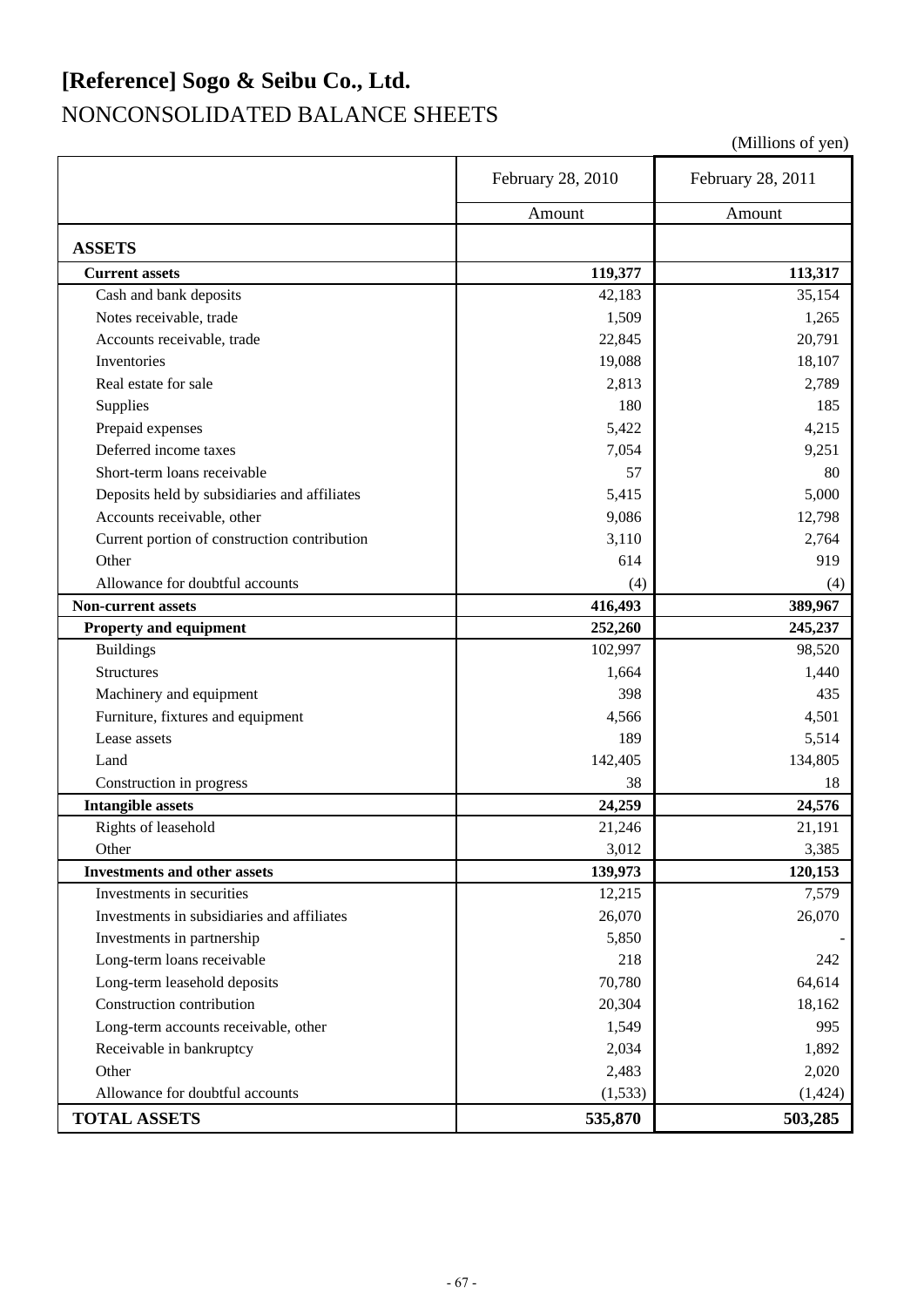# [Reference] Sogo & Seibu Co., Ltd.

## NONCONSOLIDATED BALANCE SHEETS

(Millions of yen)

| | February 28, 2010 | February 28, 2011 |
|---|---|---|
| | Amount | Amount |
| **ASSETS** | | |
| **Current assets** | **119,377** | **113,317** |
| Cash and bank deposits | 42,183 | 35,154 |
| Notes receivable, trade | 1,509 | 1,265 |
| Accounts receivable, trade | 22,845 | 20,791 |
| Inventories | 19,088 | 18,107 |
| Real estate for sale | 2,813 | 2,789 |
| Supplies | 180 | 185 |
| Prepaid expenses | 5,422 | 4,215 |
| Deferred income taxes | 7,054 | 9,251 |
| Short-term loans receivable | 57 | 80 |
| Deposits held by subsidiaries and affiliates | 5,415 | 5,000 |
| Accounts receivable, other | 9,086 | 12,798 |
| Current portion of construction contribution | 3,110 | 2,764 |
| Other | 614 | 919 |
| Allowance for doubtful accounts | (4) | (4) |
| **Non-current assets** | **416,493** | **389,967** |
| **Property and equipment** | **252,260** | **245,237** |
| Buildings | 102,997 | 98,520 |
| Structures | 1,664 | 1,440 |
| Machinery and equipment | 398 | 435 |
| Furniture, fixtures and equipment | 4,566 | 4,501 |
| Lease assets | 189 | 5,514 |
| Land | 142,405 | 134,805 |
| Construction in progress | 38 | 18 |
| **Intangible assets** | **24,259** | **24,576** |
| Rights of leasehold | 21,246 | 21,191 |
| Other | 3,012 | 3,385 |
| **Investments and other assets** | **139,973** | **120,153** |
| Investments in securities | 12,215 | 7,579 |
| Investments in subsidiaries and affiliates | 26,070 | 26,070 |
| Investments in partnership | 5,850 | - |
| Long-term loans receivable | 218 | 242 |
| Long-term leasehold deposits | 70,780 | 64,614 |
| Construction contribution | 20,304 | 18,162 |
| Long-term accounts receivable, other | 1,549 | 995 |
| Receivable in bankruptcy | 2,034 | 1,892 |
| Other | 2,483 | 2,020 |
| Allowance for doubtful accounts | (1,533) | (1,424) |
| **TOTAL ASSETS** | **535,870** | **503,285** |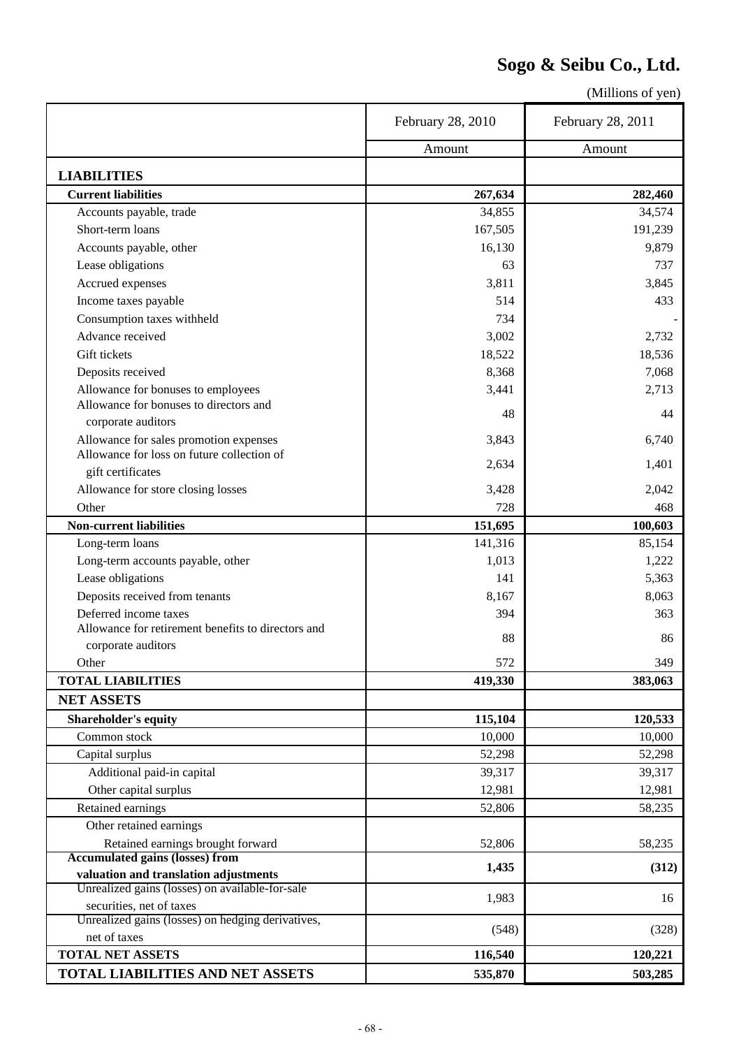# Sogo & Seibu Co., Ltd.

(Millions of yen)

| | February 28, 2010 | February 28, 2011 |
|---|---|---|
| | Amount | Amount |
| **LIABILITIES** | | |
| **Current liabilities** | **267,634** | **282,460** |
| Accounts payable, trade | 34,855 | 34,574 |
| Short-term loans | 167,505 | 191,239 |
| Accounts payable, other | 16,130 | 9,879 |
| Lease obligations | 63 | 737 |
| Accrued expenses | 3,811 | 3,845 |
| Income taxes payable | 514 | 433 |
| Consumption taxes withheld | 734 | - |
| Advance received | 3,002 | 2,732 |
| Gift tickets | 18,522 | 18,536 |
| Deposits received | 8,368 | 7,068 |
| Allowance for bonuses to employees | 3,441 | 2,713 |
| Allowance for bonuses to directors and corporate auditors | 48 | 44 |
| Allowance for sales promotion expenses | 3,843 | 6,740 |
| Allowance for loss on future collection of gift certificates | 2,634 | 1,401 |
| Allowance for store closing losses | 3,428 | 2,042 |
| Other | 728 | 468 |
| **Non-current liabilities** | **151,695** | **100,603** |
| Long-term loans | 141,316 | 85,154 |
| Long-term accounts payable, other | 1,013 | 1,222 |
| Lease obligations | 141 | 5,363 |
| Deposits received from tenants | 8,167 | 8,063 |
| Deferred income taxes | 394 | 363 |
| Allowance for retirement benefits to directors and corporate auditors | 88 | 86 |
| Other | 572 | 349 |
| **TOTAL LIABILITIES** | **419,330** | **383,063** |
| **NET ASSETS** | | |
| **Shareholder's equity** | **115,104** | **120,533** |
| Common stock | 10,000 | 10,000 |
| Capital surplus | 52,298 | 52,298 |
| Additional paid-in capital | 39,317 | 39,317 |
| Other capital surplus | 12,981 | 12,981 |
| Retained earnings | 52,806 | 58,235 |
| Other retained earnings | | |
| Retained earnings brought forward | 52,806 | 58,235 |
| **Accumulated gains (losses) from valuation and translation adjustments** | **1,435** | **(312)** |
| Unrealized gains (losses) on available-for-sale securities, net of taxes | 1,983 | 16 |
| Unrealized gains (losses) on hedging derivatives, net of taxes | (548) | (328) |
| **TOTAL NET ASSETS** | **116,540** | **120,221** |
| **TOTAL LIABILITIES AND NET ASSETS** | **535,870** | **503,285** |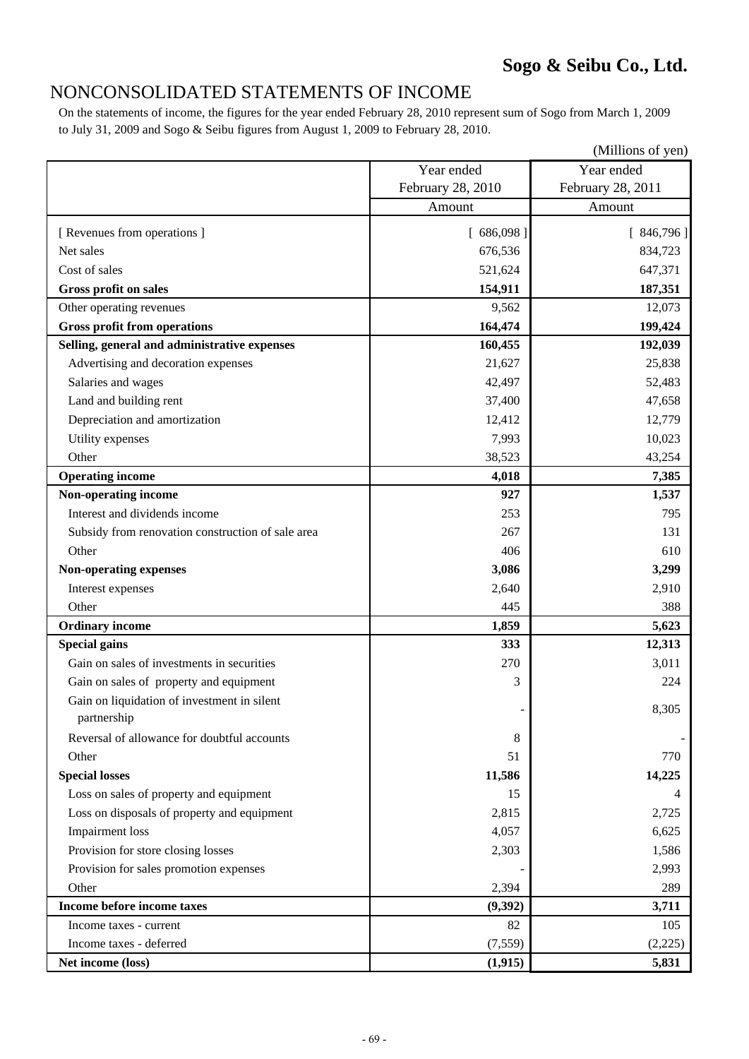**Sogo & Seibu Co., Ltd.**

# NONCONSOLIDATED STATEMENTS OF INCOME

On the statements of income, the figures for the year ended February 28, 2010 represent sum of Sogo from March 1, 2009 to July 31, 2009 and Sogo & Seibu figures from August 1, 2009 to February 28, 2010.

(Millions of yen)

| | Year ended February 28, 2010 | Year ended February 28, 2011 |
|---|---|---|
| | Amount | Amount |
| [ Revenues from operations ] | [ 686,098 ] | [ 846,796 ] |
| Net sales | 676,536 | 834,723 |
| Cost of sales | 521,624 | 647,371 |
| **Gross profit on sales** | **154,911** | **187,351** |
| Other operating revenues | 9,562 | 12,073 |
| **Gross profit from operations** | **164,474** | **199,424** |
| **Selling, general and administrative expenses** | **160,455** | **192,039** |
| Advertising and decoration expenses | 21,627 | 25,838 |
| Salaries and wages | 42,497 | 52,483 |
| Land and building rent | 37,400 | 47,658 |
| Depreciation and amortization | 12,412 | 12,779 |
| Utility expenses | 7,993 | 10,023 |
| Other | 38,523 | 43,254 |
| **Operating income** | **4,018** | **7,385** |
| **Non-operating income** | **927** | **1,537** |
| Interest and dividends income | 253 | 795 |
| Subsidy from renovation construction of sale area | 267 | 131 |
| Other | 406 | 610 |
| **Non-operating expenses** | **3,086** | **3,299** |
| Interest expenses | 2,640 | 2,910 |
| Other | 445 | 388 |
| **Ordinary income** | **1,859** | **5,623** |
| **Special gains** | **333** | **12,313** |
| Gain on sales of investments in securities | 270 | 3,011 |
| Gain on sales of property and equipment | 3 | 224 |
| Gain on liquidation of investment in silent partnership | - | 8,305 |
| Reversal of allowance for doubtful accounts | 8 | - |
| Other | 51 | 770 |
| **Special losses** | **11,586** | **14,225** |
| Loss on sales of property and equipment | 15 | 4 |
| Loss on disposals of property and equipment | 2,815 | 2,725 |
| Impairment loss | 4,057 | 6,625 |
| Provision for store closing losses | 2,303 | 1,586 |
| Provision for sales promotion expenses | - | 2,993 |
| Other | 2,394 | 289 |
| **Income before income taxes** | **(9,392)** | **3,711** |
| Income taxes - current | 82 | 105 |
| Income taxes - deferred | (7,559) | (2,225) |
| **Net income (loss)** | **(1,915)** | **5,831** |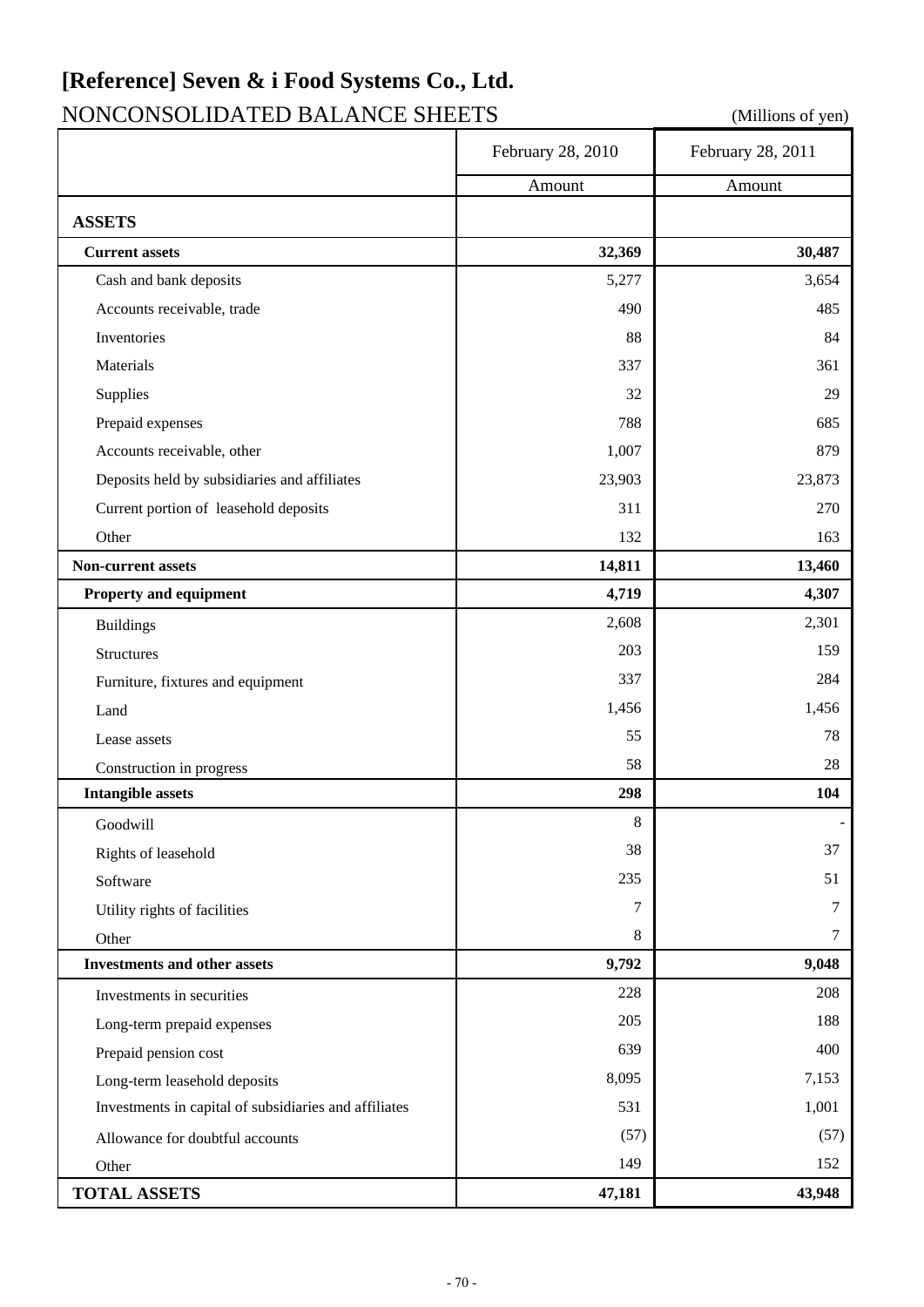# [Reference] Seven & i Food Systems Co., Ltd.

## NONCONSOLIDATED BALANCE SHEETS

(Millions of yen)

| | February 28, 2010 | February 28, 2011 |
|---|---|---|
| | Amount | Amount |
| **ASSETS** | | |
| **Current assets** | **32,369** | **30,487** |
| Cash and bank deposits | 5,277 | 3,654 |
| Accounts receivable, trade | 490 | 485 |
| Inventories | 88 | 84 |
| Materials | 337 | 361 |
| Supplies | 32 | 29 |
| Prepaid expenses | 788 | 685 |
| Accounts receivable, other | 1,007 | 879 |
| Deposits held by subsidiaries and affiliates | 23,903 | 23,873 |
| Current portion of leasehold deposits | 311 | 270 |
| Other | 132 | 163 |
| **Non-current assets** | **14,811** | **13,460** |
| **Property and equipment** | **4,719** | **4,307** |
| Buildings | 2,608 | 2,301 |
| Structures | 203 | 159 |
| Furniture, fixtures and equipment | 337 | 284 |
| Land | 1,456 | 1,456 |
| Lease assets | 55 | 78 |
| Construction in progress | 58 | 28 |
| **Intangible assets** | **298** | **104** |
| Goodwill | 8 | - |
| Rights of leasehold | 38 | 37 |
| Software | 235 | 51 |
| Utility rights of facilities | 7 | 7 |
| Other | 8 | 7 |
| **Investments and other assets** | **9,792** | **9,048** |
| Investments in securities | 228 | 208 |
| Long-term prepaid expenses | 205 | 188 |
| Prepaid pension cost | 639 | 400 |
| Long-term leasehold deposits | 8,095 | 7,153 |
| Investments in capital of subsidiaries and affiliates | 531 | 1,001 |
| Allowance for doubtful accounts | (57) | (57) |
| Other | 149 | 152 |
| **TOTAL ASSETS** | **47,181** | **43,948** |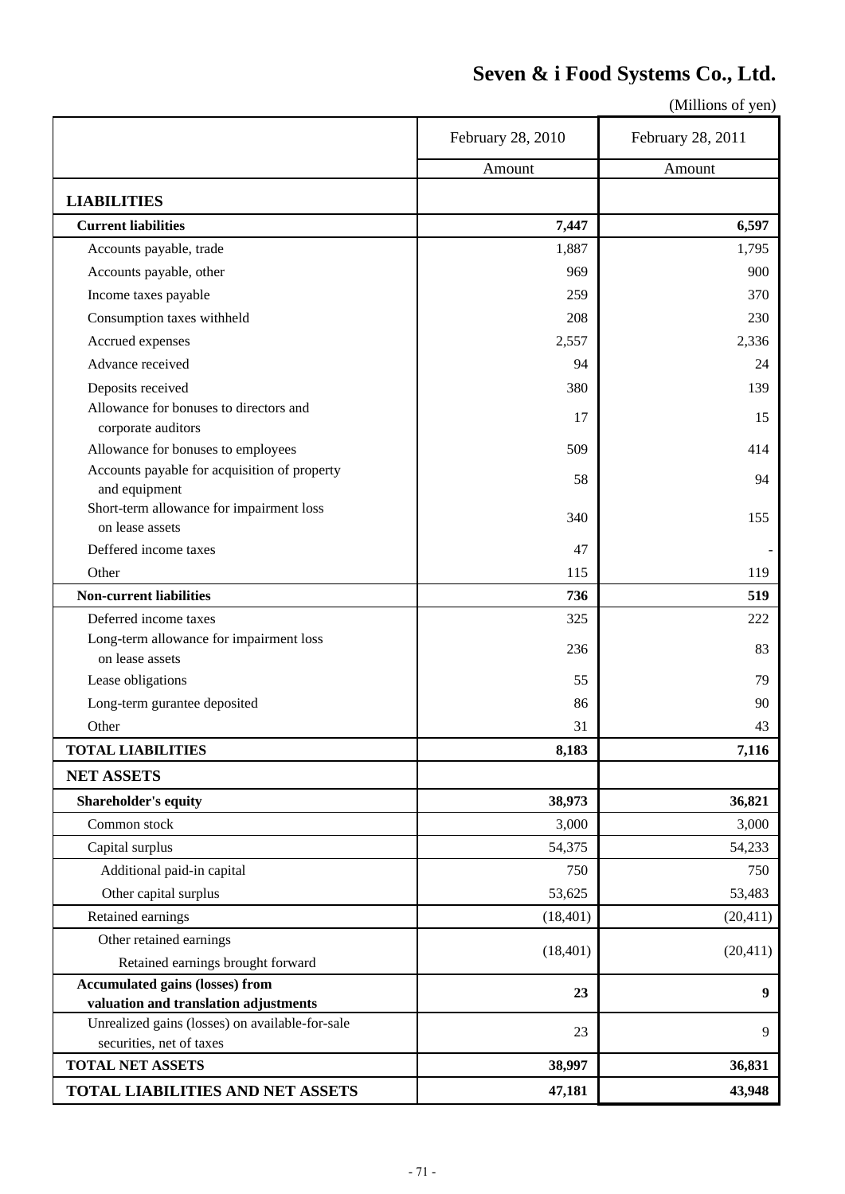# Seven & i Food Systems Co., Ltd.

(Millions of yen)

| | February 28, 2010 | February 28, 2011 |
|---|---|---|
| | Amount | Amount |
| **LIABILITIES** | | |
| **Current liabilities** | **7,447** | **6,597** |
| Accounts payable, trade | 1,887 | 1,795 |
| Accounts payable, other | 969 | 900 |
| Income taxes payable | 259 | 370 |
| Consumption taxes withheld | 208 | 230 |
| Accrued expenses | 2,557 | 2,336 |
| Advance received | 94 | 24 |
| Deposits received | 380 | 139 |
| Allowance for bonuses to directors and corporate auditors | 17 | 15 |
| Allowance for bonuses to employees | 509 | 414 |
| Accounts payable for acquisition of property and equipment | 58 | 94 |
| Short-term allowance for impairment loss on lease assets | 340 | 155 |
| Deffered income taxes | 47 | - |
| Other | 115 | 119 |
| **Non-current liabilities** | **736** | **519** |
| Deferred income taxes | 325 | 222 |
| Long-term allowance for impairment loss on lease assets | 236 | 83 |
| Lease obligations | 55 | 79 |
| Long-term gurantee deposited | 86 | 90 |
| Other | 31 | 43 |
| **TOTAL LIABILITIES** | **8,183** | **7,116** |
| **NET ASSETS** | | |
| **Shareholder's equity** | **38,973** | **36,821** |
| Common stock | 3,000 | 3,000 |
| Capital surplus | 54,375 | 54,233 |
| Additional paid-in capital | 750 | 750 |
| Other capital surplus | 53,625 | 53,483 |
| Retained earnings | (18,401) | (20,411) |
| Other retained earnings<br>Retained earnings brought forward | (18,401) | (20,411) |
| **Accumulated gains (losses) from valuation and translation adjustments** | **23** | **9** |
| Unrealized gains (losses) on available-for-sale securities, net of taxes | 23 | 9 |
| **TOTAL NET ASSETS** | **38,997** | **36,831** |
| **TOTAL LIABILITIES AND NET ASSETS** | **47,181** | **43,948** |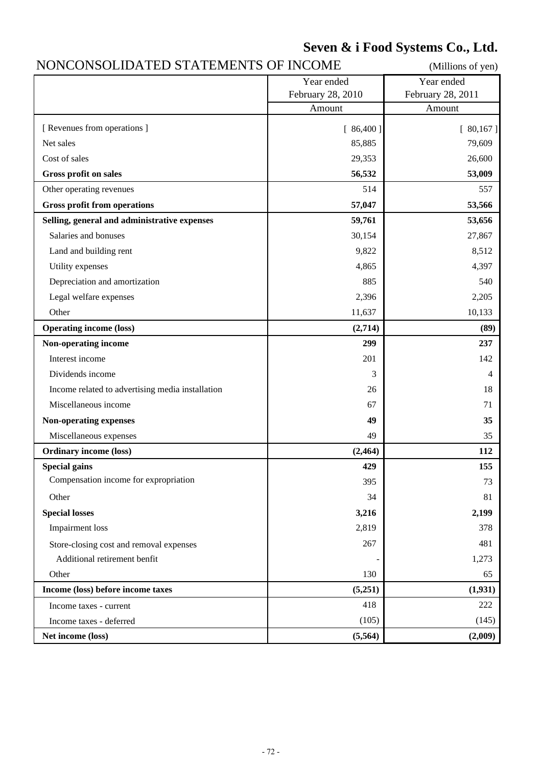**Seven & i Food Systems Co., Ltd.**

# NONCONSOLIDATED STATEMENTS OF INCOME

(Millions of yen)

| | Year ended February 28, 2010 | Year ended February 28, 2011 |
|---|---|---|
| | Amount | Amount |
| [ Revenues from operations ] | [ 86,400 ] | [ 80,167 ] |
| Net sales | 85,885 | 79,609 |
| Cost of sales | 29,353 | 26,600 |
| **Gross profit on sales** | **56,532** | **53,009** |
| Other operating revenues | 514 | 557 |
| **Gross profit from operations** | **57,047** | **53,566** |
| **Selling, general and administrative expenses** | **59,761** | **53,656** |
| Salaries and bonuses | 30,154 | 27,867 |
| Land and building rent | 9,822 | 8,512 |
| Utility expenses | 4,865 | 4,397 |
| Depreciation and amortization | 885 | 540 |
| Legal welfare expenses | 2,396 | 2,205 |
| Other | 11,637 | 10,133 |
| **Operating income (loss)** | **(2,714)** | **(89)** |
| **Non-operating income** | **299** | **237** |
| Interest income | 201 | 142 |
| Dividends income | 3 | 4 |
| Income related to advertising media installation | 26 | 18 |
| Miscellaneous income | 67 | 71 |
| **Non-operating expenses** | **49** | **35** |
| Miscellaneous expenses | 49 | 35 |
| **Ordinary income (loss)** | **(2,464)** | **112** |
| **Special gains** | **429** | **155** |
| Compensation income for expropriation | 395 | 73 |
| Other | 34 | 81 |
| **Special losses** | **3,216** | **2,199** |
| Impairment loss | 2,819 | 378 |
| Store-closing cost and removal expenses | 267 | 481 |
| Additional retirement benfit | - | 1,273 |
| Other | 130 | 65 |
| **Income (loss) before income taxes** | **(5,251)** | **(1,931)** |
| Income taxes - current | 418 | 222 |
| Income taxes - deferred | (105) | (145) |
| **Net income (loss)** | **(5,564)** | **(2,009)** |